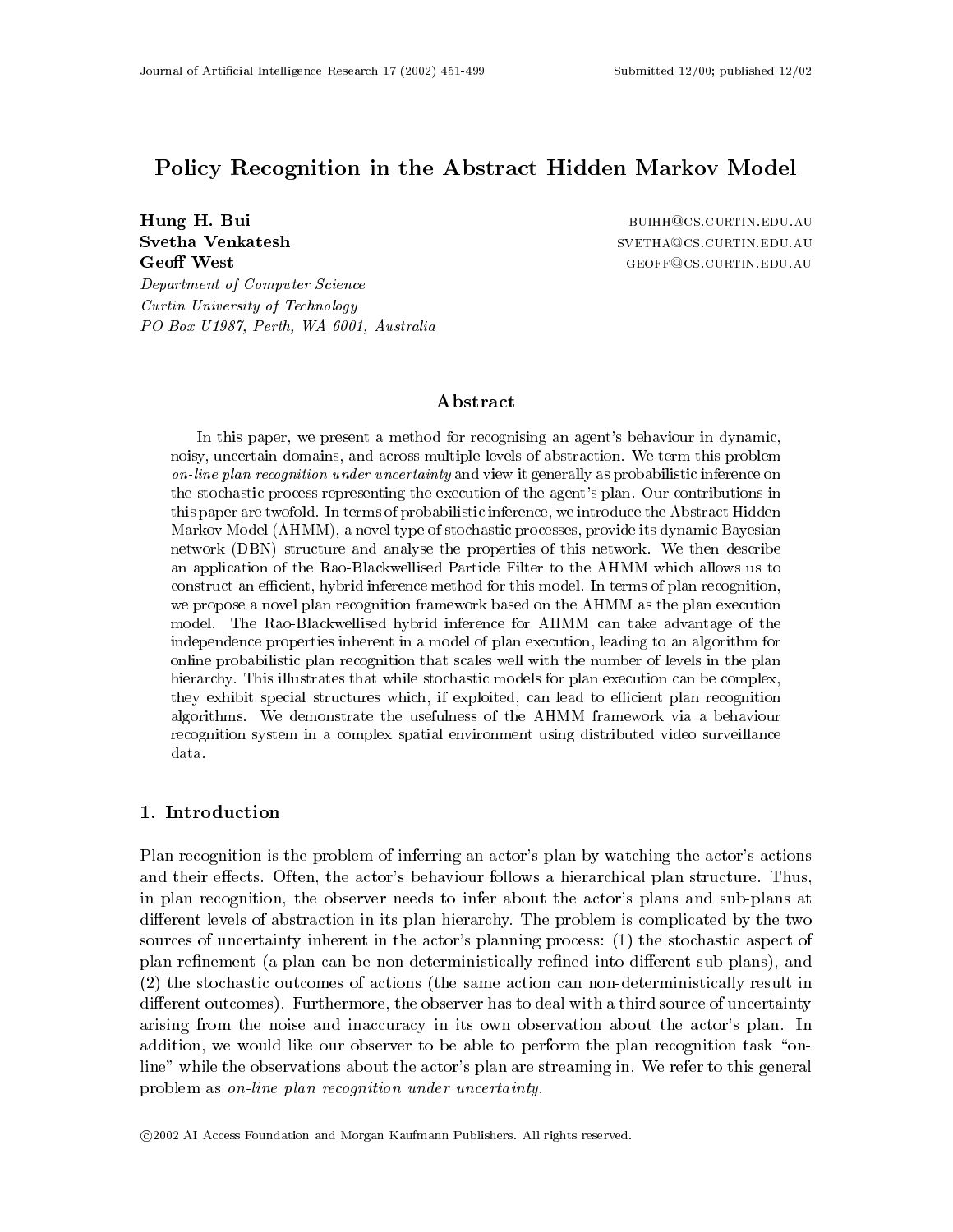# Policy Recognition in the Abstract Hidden Markov Model

**Hung H. Bui** BUIHH@CS.CURTIN.EDU.AU
**Svetha Venkatesh** SVETHA@CS.CURTIN.EDU.AU
**Geoff West** GEOFF@CS.CURTIN.EDU.AU

*Department of Computer Science*
*Curtin University of Technology*
*PO Box U1987, Perth, WA 6001, Australia*

## Abstract

In this paper, we present a method for recognising an agent's behaviour in dynamic, noisy, uncertain domains, and across multiple levels of abstraction. We term this problem *on-line plan recognition under uncertainty* and view it generally as probabilistic inference on the stochastic process representing the execution of the agent's plan. Our contributions in this paper are twofold. In terms of probabilistic inference, we introduce the Abstract Hidden Markov Model (AHMM), a novel type of stochastic processes, provide its dynamic Bayesian network (DBN) structure and analyse the properties of this network. We then describe an application of the Rao-Blackwellised Particle Filter to the AHMM which allows us to construct an efficient, hybrid inference method for this model. In terms of plan recognition, we propose a novel plan recognition framework based on the AHMM as the plan execution model. The Rao-Blackwellised hybrid inference for AHMM can take advantage of the independence properties inherent in a model of plan execution, leading to an algorithm for online probabilistic plan recognition that scales well with the number of levels in the plan hierarchy. This illustrates that while stochastic models for plan execution can be complex, they exhibit special structures which, if exploited, can lead to efficient plan recognition algorithms. We demonstrate the usefulness of the AHMM framework via a behaviour recognition system in a complex spatial environment using distributed video surveillance data.

## 1. Introduction

Plan recognition is the problem of inferring an actor's plan by watching the actor's actions and their effects. Often, the actor's behaviour follows a hierarchical plan structure. Thus, in plan recognition, the observer needs to infer about the actor's plans and sub-plans at different levels of abstraction in its plan hierarchy. The problem is complicated by the two sources of uncertainty inherent in the actor's planning process: (1) the stochastic aspect of plan refinement (a plan can be non-deterministically refined into different sub-plans), and (2) the stochastic outcomes of actions (the same action can non-deterministically result in different outcomes). Furthermore, the observer has to deal with a third source of uncertainty arising from the noise and inaccuracy in its own observation about the actor's plan. In addition, we would like our observer to be able to perform the plan recognition task "on-line" while the observations about the actor's plan are streaming in. We refer to this general problem as *on-line plan recognition under uncertainty*.

©2002 AI Access Foundation and Morgan Kaufmann Publishers. All rights reserved.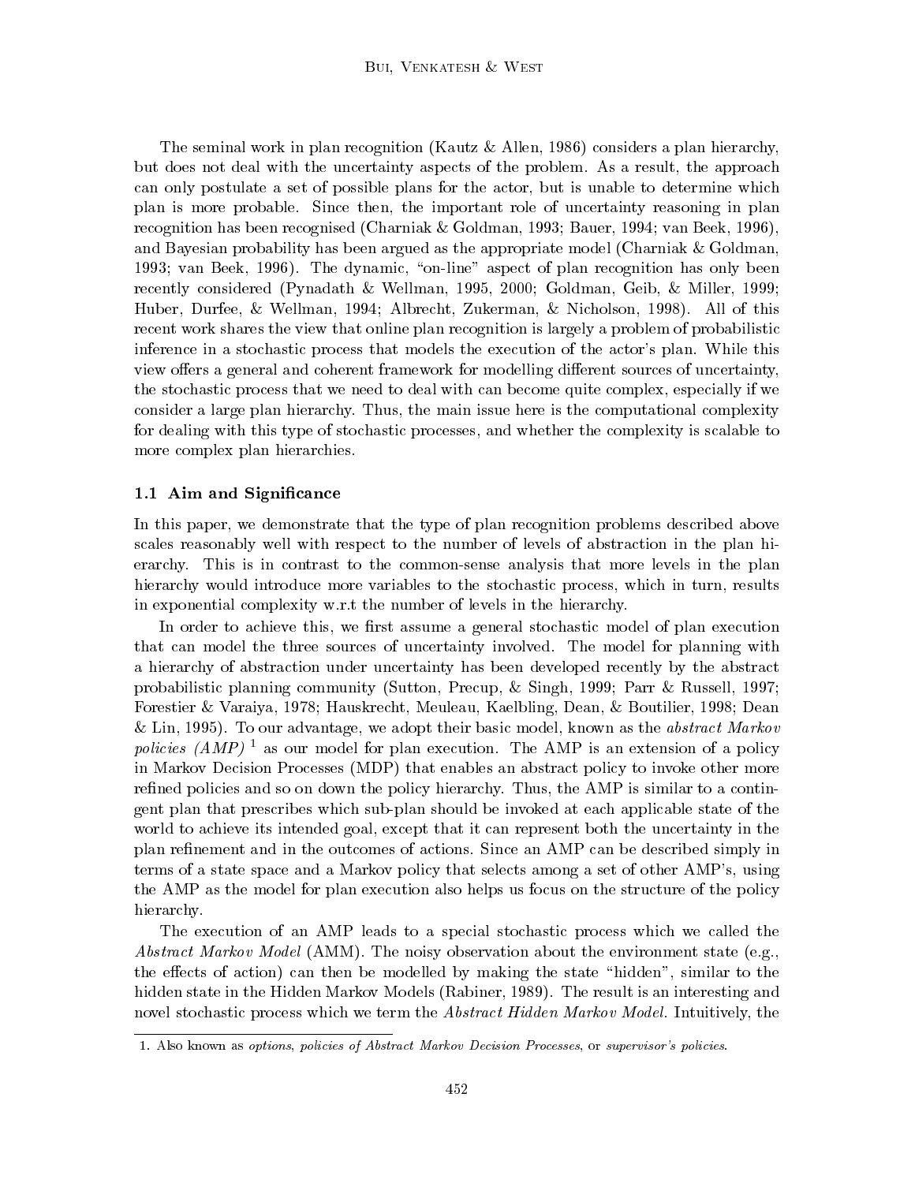The seminal work in plan recognition (Kautz & Allen, 1986) considers a plan hierarchy, but does not deal with the uncertainty aspects of the problem. As a result, the approach can only postulate a set of possible plans for the actor, but is unable to determine which plan is more probable. Since then, the important role of uncertainty reasoning in plan recognition has been recognised (Charniak & Goldman, 1993; Bauer, 1994; van Beek, 1996), and Bayesian probability has been argued as the appropriate model (Charniak & Goldman, 1993; van Beek, 1996). The dynamic, "on-line" aspect of plan recognition has only been recently considered (Pynadath & Wellman, 1995, 2000; Goldman, Geib, & Miller, 1999; Huber, Durfee, & Wellman, 1994; Albrecht, Zukerman, & Nicholson, 1998). All of this recent work shares the view that online plan recognition is largely a problem of probabilistic inference in a stochastic process that models the execution of the actor's plan. While this view offers a general and coherent framework for modelling different sources of uncertainty, the stochastic process that we need to deal with can become quite complex, especially if we consider a large plan hierarchy. Thus, the main issue here is the computational complexity for dealing with this type of stochastic processes, and whether the complexity is scalable to more complex plan hierarchies.

### 1.1 Aim and Significance

In this paper, we demonstrate that the type of plan recognition problems described above scales reasonably well with respect to the number of levels of abstraction in the plan hierarchy. This is in contrast to the common-sense analysis that more levels in the plan hierarchy would introduce more variables to the stochastic process, which in turn, results in exponential complexity w.r.t the number of levels in the hierarchy.

In order to achieve this, we first assume a general stochastic model of plan execution that can model the three sources of uncertainty involved. The model for planning with a hierarchy of abstraction under uncertainty has been developed recently by the abstract probabilistic planning community (Sutton, Precup, & Singh, 1999; Parr & Russell, 1997; Forestier & Varaiya, 1978; Hauskrecht, Meuleau, Kaelbling, Dean, & Boutilier, 1998; Dean & Lin, 1995). To our advantage, we adopt their basic model, known as the *abstract Markov policies (AMP)* [1] as our model for plan execution. The AMP is an extension of a policy in Markov Decision Processes (MDP) that enables an abstract policy to invoke other more refined policies and so on down the policy hierarchy. Thus, the AMP is similar to a contingent plan that prescribes which sub-plan should be invoked at each applicable state of the world to achieve its intended goal, except that it can represent both the uncertainty in the plan refinement and in the outcomes of actions. Since an AMP can be described simply in terms of a state space and a Markov policy that selects among a set of other AMP's, using the AMP as the model for plan execution also helps us focus on the structure of the policy hierarchy.

The execution of an AMP leads to a special stochastic process which we called the *Abstract Markov Model* (AMM). The noisy observation about the environment state (e.g., the effects of action) can then be modelled by making the state "hidden", similar to the hidden state in the Hidden Markov Models (Rabiner, 1989). The result is an interesting and novel stochastic process which we term the *Abstract Hidden Markov Model*. Intuitively, the

1. Also known as *options*, *policies of Abstract Markov Decision Processes*, or *supervisor's policies*.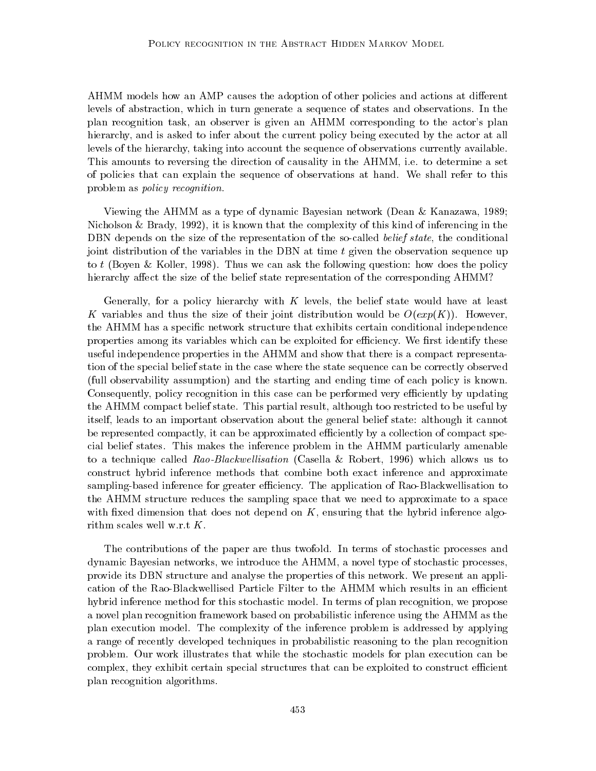AHMM models how an AMP causes the adoption of other policies and actions at different levels of abstraction, which in turn generate a sequence of states and observations. In the plan recognition task, an observer is given an AHMM corresponding to the actor's plan hierarchy, and is asked to infer about the current policy being executed by the actor at all levels of the hierarchy, taking into account the sequence of observations currently available. This amounts to reversing the direction of causality in the AHMM, i.e. to determine a set of policies that can explain the sequence of observations at hand. We shall refer to this problem as *policy recognition*.

Viewing the AHMM as a type of dynamic Bayesian network (Dean & Kanazawa, 1989; Nicholson & Brady, 1992), it is known that the complexity of this kind of inferencing in the DBN depends on the size of the representation of the so-called *belief state*, the conditional joint distribution of the variables in the DBN at time $t$ given the observation sequence up to $t$ (Boyen & Koller, 1998). Thus we can ask the following question: how does the policy hierarchy affect the size of the belief state representation of the corresponding AHMM?

Generally, for a policy hierarchy with $K$ levels, the belief state would have at least $K$ variables and thus the size of their joint distribution would be $O(exp(K))$. However, the AHMM has a specific network structure that exhibits certain conditional independence properties among its variables which can be exploited for efficiency. We first identify these useful independence properties in the AHMM and show that there is a compact representation of the special belief state in the case where the state sequence can be correctly observed (full observability assumption) and the starting and ending time of each policy is known. Consequently, policy recognition in this case can be performed very efficiently by updating the AHMM compact belief state. This partial result, although too restricted to be useful by itself, leads to an important observation about the general belief state: although it cannot be represented compactly, it can be approximated efficiently by a collection of compact special belief states. This makes the inference problem in the AHMM particularly amenable to a technique called *Rao-Blackwellisation* (Casella & Robert, 1996) which allows us to construct hybrid inference methods that combine both exact inference and approximate sampling-based inference for greater efficiency. The application of Rao-Blackwellisation to the AHMM structure reduces the sampling space that we need to approximate to a space with fixed dimension that does not depend on $K$, ensuring that the hybrid inference algorithm scales well w.r.t $K$.

The contributions of the paper are thus twofold. In terms of stochastic processes and dynamic Bayesian networks, we introduce the AHMM, a novel type of stochastic processes, provide its DBN structure and analyse the properties of this network. We present an application of the Rao-Blackwellised Particle Filter to the AHMM which results in an efficient hybrid inference method for this stochastic model. In terms of plan recognition, we propose a novel plan recognition framework based on probabilistic inference using the AHMM as the plan execution model. The complexity of the inference problem is addressed by applying a range of recently developed techniques in probabilistic reasoning to the plan recognition problem. Our work illustrates that while the stochastic models for plan execution can be complex, they exhibit certain special structures that can be exploited to construct efficient plan recognition algorithms.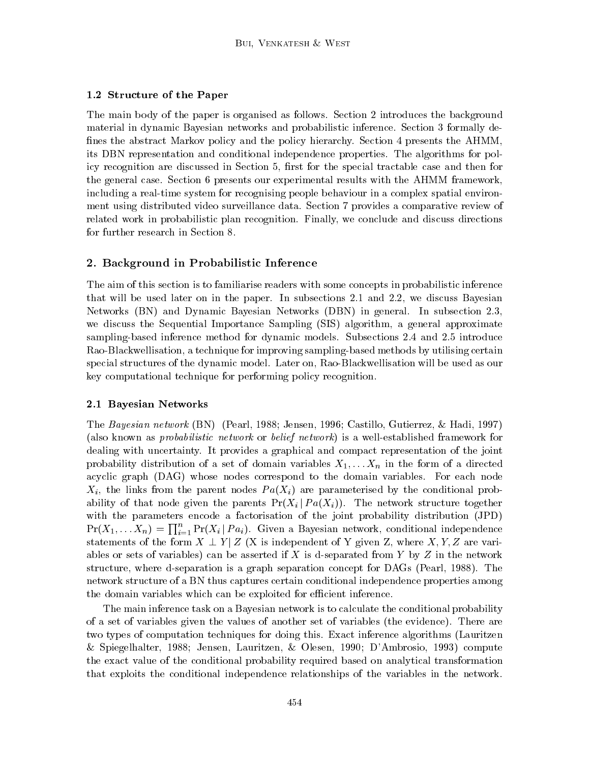### 1.2 Structure of the Paper

The main body of the paper is organised as follows. Section 2 introduces the background material in dynamic Bayesian networks and probabilistic inference. Section 3 formally defines the abstract Markov policy and the policy hierarchy. Section 4 presents the AHMM, its DBN representation and conditional independence properties. The algorithms for policy recognition are discussed in Section 5, first for the special tractable case and then for the general case. Section 6 presents our experimental results with the AHMM framework, including a real-time system for recognising people behaviour in a complex spatial environment using distributed video surveillance data. Section 7 provides a comparative review of related work in probabilistic plan recognition. Finally, we conclude and discuss directions for further research in Section 8.

## 2. Background in Probabilistic Inference

The aim of this section is to familiarise readers with some concepts in probabilistic inference that will be used later on in the paper. In subsections 2.1 and 2.2, we discuss Bayesian Networks (BN) and Dynamic Bayesian Networks (DBN) in general. In subsection 2.3, we discuss the Sequential Importance Sampling (SIS) algorithm, a general approximate sampling-based inference method for dynamic models. Subsections 2.4 and 2.5 introduce Rao-Blackwellisation, a technique for improving sampling-based methods by utilising certain special structures of the dynamic model. Later on, Rao-Blackwellisation will be used as our key computational technique for performing policy recognition.

### 2.1 Bayesian Networks

The *Bayesian network* (BN) (Pearl, 1988; Jensen, 1996; Castillo, Gutierrez, & Hadi, 1997) (also known as *probabilistic network* or *belief network*) is a well-established framework for dealing with uncertainty. It provides a graphical and compact representation of the joint probability distribution of a set of domain variables $X_1, \dots X_n$ in the form of a directed acyclic graph (DAG) whose nodes correspond to the domain variables. For each node $X_i$, the links from the parent nodes $Pa(X_i)$ are parameterised by the conditional probability of that node given the parents $\Pr(X_i \,|\, Pa(X_i))$. The network structure together with the parameters encode a factorisation of the joint probability distribution (JPD) $\Pr(X_1, \dots X_n) = \prod_{i=1}^{n} \Pr(X_i \,|\, Pa_i)$. Given a Bayesian network, conditional independence statements of the form $X \perp Y | \, Z$ (X is independent of Y given Z, where $X, Y, Z$ are variables or sets of variables) can be asserted if $X$ is d-separated from $Y$ by $Z$ in the network structure, where d-separation is a graph separation concept for DAGs (Pearl, 1988). The network structure of a BN thus captures certain conditional independence properties among the domain variables which can be exploited for efficient inference.

The main inference task on a Bayesian network is to calculate the conditional probability of a set of variables given the values of another set of variables (the evidence). There are two types of computation techniques for doing this. Exact inference algorithms (Lauritzen & Spiegelhalter, 1988; Jensen, Lauritzen, & Olesen, 1990; D'Ambrosio, 1993) compute the exact value of the conditional probability required based on analytical transformation that exploits the conditional independence relationships of the variables in the network.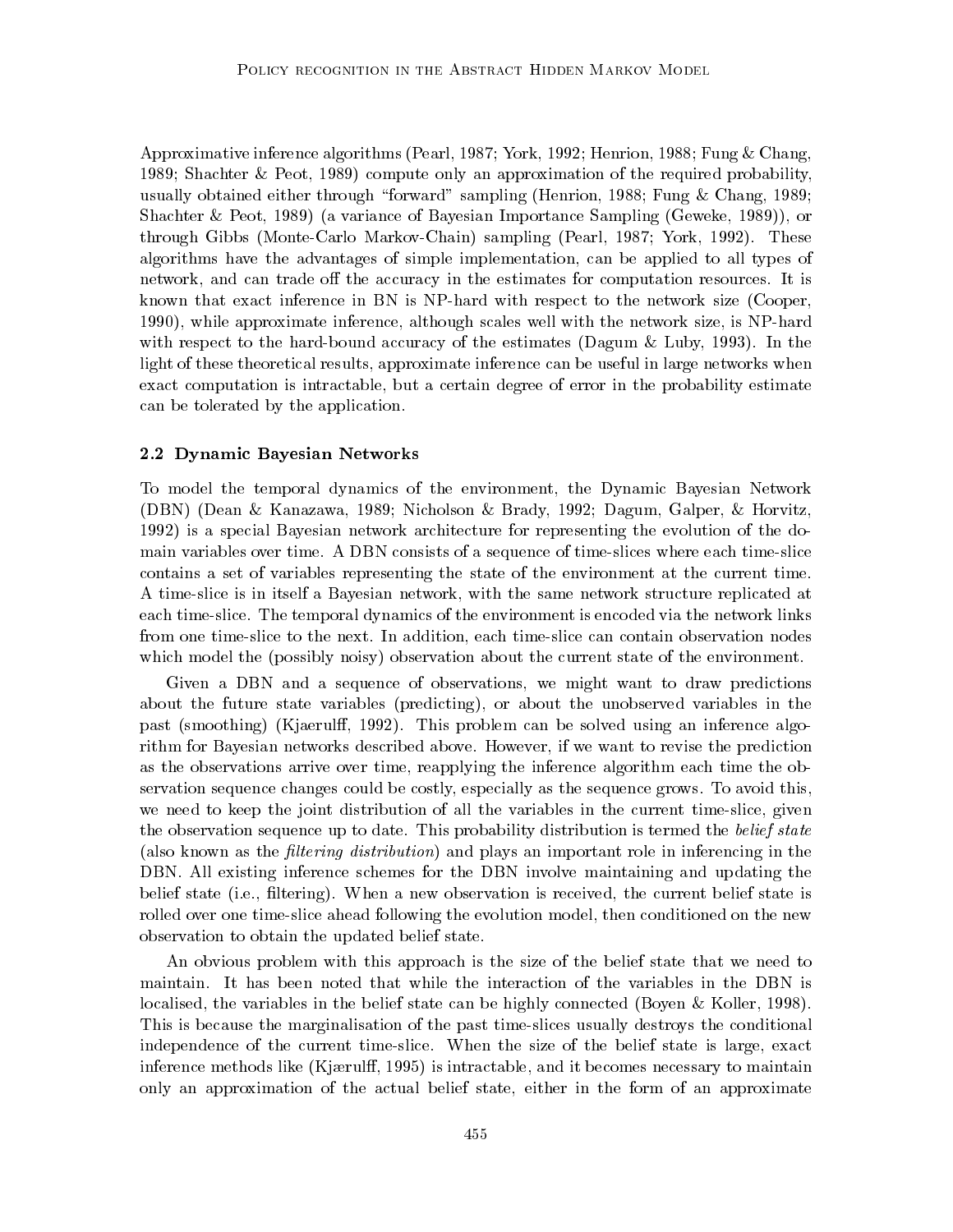Approximative inference algorithms (Pearl, 1987; York, 1992; Henrion, 1988; Fung & Chang, 1989; Shachter & Peot, 1989) compute only an approximation of the required probability, usually obtained either through "forward" sampling (Henrion, 1988; Fung & Chang, 1989; Shachter & Peot, 1989) (a variance of Bayesian Importance Sampling (Geweke, 1989)), or through Gibbs (Monte-Carlo Markov-Chain) sampling (Pearl, 1987; York, 1992). These algorithms have the advantages of simple implementation, can be applied to all types of network, and can trade off the accuracy in the estimates for computation resources. It is known that exact inference in BN is NP-hard with respect to the network size (Cooper, 1990), while approximate inference, although scales well with the network size, is NP-hard with respect to the hard-bound accuracy of the estimates (Dagum & Luby, 1993). In the light of these theoretical results, approximate inference can be useful in large networks when exact computation is intractable, but a certain degree of error in the probability estimate can be tolerated by the application.

### 2.2 Dynamic Bayesian Networks

To model the temporal dynamics of the environment, the Dynamic Bayesian Network (DBN) (Dean & Kanazawa, 1989; Nicholson & Brady, 1992; Dagum, Galper, & Horvitz, 1992) is a special Bayesian network architecture for representing the evolution of the domain variables over time. A DBN consists of a sequence of time-slices where each time-slice contains a set of variables representing the state of the environment at the current time. A time-slice is in itself a Bayesian network, with the same network structure replicated at each time-slice. The temporal dynamics of the environment is encoded via the network links from one time-slice to the next. In addition, each time-slice can contain observation nodes which model the (possibly noisy) observation about the current state of the environment.

Given a DBN and a sequence of observations, we might want to draw predictions about the future state variables (predicting), or about the unobserved variables in the past (smoothing) (Kjaerulff, 1992). This problem can be solved using an inference algorithm for Bayesian networks described above. However, if we want to revise the prediction as the observations arrive over time, reapplying the inference algorithm each time the observation sequence changes could be costly, especially as the sequence grows. To avoid this, we need to keep the joint distribution of all the variables in the current time-slice, given the observation sequence up to date. This probability distribution is termed the *belief state* (also known as the *filtering distribution*) and plays an important role in inferencing in the DBN. All existing inference schemes for the DBN involve maintaining and updating the belief state (i.e., filtering). When a new observation is received, the current belief state is rolled over one time-slice ahead following the evolution model, then conditioned on the new observation to obtain the updated belief state.

An obvious problem with this approach is the size of the belief state that we need to maintain. It has been noted that while the interaction of the variables in the DBN is localised, the variables in the belief state can be highly connected (Boyen & Koller, 1998). This is because the marginalisation of the past time-slices usually destroys the conditional independence of the current time-slice. When the size of the belief state is large, exact inference methods like (Kjærulff, 1995) is intractable, and it becomes necessary to maintain only an approximation of the actual belief state, either in the form of an approximate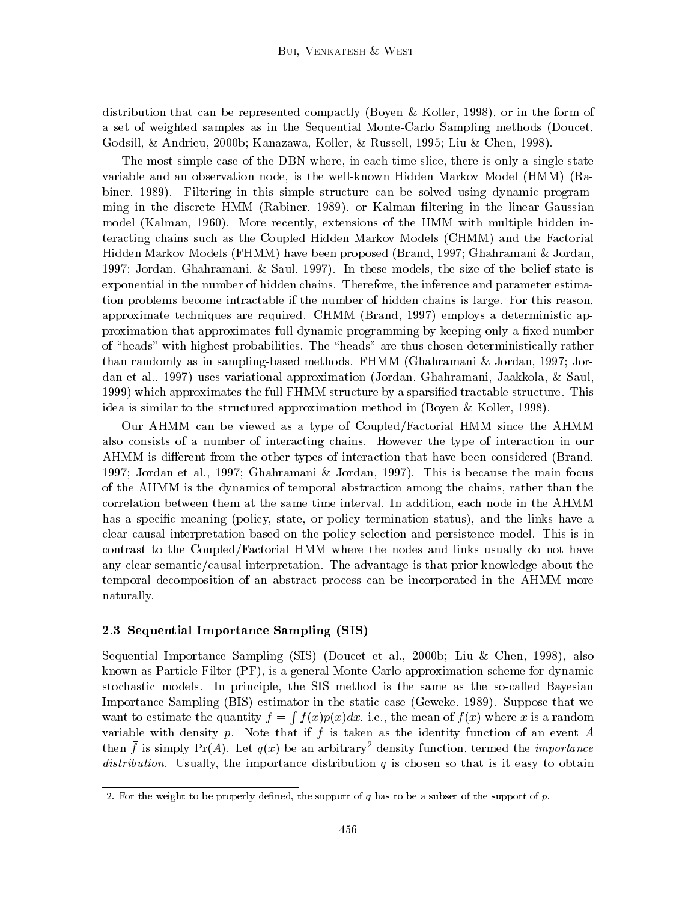distribution that can be represented compactly (Boyen & Koller, 1998), or in the form of a set of weighted samples as in the Sequential Monte-Carlo Sampling methods (Doucet, Godsill, & Andrieu, 2000b; Kanazawa, Koller, & Russell, 1995; Liu & Chen, 1998).

The most simple case of the DBN where, in each time-slice, there is only a single state variable and an observation node, is the well-known Hidden Markov Model (HMM) (Rabiner, 1989). Filtering in this simple structure can be solved using dynamic programming in the discrete HMM (Rabiner, 1989), or Kalman filtering in the linear Gaussian model (Kalman, 1960). More recently, extensions of the HMM with multiple hidden interacting chains such as the Coupled Hidden Markov Models (CHMM) and the Factorial Hidden Markov Models (FHMM) have been proposed (Brand, 1997; Ghahramani & Jordan, 1997; Jordan, Ghahramani, & Saul, 1997). In these models, the size of the belief state is exponential in the number of hidden chains. Therefore, the inference and parameter estimation problems become intractable if the number of hidden chains is large. For this reason, approximate techniques are required. CHMM (Brand, 1997) employs a deterministic approximation that approximates full dynamic programming by keeping only a fixed number of "heads" with highest probabilities. The "heads" are thus chosen deterministically rather than randomly as in sampling-based methods. FHMM (Ghahramani & Jordan, 1997; Jordan et al., 1997) uses variational approximation (Jordan, Ghahramani, Jaakkola, & Saul, 1999) which approximates the full FHMM structure by a sparsified tractable structure. This idea is similar to the structured approximation method in (Boyen & Koller, 1998).

Our AHMM can be viewed as a type of Coupled/Factorial HMM since the AHMM also consists of a number of interacting chains. However the type of interaction in our AHMM is different from the other types of interaction that have been considered (Brand, 1997; Jordan et al., 1997; Ghahramani & Jordan, 1997). This is because the main focus of the AHMM is the dynamics of temporal abstraction among the chains, rather than the correlation between them at the same time interval. In addition, each node in the AHMM has a specific meaning (policy, state, or policy termination status), and the links have a clear causal interpretation based on the policy selection and persistence model. This is in contrast to the Coupled/Factorial HMM where the nodes and links usually do not have any clear semantic/causal interpretation. The advantage is that prior knowledge about the temporal decomposition of an abstract process can be incorporated in the AHMM more naturally.

### 2.3 Sequential Importance Sampling (SIS)

Sequential Importance Sampling (SIS) (Doucet et al., 2000b; Liu & Chen, 1998), also known as Particle Filter (PF), is a general Monte-Carlo approximation scheme for dynamic stochastic models. In principle, the SIS method is the same as the so-called Bayesian Importance Sampling (BIS) estimator in the static case (Geweke, 1989). Suppose that we want to estimate the quantity $\bar{f} = \int f(x)p(x)dx$, i.e., the mean of $f(x)$ where $x$ is a random variable with density $p$. Note that if $f$ is taken as the identity function of an event $A$ then $\bar{f}$ is simply $\Pr(A)$. Let $q(x)$ be an arbitrary[2] density function, termed the *importance distribution*. Usually, the importance distribution $q$ is chosen so that is it easy to obtain

2. For the weight to be properly defined, the support of $q$ has to be a subset of the support of $p$.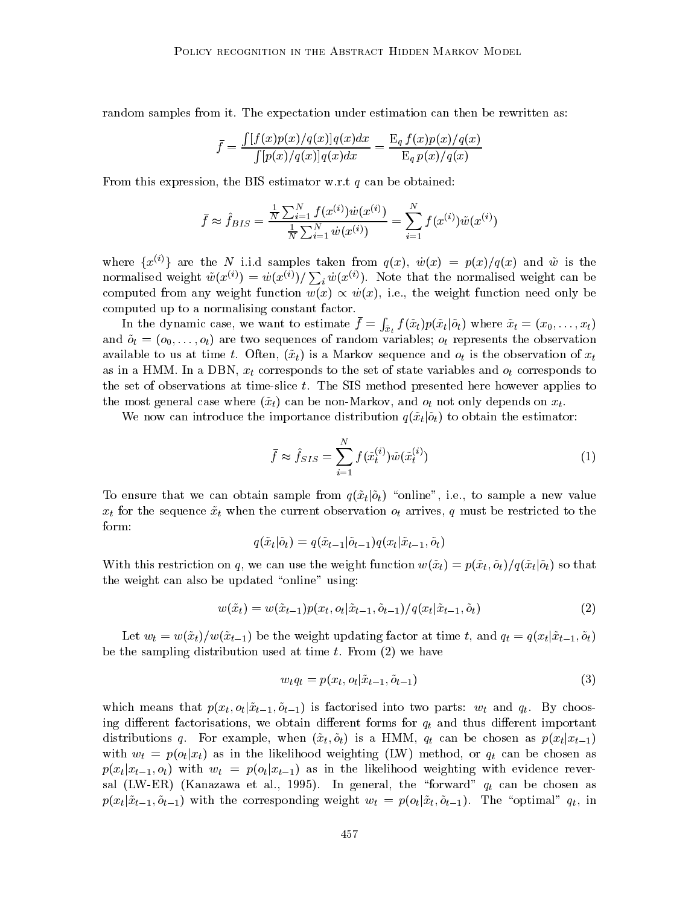random samples from it. The expectation under estimation can then be rewritten as:

$$\bar{f} = \frac{\int [f(x)p(x)/q(x)]q(x)dx}{\int [p(x)/q(x)]q(x)dx} = \frac{\mathrm{E}_q\, f(x)p(x)/q(x)}{\mathrm{E}_q\, p(x)/q(x)}$$

From this expression, the BIS estimator w.r.t $q$ can be obtained:

$$\bar{f} \approx \hat{f}_{BIS} = \frac{\frac{1}{N}\sum_{i=1}^{N} f(x^{(i)})\dot{w}(x^{(i)})}{\frac{1}{N}\sum_{i=1}^{N} \dot{w}(x^{(i)})} = \sum_{i=1}^{N} f(x^{(i)})\tilde{w}(x^{(i)})$$

where $\{x^{(i)}\}$ are the $N$ i.i.d samples taken from $q(x)$, $\dot{w}(x) = p(x)/q(x)$ and $\tilde{w}$ is the normalised weight $\tilde{w}(x^{(i)}) = \dot{w}(x^{(i)})/\sum_i \dot{w}(x^{(i)})$. Note that the normalised weight can be computed from any weight function $w(x) \propto \dot{w}(x)$, i.e., the weight function need only be computed up to a normalising constant factor.

In the dynamic case, we want to estimate $\bar{f} = \int_{\tilde{x}_t} f(\tilde{x}_t)p(\tilde{x}_t|\tilde{o}_t)$ where $\tilde{x}_t = (x_0, \ldots, x_t)$ and $\tilde{o}_t = (o_0, \ldots, o_t)$ are two sequences of random variables; $o_t$ represents the observation available to us at time $t$. Often, $(\tilde{x}_t)$ is a Markov sequence and $o_t$ is the observation of $x_t$ as in a HMM. In a DBN, $x_t$ corresponds to the set of state variables and $o_t$ corresponds to the set of observations at time-slice $t$. The SIS method presented here however applies to the most general case where $(\tilde{x}_t)$ can be non-Markov, and $o_t$ not only depends on $x_t$.

We now can introduce the importance distribution $q(\tilde{x}_t|\tilde{o}_t)$ to obtain the estimator:

$$\bar{f} \approx \hat{f}_{SIS} = \sum_{i=1}^{N} f(\tilde{x}_t^{(i)})\tilde{w}(\tilde{x}_t^{(i)}) \tag{1}$$

To ensure that we can obtain sample from $q(\tilde{x}_t|\tilde{o}_t)$ "online", i.e., to sample a new value $x_t$ for the sequence $\tilde{x}_t$ when the current observation $o_t$ arrives, $q$ must be restricted to the form:

$$q(\tilde{x}_t|\tilde{o}_t) = q(\tilde{x}_{t-1}|\tilde{o}_{t-1})q(x_t|\tilde{x}_{t-1}, \tilde{o}_t)$$

With this restriction on $q$, we can use the weight function $w(\tilde{x}_t) = p(\tilde{x}_t, \tilde{o}_t)/q(\tilde{x}_t|\tilde{o}_t)$ so that the weight can also be updated "online" using:

$$w(\tilde{x}_t) = w(\tilde{x}_{t-1})p(x_t, o_t|\tilde{x}_{t-1}, \tilde{o}_{t-1})/q(x_t|\tilde{x}_{t-1}, \tilde{o}_t) \tag{2}$$

Let $w_t = w(\tilde{x}_t)/w(\tilde{x}_{t-1})$ be the weight updating factor at time $t$, and $q_t = q(x_t|\tilde{x}_{t-1}, \tilde{o}_t)$ be the sampling distribution used at time $t$. From (2) we have

$$w_t q_t = p(x_t, o_t|\tilde{x}_{t-1}, \tilde{o}_{t-1}) \tag{3}$$

which means that $p(x_t, o_t|\tilde{x}_{t-1}, \tilde{o}_{t-1})$ is factorised into two parts: $w_t$ and $q_t$. By choosing different factorisations, we obtain different forms for $q_t$ and thus different important distributions $q$. For example, when $(\tilde{x}_t, \tilde{o}_t)$ is a HMM, $q_t$ can be chosen as $p(x_t|x_{t-1})$ with $w_t = p(o_t|x_t)$ as in the likelihood weighting (LW) method, or $q_t$ can be chosen as $p(x_t|x_{t-1}, o_t)$ with $w_t = p(o_t|x_{t-1})$ as in the likelihood weighting with evidence reversal (LW-ER) (Kanazawa et al., 1995). In general, the "forward" $q_t$ can be chosen as $p(x_t|\tilde{x}_{t-1}, \tilde{o}_{t-1})$ with the corresponding weight $w_t = p(o_t|\tilde{x}_t, \tilde{o}_{t-1})$. The "optimal" $q_t$, in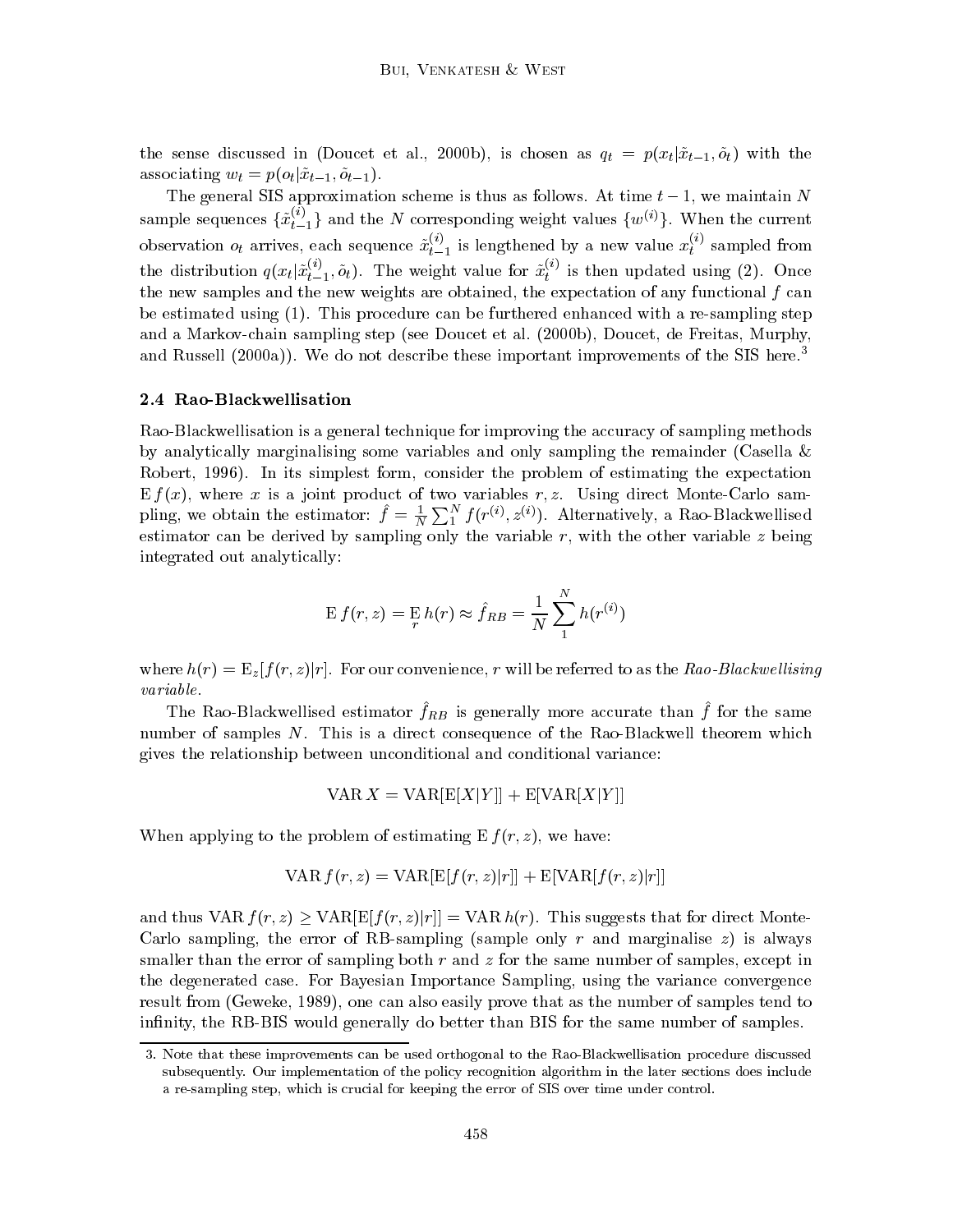the sense discussed in (Doucet et al., 2000b), is chosen as $q_t = p(x_t|\tilde{x}_{t-1}, \tilde{o}_t)$ with the associating $w_t = p(o_t|\tilde{x}_{t-1}, \tilde{o}_{t-1})$.

The general SIS approximation scheme is thus as follows. At time $t-1$, we maintain $N$ sample sequences $\{\tilde{x}_{t-1}^{(i)}\}$ and the $N$ corresponding weight values $\{w^{(i)}\}$. When the current observation $o_t$ arrives, each sequence $\tilde{x}_{t-1}^{(i)}$ is lengthened by a new value $x_t^{(i)}$ sampled from the distribution $q(x_t|\tilde{x}_{t-1}^{(i)}, \tilde{o}_t)$. The weight value for $\tilde{x}_t^{(i)}$ is then updated using (2). Once the new samples and the new weights are obtained, the expectation of any functional $f$ can be estimated using (1). This procedure can be furthered enhanced with a re-sampling step and a Markov-chain sampling step (see Doucet et al. (2000b), Doucet, de Freitas, Murphy, and Russell (2000a)). We do not describe these important improvements of the SIS here.[3]

### 2.4 Rao-Blackwellisation

Rao-Blackwellisation is a general technique for improving the accuracy of sampling methods by analytically marginalising some variables and only sampling the remainder (Casella & Robert, 1996). In its simplest form, consider the problem of estimating the expectation $\mathrm{E}\, f(x)$, where $x$ is a joint product of two variables $r, z$. Using direct Monte-Carlo sampling, we obtain the estimator: $\hat{f} = \frac{1}{N}\sum_1^N f(r^{(i)}, z^{(i)})$. Alternatively, a Rao-Blackwellised estimator can be derived by sampling only the variable $r$, with the other variable $z$ being integrated out analytically:

$$\mathrm{E}\, f(r,z) = \mathop{\mathrm{E}}_{r} h(r) \approx \hat{f}_{RB} = \frac{1}{N}\sum_1^N h(r^{(i)})$$

where $h(r) = \mathrm{E}_z[f(r,z)|r]$. For our convenience, $r$ will be referred to as the *Rao-Blackwellising variable*.

The Rao-Blackwellised estimator $\hat{f}_{RB}$ is generally more accurate than $\hat{f}$ for the same number of samples $N$. This is a direct consequence of the Rao-Blackwell theorem which gives the relationship between unconditional and conditional variance:

$$\mathrm{VAR}\, X = \mathrm{VAR}[\mathrm{E}[X|Y]] + \mathrm{E}[\mathrm{VAR}[X|Y]]$$

When applying to the problem of estimating $\mathrm{E}\, f(r,z)$, we have:

$$\mathrm{VAR}\, f(r,z) = \mathrm{VAR}[\mathrm{E}[f(r,z)|r]] + \mathrm{E}[\mathrm{VAR}[f(r,z)|r]]$$

and thus $\mathrm{VAR}\, f(r,z) \geq \mathrm{VAR}[\mathrm{E}[f(r,z)|r]] = \mathrm{VAR}\, h(r)$. This suggests that for direct Monte-Carlo sampling, the error of RB-sampling (sample only $r$ and marginalise $z$) is always smaller than the error of sampling both $r$ and $z$ for the same number of samples, except in the degenerated case. For Bayesian Importance Sampling, using the variance convergence result from (Geweke, 1989), one can also easily prove that as the number of samples tend to infinity, the RB-BIS would generally do better than BIS for the same number of samples.

3. Note that these improvements can be used orthogonal to the Rao-Blackwellisation procedure discussed subsequently. Our implementation of the policy recognition algorithm in the later sections does include a re-sampling step, which is crucial for keeping the error of SIS over time under control.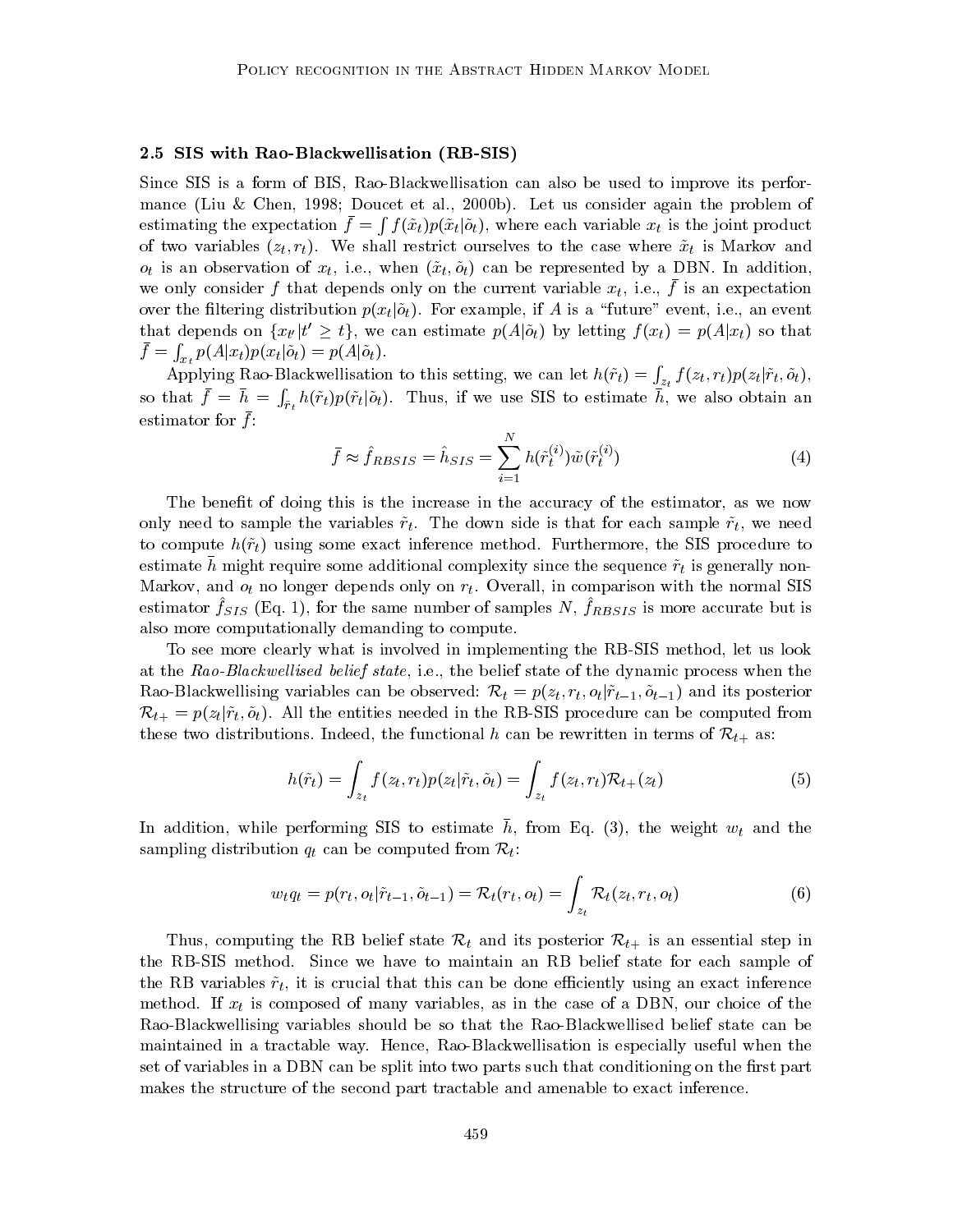### 2.5 SIS with Rao-Blackwellisation (RB-SIS)

Since SIS is a form of BIS, Rao-Blackwellisation can also be used to improve its performance (Liu & Chen, 1998; Doucet et al., 2000b). Let us consider again the problem of estimating the expectation $\bar{f} = \int f(\tilde{x}_t) p(\tilde{x}_t|\tilde{o}_t)$, where each variable $x_t$ is the joint product of two variables $(z_t, r_t)$. We shall restrict ourselves to the case where $\tilde{x}_t$ is Markov and $o_t$ is an observation of $x_t$, i.e., when $(\tilde{x}_t, \tilde{o}_t)$ can be represented by a DBN. In addition, we only consider $f$ that depends only on the current variable $x_t$, i.e., $\bar{f}$ is an expectation over the filtering distribution $p(x_t|\tilde{o}_t)$. For example, if $A$ is a "future" event, i.e., an event that depends on $\{x_{t'}|t' \geq t\}$, we can estimate $p(A|\tilde{o}_t)$ by letting $f(x_t) = p(A|x_t)$ so that $\bar{f} = \int_{x_t} p(A|x_t) p(x_t|\tilde{o}_t) = p(A|\tilde{o}_t)$.

Applying Rao-Blackwellisation to this setting, we can let $h(\tilde{r}_t) = \int_{z_t} f(z_t, r_t) p(z_t|\tilde{r}_t, \tilde{o}_t)$, so that $\bar{f} = \bar{h} = \int_{\tilde{r}_t} h(\tilde{r}_t) p(\tilde{r}_t|\tilde{o}_t)$. Thus, if we use SIS to estimate $\bar{h}$, we also obtain an estimator for $\bar{f}$:

$$\bar{f} \approx \hat{f}_{RBSIS} = \hat{h}_{SIS} = \sum_{i=1}^{N} h(\tilde{r}_t^{(i)}) \tilde{w}(\tilde{r}_t^{(i)}) \tag{4}$$

The benefit of doing this is the increase in the accuracy of the estimator, as we now only need to sample the variables $\tilde{r}_t$. The down side is that for each sample $\tilde{r}_t$, we need to compute $h(\tilde{r}_t)$ using some exact inference method. Furthermore, the SIS procedure to estimate $\bar{h}$ might require some additional complexity since the sequence $\tilde{r}_t$ is generally non-Markov, and $o_t$ no longer depends only on $r_t$. Overall, in comparison with the normal SIS estimator $\hat{f}_{SIS}$ (Eq. 1), for the same number of samples $N$, $\hat{f}_{RBSIS}$ is more accurate but is also more computationally demanding to compute.

To see more clearly what is involved in implementing the RB-SIS method, let us look at the *Rao-Blackwellised belief state*, i.e., the belief state of the dynamic process when the Rao-Blackwellising variables can be observed: $\mathcal{R}_t = p(z_t, r_t, o_t|\tilde{r}_{t-1}, \tilde{o}_{t-1})$ and its posterior $\mathcal{R}_{t+} = p(z_t|\tilde{r}_t, \tilde{o}_t)$. All the entities needed in the RB-SIS procedure can be computed from these two distributions. Indeed, the functional $h$ can be rewritten in terms of $\mathcal{R}_{t+}$ as:

$$h(\tilde{r}_t) = \int_{z_t} f(z_t, r_t) p(z_t|\tilde{r}_t, \tilde{o}_t) = \int_{z_t} f(z_t, r_t) \mathcal{R}_{t+}(z_t) \tag{5}$$

In addition, while performing SIS to estimate $\bar{h}$, from Eq. (3), the weight $w_t$ and the sampling distribution $q_t$ can be computed from $\mathcal{R}_t$:

$$w_t q_t = p(r_t, o_t|\tilde{r}_{t-1}, \tilde{o}_{t-1}) = \mathcal{R}_t(r_t, o_t) = \int_{z_t} \mathcal{R}_t(z_t, r_t, o_t) \tag{6}$$

Thus, computing the RB belief state $\mathcal{R}_t$ and its posterior $\mathcal{R}_{t+}$ is an essential step in the RB-SIS method. Since we have to maintain an RB belief state for each sample of the RB variables $\tilde{r}_t$, it is crucial that this can be done efficiently using an exact inference method. If $x_t$ is composed of many variables, as in the case of a DBN, our choice of the Rao-Blackwellising variables should be so that the Rao-Blackwellised belief state can be maintained in a tractable way. Hence, Rao-Blackwellisation is especially useful when the set of variables in a DBN can be split into two parts such that conditioning on the first part makes the structure of the second part tractable and amenable to exact inference.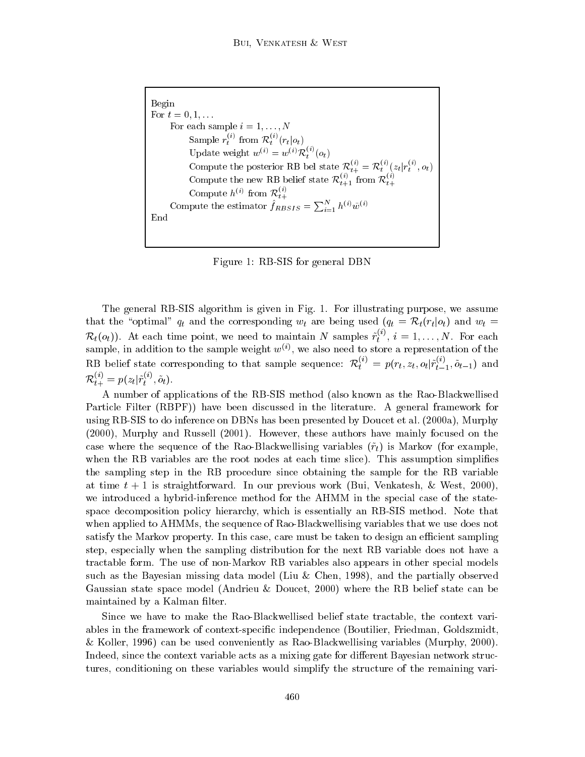```
Begin
For t = 0, 1, ...
    For each sample i = 1, ..., N
        Sample r_t^(i) from R_t^(i)(r_t | o_t)
        Update weight w^(i) = w^(i) R_t^(i)(o_t)
        Compute the posterior RB bel state R_{t+}^(i) = R_t^(i)(z_t | r_t^(i), o_t)
        Compute the new RB belief state R_{t+1}^(i) from R_{t+}^(i)
        Compute h^(i) from R_{t+}^(i)
    Compute the estimator f̂_RBSIS = Σ_{i=1}^N h^(i) w̄^(i)
End
```

Figure 1: RB-SIS for general DBN

The general RB-SIS algorithm is given in Fig. 1. For illustrating purpose, we assume that the "optimal" $q_t$ and the corresponding $w_t$ are being used ($q_t = \mathcal{R}_t(r_t|o_t)$ and $w_t = \mathcal{R}_t(o_t)$). At each time point, we need to maintain $N$ samples $\tilde{r}_t^{(i)}$, $i = 1, \ldots, N$. For each sample, in addition to the sample weight $w^{(i)}$, we also need to store a representation of the RB belief state corresponding to that sample sequence: $\mathcal{R}_t^{(i)} = p(r_t, z_t, o_t|\tilde{r}_{t-1}^{(i)}, \tilde{o}_{t-1})$ and $\mathcal{R}_{t+}^{(i)} = p(z_t|\tilde{r}_t^{(i)}, \tilde{o}_t)$.

A number of applications of the RB-SIS method (also known as the Rao-Blackwellised Particle Filter (RBPF)) have been discussed in the literature. A general framework for using RB-SIS to do inference on DBNs has been presented by Doucet et al. (2000a), Murphy (2000), Murphy and Russell (2001). However, these authors have mainly focused on the case where the sequence of the Rao-Blackwellising variables ($\tilde{r}_t$) is Markov (for example, when the RB variables are the root nodes at each time slice). This assumption simplifies the sampling step in the RB procedure since obtaining the sample for the RB variable at time $t + 1$ is straightforward. In our previous work (Bui, Venkatesh, & West, 2000), we introduced a hybrid-inference method for the AHMM in the special case of the state-space decomposition policy hierarchy, which is essentially an RB-SIS method. Note that when applied to AHMMs, the sequence of Rao-Blackwellising variables that we use does not satisfy the Markov property. In this case, care must be taken to design an efficient sampling step, especially when the sampling distribution for the next RB variable does not have a tractable form. The use of non-Markov RB variables also appears in other special models such as the Bayesian missing data model (Liu & Chen, 1998), and the partially observed Gaussian state space model (Andrieu & Doucet, 2000) where the RB belief state can be maintained by a Kalman filter.

Since we have to make the Rao-Blackwellised belief state tractable, the context variables in the framework of context-specific independence (Boutilier, Friedman, Goldszmidt, & Koller, 1996) can be used conveniently as Rao-Blackwellising variables (Murphy, 2000). Indeed, since the context variable acts as a mixing gate for different Bayesian network structures, conditioning on these variables would simplify the structure of the remaining vari-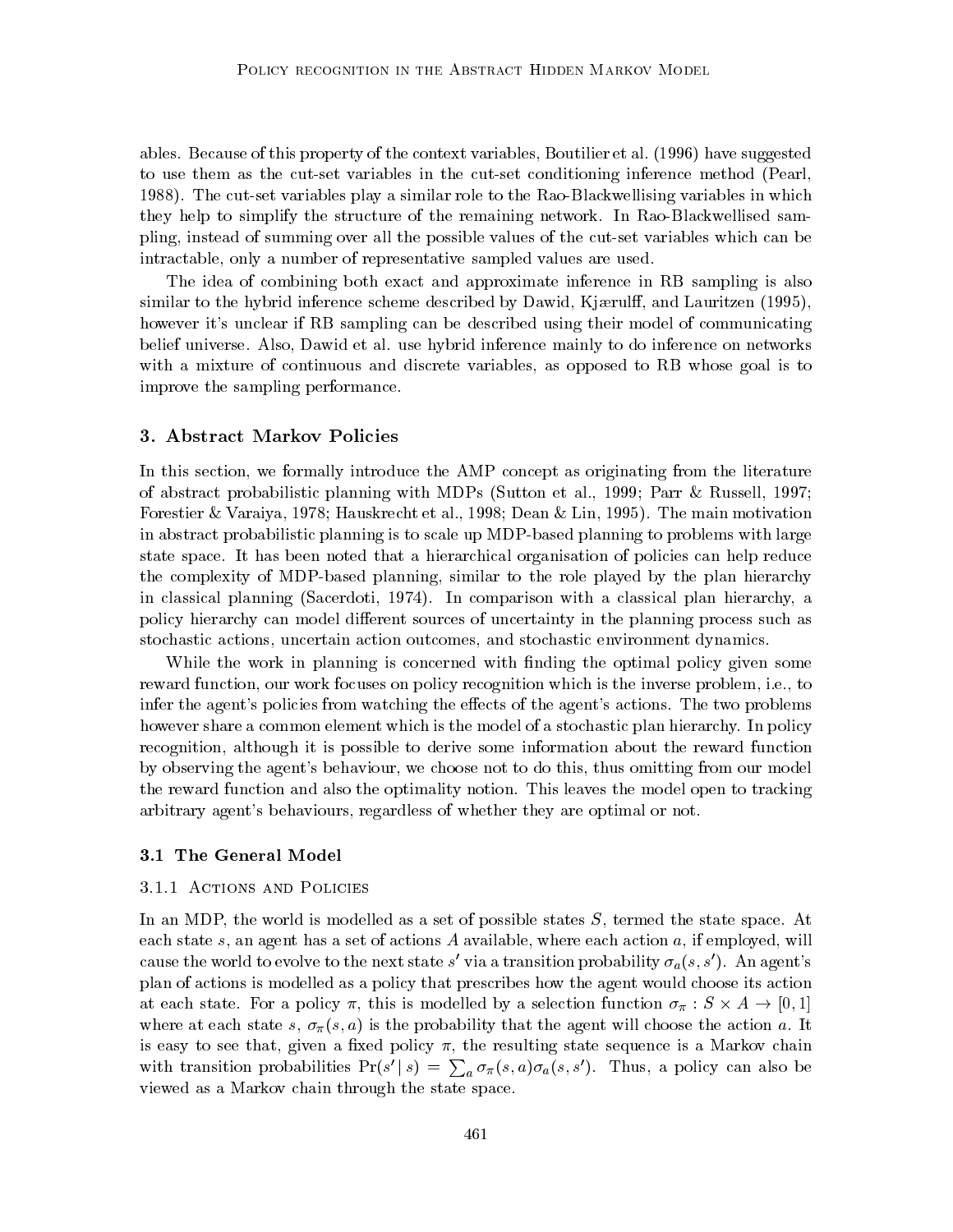ables. Because of this property of the context variables, Boutilier et al. (1996) have suggested to use them as the cut-set variables in the cut-set conditioning inference method (Pearl, 1988). The cut-set variables play a similar role to the Rao-Blackwellising variables in which they help to simplify the structure of the remaining network. In Rao-Blackwellised sampling, instead of summing over all the possible values of the cut-set variables which can be intractable, only a number of representative sampled values are used.

The idea of combining both exact and approximate inference in RB sampling is also similar to the hybrid inference scheme described by Dawid, Kjærulff, and Lauritzen (1995), however it's unclear if RB sampling can be described using their model of communicating belief universe. Also, Dawid et al. use hybrid inference mainly to do inference on networks with a mixture of continuous and discrete variables, as opposed to RB whose goal is to improve the sampling performance.

## 3. Abstract Markov Policies

In this section, we formally introduce the AMP concept as originating from the literature of abstract probabilistic planning with MDPs (Sutton et al., 1999; Parr & Russell, 1997; Forestier & Varaiya, 1978; Hauskrecht et al., 1998; Dean & Lin, 1995). The main motivation in abstract probabilistic planning is to scale up MDP-based planning to problems with large state space. It has been noted that a hierarchical organisation of policies can help reduce the complexity of MDP-based planning, similar to the role played by the plan hierarchy in classical planning (Sacerdoti, 1974). In comparison with a classical plan hierarchy, a policy hierarchy can model different sources of uncertainty in the planning process such as stochastic actions, uncertain action outcomes, and stochastic environment dynamics.

While the work in planning is concerned with finding the optimal policy given some reward function, our work focuses on policy recognition which is the inverse problem, i.e., to infer the agent's policies from watching the effects of the agent's actions. The two problems however share a common element which is the model of a stochastic plan hierarchy. In policy recognition, although it is possible to derive some information about the reward function by observing the agent's behaviour, we choose not to do this, thus omitting from our model the reward function and also the optimality notion. This leaves the model open to tracking arbitrary agent's behaviours, regardless of whether they are optimal or not.

### 3.1 The General Model

#### 3.1.1 Actions and Policies

In an MDP, the world is modelled as a set of possible states $S$, termed the state space. At each state $s$, an agent has a set of actions $A$ available, where each action $a$, if employed, will cause the world to evolve to the next state $s'$ via a transition probability $\sigma_a(s, s')$. An agent's plan of actions is modelled as a policy that prescribes how the agent would choose its action at each state. For a policy $\pi$, this is modelled by a selection function $\sigma_\pi : S \times A \to [0, 1]$ where at each state $s$, $\sigma_\pi(s, a)$ is the probability that the agent will choose the action $a$. It is easy to see that, given a fixed policy $\pi$, the resulting state sequence is a Markov chain with transition probabilities $\Pr(s' \mid s) = \sum_a \sigma_\pi(s, a)\sigma_a(s, s')$. Thus, a policy can also be viewed as a Markov chain through the state space.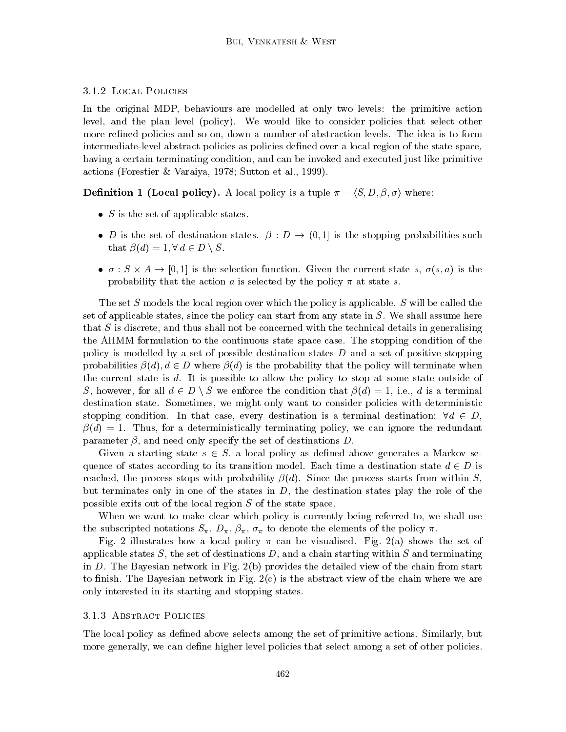### 3.1.2 Local Policies

In the original MDP, behaviours are modelled at only two levels: the primitive action level, and the plan level (policy). We would like to consider policies that select other more refined policies and so on, down a number of abstraction levels. The idea is to form intermediate-level abstract policies as policies defined over a local region of the state space, having a certain terminating condition, and can be invoked and executed just like primitive actions (Forestier & Varaiya, 1978; Sutton et al., 1999).

**Definition 1 (Local policy).** A local policy is a tuple $\pi = \langle S, D, \beta, \sigma \rangle$ where:

- $S$ is the set of applicable states.
- $D$ is the set of destination states. $\beta : D \to (0, 1]$ is the stopping probabilities such that $\beta(d) = 1, \forall\, d \in D \setminus S$.
- $\sigma : S \times A \to [0, 1]$ is the selection function. Given the current state $s$, $\sigma(s, a)$ is the probability that the action $a$ is selected by the policy $\pi$ at state $s$.

The set $S$ models the local region over which the policy is applicable. $S$ will be called the set of applicable states, since the policy can start from any state in $S$. We shall assume here that $S$ is discrete, and thus shall not be concerned with the technical details in generalising the AHMM formulation to the continuous state space case. The stopping condition of the policy is modelled by a set of possible destination states $D$ and a set of positive stopping probabilities $\beta(d), d \in D$ where $\beta(d)$ is the probability that the policy will terminate when the current state is $d$. It is possible to allow the policy to stop at some state outside of $S$, however, for all $d \in D \setminus S$ we enforce the condition that $\beta(d) = 1$, i.e., $d$ is a terminal destination state. Sometimes, we might only want to consider policies with deterministic stopping condition. In that case, every destination is a terminal destination: $\forall d \in D$, $\beta(d) = 1$. Thus, for a deterministically terminating policy, we can ignore the redundant parameter $\beta$, and need only specify the set of destinations $D$.

Given a starting state $s \in S$, a local policy as defined above generates a Markov sequence of states according to its transition model. Each time a destination state $d \in D$ is reached, the process stops with probability $\beta(d)$. Since the process starts from within $S$, but terminates only in one of the states in $D$, the destination states play the role of the possible exits out of the local region $S$ of the state space.

When we want to make clear which policy is currently being referred to, we shall use the subscripted notations $S_\pi$, $D_\pi$, $\beta_\pi$, $\sigma_\pi$ to denote the elements of the policy $\pi$.

Fig. 2 illustrates how a local policy $\pi$ can be visualised. Fig. 2(a) shows the set of applicable states $S$, the set of destinations $D$, and a chain starting within $S$ and terminating in $D$. The Bayesian network in Fig. 2(b) provides the detailed view of the chain from start to finish. The Bayesian network in Fig. 2(c) is the abstract view of the chain where we are only interested in its starting and stopping states.

### 3.1.3 Abstract Policies

The local policy as defined above selects among the set of primitive actions. Similarly, but more generally, we can define higher level policies that select among a set of other policies.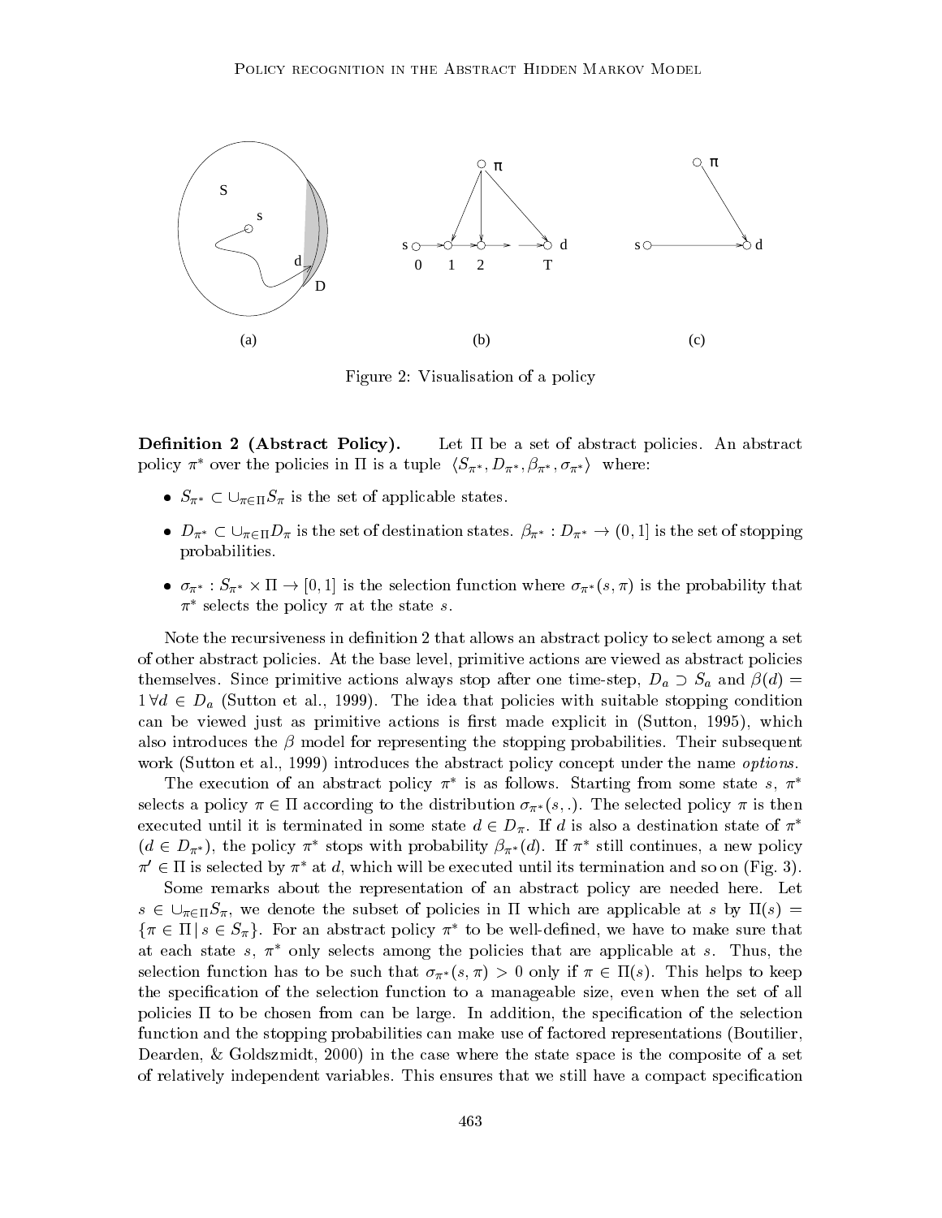Figure 2: Visualisation of a policy

**Definition 2 (Abstract Policy).** Let $\Pi$ be a set of abstract policies. An abstract policy $\pi^*$ over the policies in $\Pi$ is a tuple $\langle S_{\pi^*}, D_{\pi^*}, \beta_{\pi^*}, \sigma_{\pi^*} \rangle$ where:

- $S_{\pi^*} \subset \cup_{\pi \in \Pi} S_\pi$ is the set of applicable states.
- $D_{\pi^*} \subset \cup_{\pi \in \Pi} D_\pi$ is the set of destination states. $\beta_{\pi^*} : D_{\pi^*} \to (0, 1]$ is the set of stopping probabilities.
- $\sigma_{\pi^*} : S_{\pi^*} \times \Pi \to [0, 1]$ is the selection function where $\sigma_{\pi^*}(s, \pi)$ is the probability that $\pi^*$ selects the policy $\pi$ at the state $s$.

Note the recursiveness in definition 2 that allows an abstract policy to select among a set of other abstract policies. At the base level, primitive actions are viewed as abstract policies themselves. Since primitive actions always stop after one time-step, $D_a \supset S_a$ and $\beta(d) = 1\, \forall d \in D_a$ (Sutton et al., 1999). The idea that policies with suitable stopping condition can be viewed just as primitive actions is first made explicit in (Sutton, 1995), which also introduces the $\beta$ model for representing the stopping probabilities. Their subsequent work (Sutton et al., 1999) introduces the abstract policy concept under the name *options*.

The execution of an abstract policy $\pi^*$ is as follows. Starting from some state $s$, $\pi^*$ selects a policy $\pi \in \Pi$ according to the distribution $\sigma_{\pi^*}(s, .)$. The selected policy $\pi$ is then executed until it is terminated in some state $d \in D_\pi$. If $d$ is also a destination state of $\pi^*$ ($d \in D_{\pi^*}$), the policy $\pi^*$ stops with probability $\beta_{\pi^*}(d)$. If $\pi^*$ still continues, a new policy $\pi' \in \Pi$ is selected by $\pi^*$ at $d$, which will be executed until its termination and so on (Fig. 3).

Some remarks about the representation of an abstract policy are needed here. Let $s \in \cup_{\pi \in \Pi} S_\pi$, we denote the subset of policies in $\Pi$ which are applicable at $s$ by $\Pi(s) = \{\pi \in \Pi \,|\, s \in S_\pi\}$. For an abstract policy $\pi^*$ to be well-defined, we have to make sure that at each state $s$, $\pi^*$ only selects among the policies that are applicable at $s$. Thus, the selection function has to be such that $\sigma_{\pi^*}(s, \pi) > 0$ only if $\pi \in \Pi(s)$. This helps to keep the specification of the selection function to a manageable size, even when the set of all policies $\Pi$ to be chosen from can be large. In addition, the specification of the selection function and the stopping probabilities can make use of factored representations (Boutilier, Dearden, & Goldszmidt, 2000) in the case where the state space is the composite of a set of relatively independent variables. This ensures that we still have a compact specification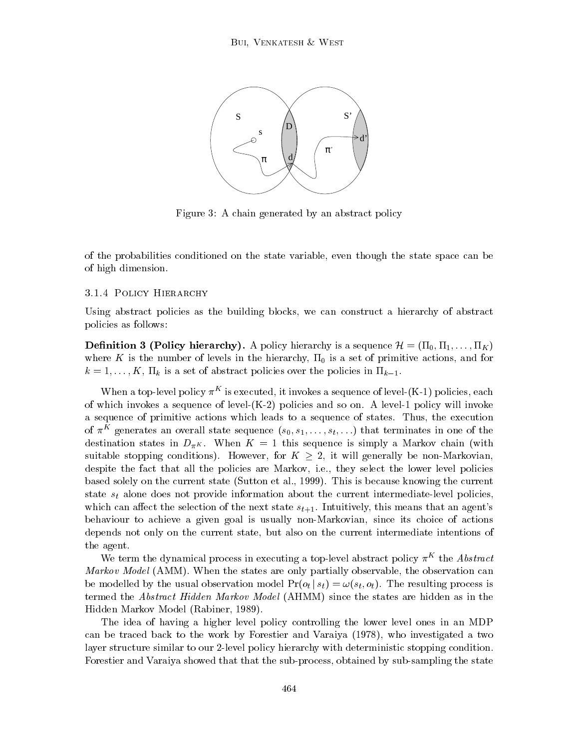Figure 3: A chain generated by an abstract policy

of the probabilities conditioned on the state variable, even though the state space can be of high dimension.

#### 3.1.4 Policy Hierarchy

Using abstract policies as the building blocks, we can construct a hierarchy of abstract policies as follows:

**Definition 3 (Policy hierarchy).** A policy hierarchy is a sequence $\mathcal{H} = (\Pi_0, \Pi_1, \ldots, \Pi_K)$ where $K$ is the number of levels in the hierarchy, $\Pi_0$ is a set of primitive actions, and for $k = 1, \ldots, K$, $\Pi_k$ is a set of abstract policies over the policies in $\Pi_{k-1}$.

When a top-level policy $\pi^K$ is executed, it invokes a sequence of level-(K-1) policies, each of which invokes a sequence of level-(K-2) policies and so on. A level-1 policy will invoke a sequence of primitive actions which leads to a sequence of states. Thus, the execution of $\pi^K$ generates an overall state sequence $(s_0, s_1, \ldots, s_t, \ldots)$ that terminates in one of the destination states in $D_{\pi^K}$. When $K = 1$ this sequence is simply a Markov chain (with suitable stopping conditions). However, for $K \geq 2$, it will generally be non-Markovian, despite the fact that all the policies are Markov, i.e., they select the lower level policies based solely on the current state (Sutton et al., 1999). This is because knowing the current state $s_t$ alone does not provide information about the current intermediate-level policies, which can affect the selection of the next state $s_{t+1}$. Intuitively, this means that an agent's behaviour to achieve a given goal is usually non-Markovian, since its choice of actions depends not only on the current state, but also on the current intermediate intentions of the agent.

We term the dynamical process in executing a top-level abstract policy $\pi^K$ the *Abstract Markov Model* (AMM). When the states are only partially observable, the observation can be modelled by the usual observation model $\Pr(o_t \mid s_t) = \omega(s_t, o_t)$. The resulting process is termed the *Abstract Hidden Markov Model* (AHMM) since the states are hidden as in the Hidden Markov Model (Rabiner, 1989).

The idea of having a higher level policy controlling the lower level ones in an MDP can be traced back to the work by Forestier and Varaiya (1978), who investigated a two layer structure similar to our 2-level policy hierarchy with deterministic stopping condition. Forestier and Varaiya showed that that the sub-process, obtained by sub-sampling the state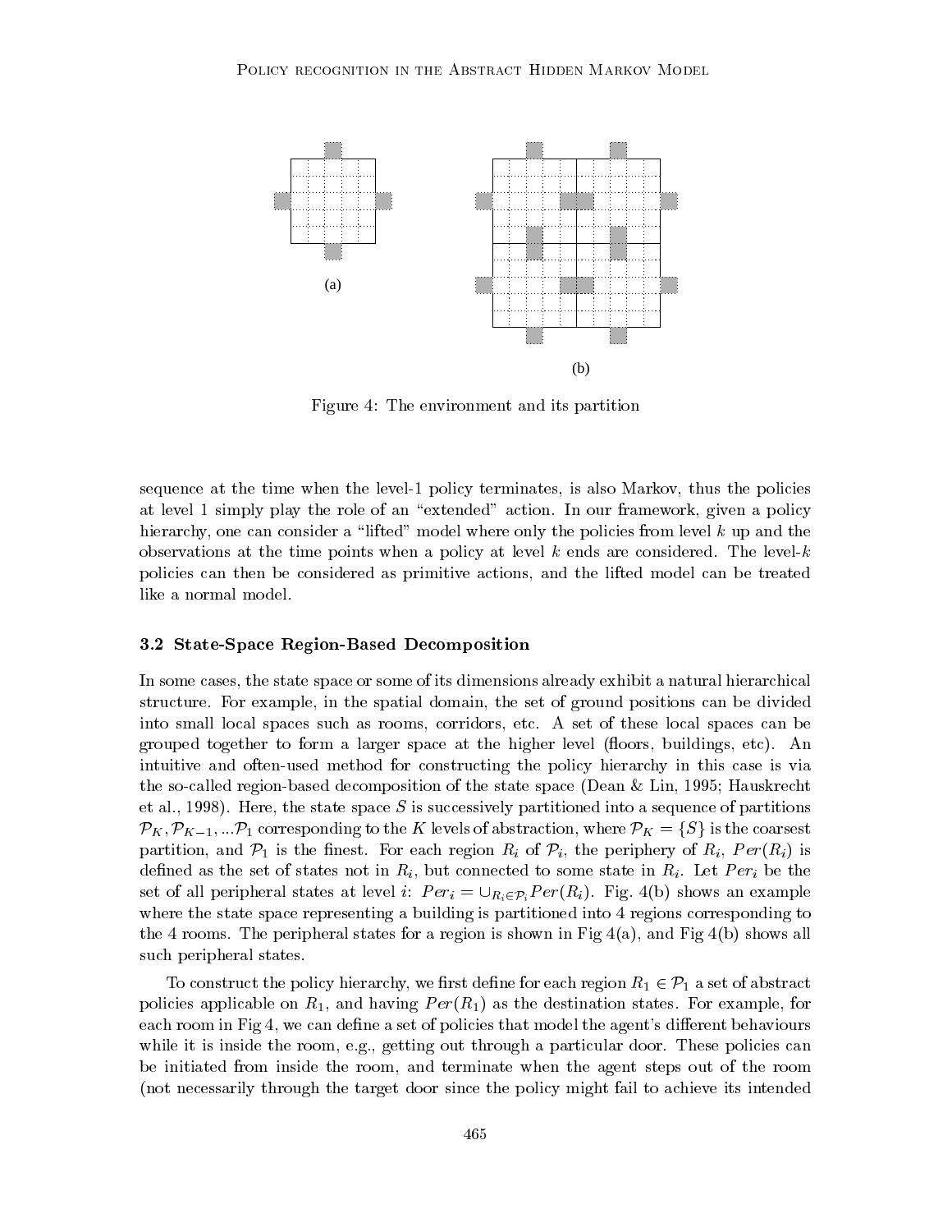(a)

(b)

Figure 4: The environment and its partition

sequence at the time when the level-1 policy terminates, is also Markov, thus the policies at level 1 simply play the role of an "extended" action. In our framework, given a policy hierarchy, one can consider a "lifted" model where only the policies from level $k$ up and the observations at the time points when a policy at level $k$ ends are considered. The level-$k$ policies can then be considered as primitive actions, and the lifted model can be treated like a normal model.

### 3.2 State-Space Region-Based Decomposition

In some cases, the state space or some of its dimensions already exhibit a natural hierarchical structure. For example, in the spatial domain, the set of ground positions can be divided into small local spaces such as rooms, corridors, etc. A set of these local spaces can be grouped together to form a larger space at the higher level (floors, buildings, etc). An intuitive and often-used method for constructing the policy hierarchy in this case is via the so-called region-based decomposition of the state space (Dean & Lin, 1995; Hauskrecht et al., 1998). Here, the state space $S$ is successively partitioned into a sequence of partitions $\mathcal{P}_K, \mathcal{P}_{K-1}, \ldots \mathcal{P}_1$ corresponding to the $K$ levels of abstraction, where $\mathcal{P}_K = \{S\}$ is the coarsest partition, and $\mathcal{P}_1$ is the finest. For each region $R_i$ of $\mathcal{P}_i$, the periphery of $R_i$, $Per(R_i)$ is defined as the set of states not in $R_i$, but connected to some state in $R_i$. Let $Per_i$ be the set of all peripheral states at level $i$: $Per_i = \cup_{R_i \in \mathcal{P}_i} Per(R_i)$. Fig. 4(b) shows an example where the state space representing a building is partitioned into 4 regions corresponding to the 4 rooms. The peripheral states for a region is shown in Fig 4(a), and Fig 4(b) shows all such peripheral states.

To construct the policy hierarchy, we first define for each region $R_1 \in \mathcal{P}_1$ a set of abstract policies applicable on $R_1$, and having $Per(R_1)$ as the destination states. For example, for each room in Fig 4, we can define a set of policies that model the agent's different behaviours while it is inside the room, e.g., getting out through a particular door. These policies can be initiated from inside the room, and terminate when the agent steps out of the room (not necessarily through the target door since the policy might fail to achieve its intended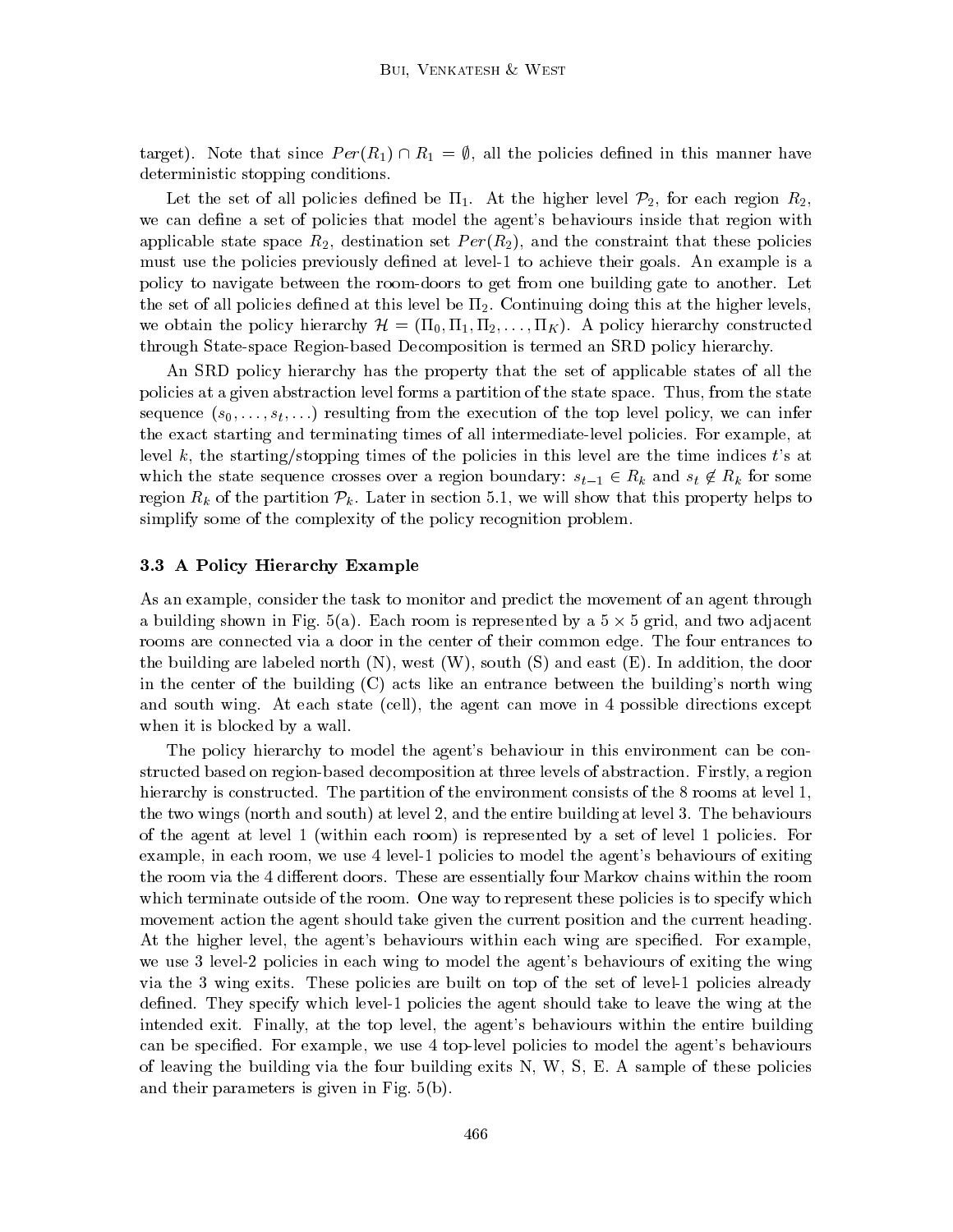target). Note that since $Per(R_1) \cap R_1 = \emptyset$, all the policies defined in this manner have deterministic stopping conditions.

Let the set of all policies defined be $\Pi_1$. At the higher level $\mathcal{P}_2$, for each region $R_2$, we can define a set of policies that model the agent's behaviours inside that region with applicable state space $R_2$, destination set $Per(R_2)$, and the constraint that these policies must use the policies previously defined at level-1 to achieve their goals. An example is a policy to navigate between the room-doors to get from one building gate to another. Let the set of all policies defined at this level be $\Pi_2$. Continuing doing this at the higher levels, we obtain the policy hierarchy $\mathcal{H} = (\Pi_0, \Pi_1, \Pi_2, \ldots, \Pi_K)$. A policy hierarchy constructed through State-space Region-based Decomposition is termed an SRD policy hierarchy.

An SRD policy hierarchy has the property that the set of applicable states of all the policies at a given abstraction level forms a partition of the state space. Thus, from the state sequence $(s_0, \ldots, s_t, \ldots)$ resulting from the execution of the top level policy, we can infer the exact starting and terminating times of all intermediate-level policies. For example, at level $k$, the starting/stopping times of the policies in this level are the time indices $t$'s at which the state sequence crosses over a region boundary: $s_{t-1} \in R_k$ and $s_t \notin R_k$ for some region $R_k$ of the partition $\mathcal{P}_k$. Later in section 5.1, we will show that this property helps to simplify some of the complexity of the policy recognition problem.

### 3.3 A Policy Hierarchy Example

As an example, consider the task to monitor and predict the movement of an agent through a building shown in Fig. 5(a). Each room is represented by a $5 \times 5$ grid, and two adjacent rooms are connected via a door in the center of their common edge. The four entrances to the building are labeled north (N), west (W), south (S) and east (E). In addition, the door in the center of the building (C) acts like an entrance between the building's north wing and south wing. At each state (cell), the agent can move in 4 possible directions except when it is blocked by a wall.

The policy hierarchy to model the agent's behaviour in this environment can be constructed based on region-based decomposition at three levels of abstraction. Firstly, a region hierarchy is constructed. The partition of the environment consists of the 8 rooms at level 1, the two wings (north and south) at level 2, and the entire building at level 3. The behaviours of the agent at level 1 (within each room) is represented by a set of level 1 policies. For example, in each room, we use 4 level-1 policies to model the agent's behaviours of exiting the room via the 4 different doors. These are essentially four Markov chains within the room which terminate outside of the room. One way to represent these policies is to specify which movement action the agent should take given the current position and the current heading. At the higher level, the agent's behaviours within each wing are specified. For example, we use 3 level-2 policies in each wing to model the agent's behaviours of exiting the wing via the 3 wing exits. These policies are built on top of the set of level-1 policies already defined. They specify which level-1 policies the agent should take to leave the wing at the intended exit. Finally, at the top level, the agent's behaviours within the entire building can be specified. For example, we use 4 top-level policies to model the agent's behaviours of leaving the building via the four building exits N, W, S, E. A sample of these policies and their parameters is given in Fig. 5(b).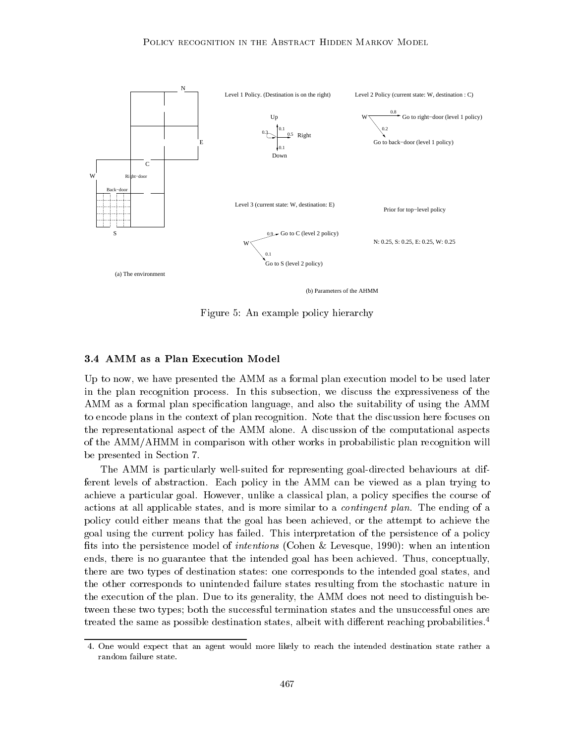Figure 5: An example policy hierarchy

### 3.4 AMM as a Plan Execution Model

Up to now, we have presented the AMM as a formal plan execution model to be used later in the plan recognition process. In this subsection, we discuss the expressiveness of the AMM as a formal plan specification language, and also the suitability of using the AMM to encode plans in the context of plan recognition. Note that the discussion here focuses on the representational aspect of the AMM alone. A discussion of the computational aspects of the AMM/AHMM in comparison with other works in probabilistic plan recognition will be presented in Section 7.

The AMM is particularly well-suited for representing goal-directed behaviours at different levels of abstraction. Each policy in the AMM can be viewed as a plan trying to achieve a particular goal. However, unlike a classical plan, a policy specifies the course of actions at all applicable states, and is more similar to a *contingent plan*. The ending of a policy could either means that the goal has been achieved, or the attempt to achieve the goal using the current policy has failed. This interpretation of the persistence of a policy fits into the persistence model of *intentions* (Cohen & Levesque, 1990): when an intention ends, there is no guarantee that the intended goal has been achieved. Thus, conceptually, there are two types of destination states: one corresponds to the intended goal states, and the other corresponds to unintended failure states resulting from the stochastic nature in the execution of the plan. Due to its generality, the AMM does not need to distinguish between these two types; both the successful termination states and the unsuccessful ones are treated the same as possible destination states, albeit with different reaching probabilities.[4]

4. One would expect that an agent would more likely to reach the intended destination state rather a random failure state.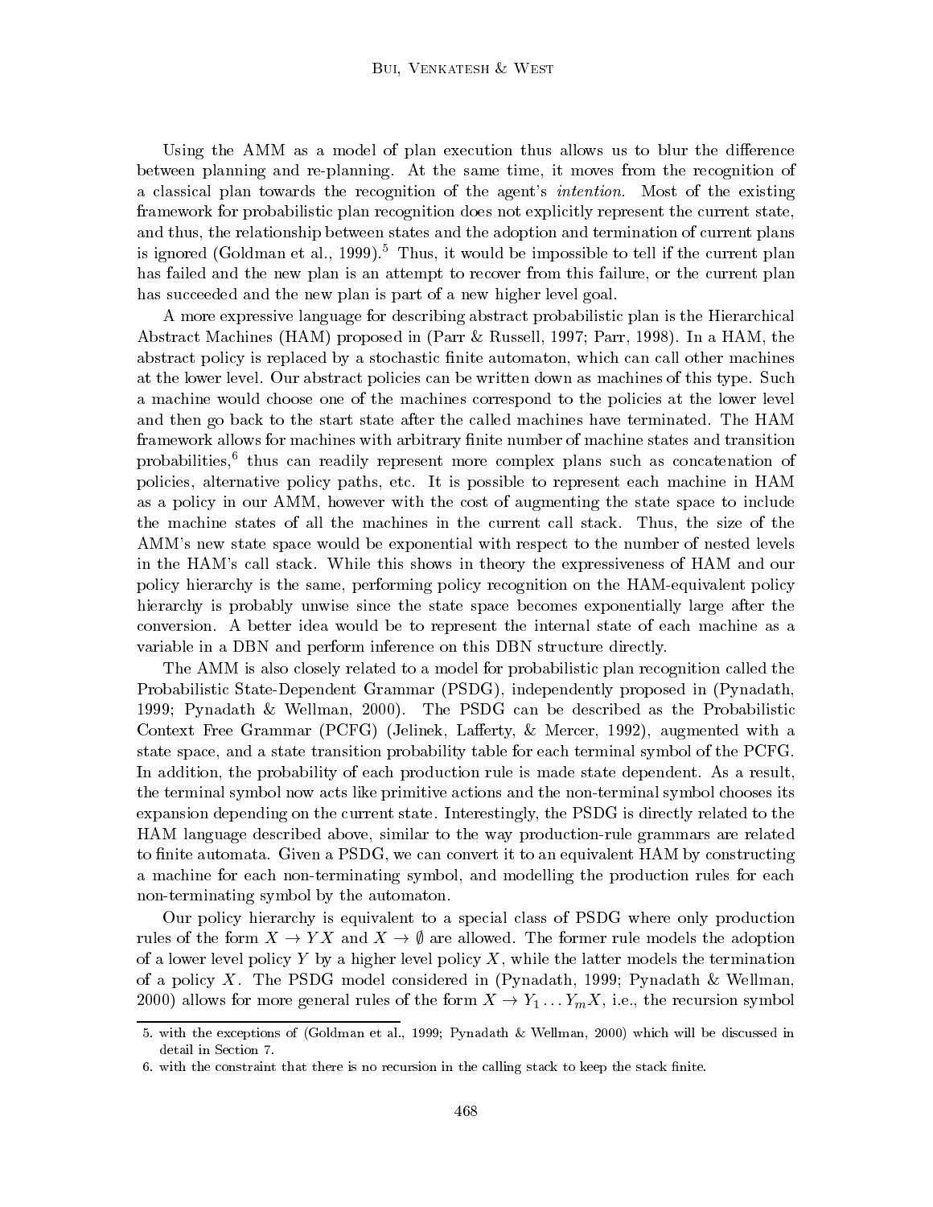Using the AMM as a model of plan execution thus allows us to blur the difference between planning and re-planning. At the same time, it moves from the recognition of a classical plan towards the recognition of the agent's *intention*. Most of the existing framework for probabilistic plan recognition does not explicitly represent the current state, and thus, the relationship between states and the adoption and termination of current plans is ignored (Goldman et al., 1999).[5] Thus, it would be impossible to tell if the current plan has failed and the new plan is an attempt to recover from this failure, or the current plan has succeeded and the new plan is part of a new higher level goal.

A more expressive language for describing abstract probabilistic plan is the Hierarchical Abstract Machines (HAM) proposed in (Parr & Russell, 1997; Parr, 1998). In a HAM, the abstract policy is replaced by a stochastic finite automaton, which can call other machines at the lower level. Our abstract policies can be written down as machines of this type. Such a machine would choose one of the machines correspond to the policies at the lower level and then go back to the start state after the called machines have terminated. The HAM framework allows for machines with arbitrary finite number of machine states and transition probabilities,[6] thus can readily represent more complex plans such as concatenation of policies, alternative policy paths, etc. It is possible to represent each machine in HAM as a policy in our AMM, however with the cost of augmenting the state space to include the machine states of all the machines in the current call stack. Thus, the size of the AMM's new state space would be exponential with respect to the number of nested levels in the HAM's call stack. While this shows in theory the expressiveness of HAM and our policy hierarchy is the same, performing policy recognition on the HAM-equivalent policy hierarchy is probably unwise since the state space becomes exponentially large after the conversion. A better idea would be to represent the internal state of each machine as a variable in a DBN and perform inference on this DBN structure directly.

The AMM is also closely related to a model for probabilistic plan recognition called the Probabilistic State-Dependent Grammar (PSDG), independently proposed in (Pynadath, 1999; Pynadath & Wellman, 2000). The PSDG can be described as the Probabilistic Context Free Grammar (PCFG) (Jelinek, Lafferty, & Mercer, 1992), augmented with a state space, and a state transition probability table for each terminal symbol of the PCFG. In addition, the probability of each production rule is made state dependent. As a result, the terminal symbol now acts like primitive actions and the non-terminal symbol chooses its expansion depending on the current state. Interestingly, the PSDG is directly related to the HAM language described above, similar to the way production-rule grammars are related to finite automata. Given a PSDG, we can convert it to an equivalent HAM by constructing a machine for each non-terminating symbol, and modelling the production rules for each non-terminating symbol by the automaton.

Our policy hierarchy is equivalent to a special class of PSDG where only production rules of the form $X \to YX$ and $X \to \emptyset$ are allowed. The former rule models the adoption of a lower level policy $Y$ by a higher level policy $X$, while the latter models the termination of a policy $X$. The PSDG model considered in (Pynadath, 1999; Pynadath & Wellman, 2000) allows for more general rules of the form $X \to Y_1 \dots Y_m X$, i.e., the recursion symbol

5. with the exceptions of (Goldman et al., 1999; Pynadath & Wellman, 2000) which will be discussed in detail in Section 7.

6. with the constraint that there is no recursion in the calling stack to keep the stack finite.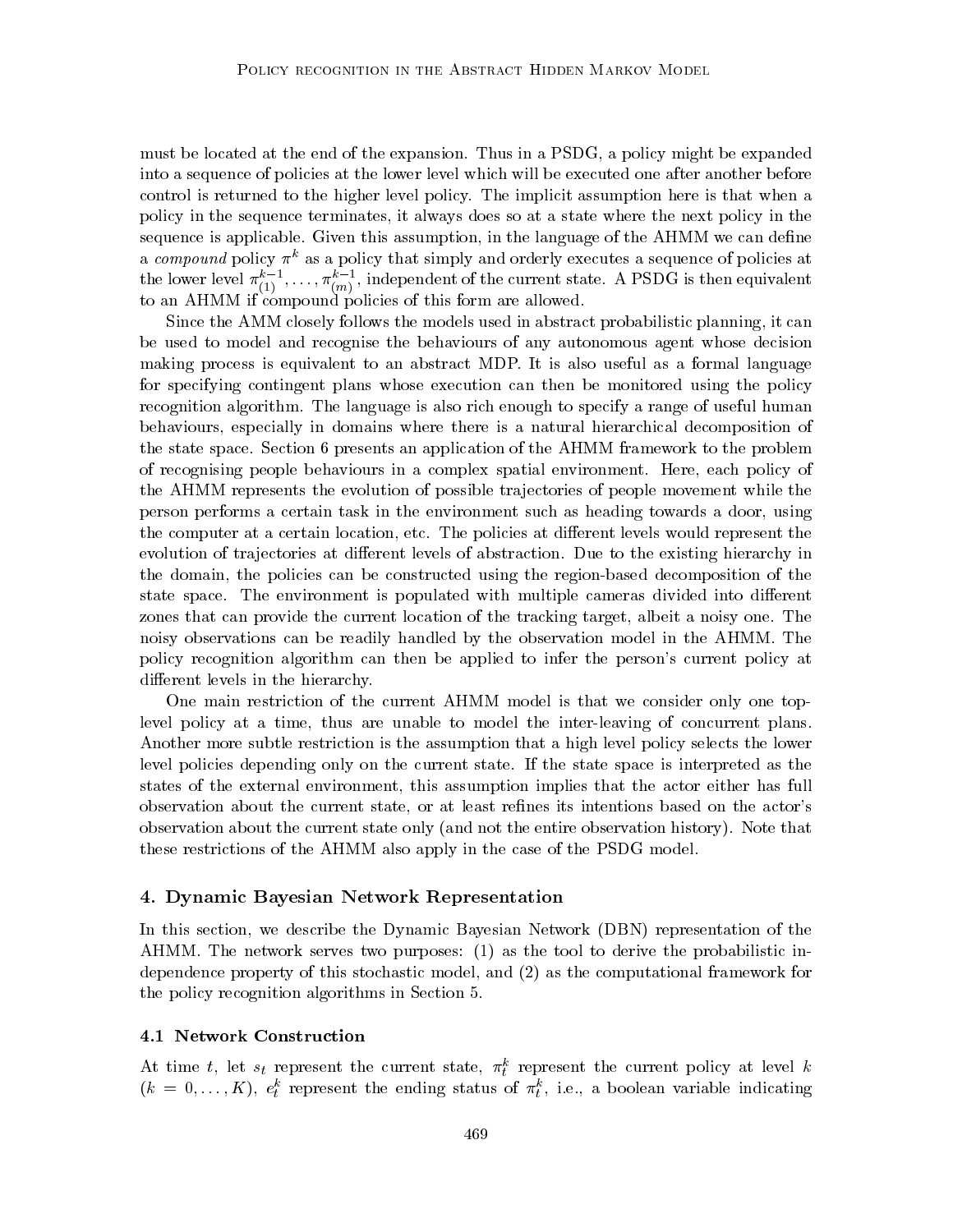must be located at the end of the expansion. Thus in a PSDG, a policy might be expanded into a sequence of policies at the lower level which will be executed one after another before control is returned to the higher level policy. The implicit assumption here is that when a policy in the sequence terminates, it always does so at a state where the next policy in the sequence is applicable. Given this assumption, in the language of the AHMM we can define a *compound* policy $\pi^k$ as a policy that simply and orderly executes a sequence of policies at the lower level $\pi^{k-1}_{(1)}, \ldots, \pi^{k-1}_{(m)}$, independent of the current state. A PSDG is then equivalent to an AHMM if compound policies of this form are allowed.

Since the AMM closely follows the models used in abstract probabilistic planning, it can be used to model and recognise the behaviours of any autonomous agent whose decision making process is equivalent to an abstract MDP. It is also useful as a formal language for specifying contingent plans whose execution can then be monitored using the policy recognition algorithm. The language is also rich enough to specify a range of useful human behaviours, especially in domains where there is a natural hierarchical decomposition of the state space. Section 6 presents an application of the AHMM framework to the problem of recognising people behaviours in a complex spatial environment. Here, each policy of the AHMM represents the evolution of possible trajectories of people movement while the person performs a certain task in the environment such as heading towards a door, using the computer at a certain location, etc. The policies at different levels would represent the evolution of trajectories at different levels of abstraction. Due to the existing hierarchy in the domain, the policies can be constructed using the region-based decomposition of the state space. The environment is populated with multiple cameras divided into different zones that can provide the current location of the tracking target, albeit a noisy one. The noisy observations can be readily handled by the observation model in the AHMM. The policy recognition algorithm can then be applied to infer the person's current policy at different levels in the hierarchy.

One main restriction of the current AHMM model is that we consider only one top-level policy at a time, thus are unable to model the inter-leaving of concurrent plans. Another more subtle restriction is the assumption that a high level policy selects the lower level policies depending only on the current state. If the state space is interpreted as the states of the external environment, this assumption implies that the actor either has full observation about the current state, or at least refines its intentions based on the actor's observation about the current state only (and not the entire observation history). Note that these restrictions of the AHMM also apply in the case of the PSDG model.

## 4. Dynamic Bayesian Network Representation

In this section, we describe the Dynamic Bayesian Network (DBN) representation of the AHMM. The network serves two purposes: (1) as the tool to derive the probabilistic independence property of this stochastic model, and (2) as the computational framework for the policy recognition algorithms in Section 5.

### 4.1 Network Construction

At time $t$, let $s_t$ represent the current state, $\pi^k_t$ represent the current policy at level $k$ ($k = 0, \ldots, K$), $e^k_t$ represent the ending status of $\pi^k_t$, i.e., a boolean variable indicating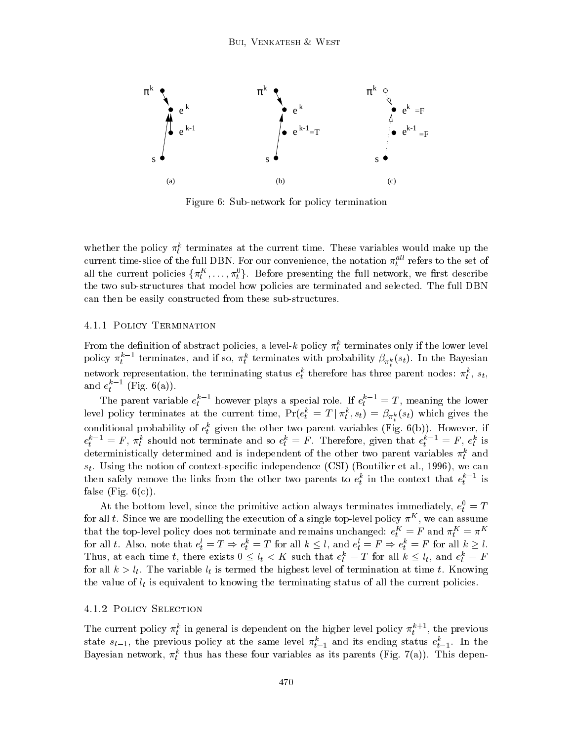Figure 6: Sub-network for policy termination

whether the policy $\pi_t^k$ terminates at the current time. These variables would make up the current time-slice of the full DBN. For our convenience, the notation $\pi_t^{all}$ refers to the set of all the current policies $\{\pi_t^K, \ldots, \pi_t^0\}$. Before presenting the full network, we first describe the two sub-structures that model how policies are terminated and selected. The full DBN can then be easily constructed from these sub-structures.

#### 4.1.1 Policy Termination

From the definition of abstract policies, a level-$k$ policy $\pi_t^k$ terminates only if the lower level policy $\pi_t^{k-1}$ terminates, and if so, $\pi_t^k$ terminates with probability $\beta_{\pi_t^k}(s_t)$. In the Bayesian network representation, the terminating status $e_t^k$ therefore has three parent nodes: $\pi_t^k$, $s_t$, and $e_t^{k-1}$ (Fig. 6(a)).

The parent variable $e_t^{k-1}$ however plays a special role. If $e_t^{k-1} = T$, meaning the lower level policy terminates at the current time, $\Pr(e_t^k = T \mid \pi_t^k, s_t) = \beta_{\pi_t^k}(s_t)$ which gives the conditional probability of $e_t^k$ given the other two parent variables (Fig. 6(b)). However, if $e_t^{k-1} = F$, $\pi_t^k$ should not terminate and so $e_t^k = F$. Therefore, given that $e_t^{k-1} = F$, $e_t^k$ is deterministically determined and is independent of the other two parent variables $\pi_t^k$ and $s_t$. Using the notion of context-specific independence (CSI) (Boutilier et al., 1996), we can then safely remove the links from the other two parents to $e_t^k$ in the context that $e_t^{k-1}$ is false (Fig. 6(c)).

At the bottom level, since the primitive action always terminates immediately, $e_t^0 = T$ for all $t$. Since we are modelling the execution of a single top-level policy $\pi^K$, we can assume that the top-level policy does not terminate and remains unchanged: $e_t^K = F$ and $\pi_t^K = \pi^K$ for all $t$. Also, note that $e_t^l = T \Rightarrow e_t^k = T$ for all $k \leq l$, and $e_t^l = F \Rightarrow e_t^k = F$ for all $k \geq l$. Thus, at each time $t$, there exists $0 \leq l_t < K$ such that $e_t^k = T$ for all $k \leq l_t$, and $e_t^k = F$ for all $k > l_t$. The variable $l_t$ is termed the highest level of termination at time $t$. Knowing the value of $l_t$ is equivalent to knowing the terminating status of all the current policies.

#### 4.1.2 Policy Selection

The current policy $\pi_t^k$ in general is dependent on the higher level policy $\pi_t^{k+1}$, the previous state $s_{t-1}$, the previous policy at the same level $\pi_{t-1}^k$ and its ending status $e_{t-1}^k$. In the Bayesian network, $\pi_t^k$ thus has these four variables as its parents (Fig. 7(a)). This depen-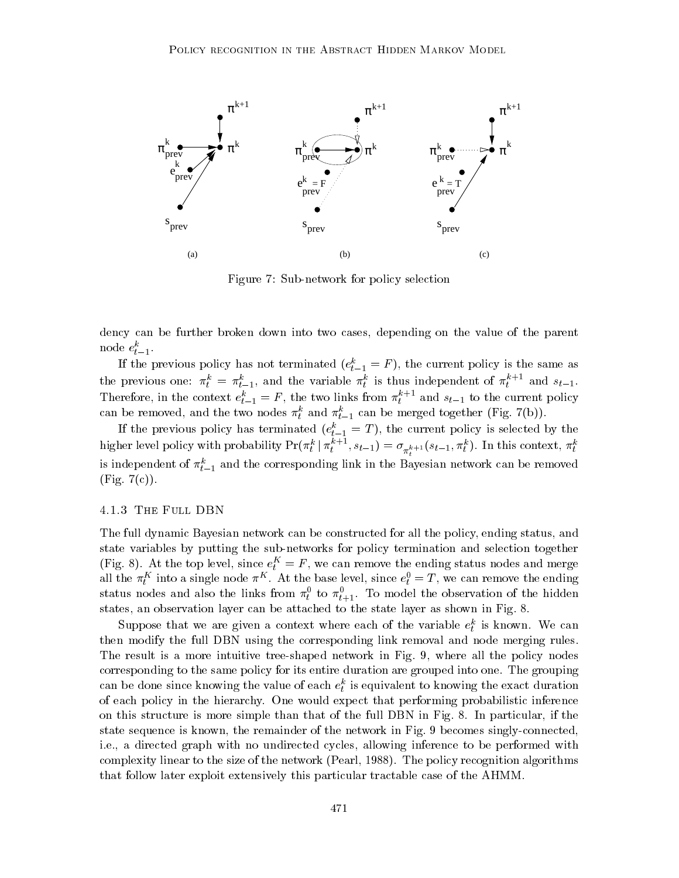Figure 7: Sub-network for policy selection

dency can be further broken down into two cases, depending on the value of the parent node $e^k_{t-1}$.

If the previous policy has not terminated ($e^k_{t-1} = F$), the current policy is the same as the previous one: $\pi^k_t = \pi^k_{t-1}$, and the variable $\pi^k_t$ is thus independent of $\pi^{k+1}_t$ and $s_{t-1}$. Therefore, in the context $e^k_{t-1} = F$, the two links from $\pi^{k+1}_t$ and $s_{t-1}$ to the current policy can be removed, and the two nodes $\pi^k_t$ and $\pi^k_{t-1}$ can be merged together (Fig. 7(b)).

If the previous policy has terminated ($e^k_{t-1} = T$), the current policy is selected by the higher level policy with probability $\Pr(\pi^k_t \mid \pi^{k+1}_t, s_{t-1}) = \sigma_{\pi^{k+1}_t}(s_{t-1}, \pi^k_t)$. In this context, $\pi^k_t$ is independent of $\pi^k_{t-1}$ and the corresponding link in the Bayesian network can be removed (Fig. 7(c)).

### 4.1.3 The Full DBN

The full dynamic Bayesian network can be constructed for all the policy, ending status, and state variables by putting the sub-networks for policy termination and selection together (Fig. 8). At the top level, since $e^K_t = F$, we can remove the ending status nodes and merge all the $\pi^K_t$ into a single node $\pi^K$. At the base level, since $e^0_t = T$, we can remove the ending status nodes and also the links from $\pi^0_t$ to $\pi^0_{t+1}$. To model the observation of the hidden states, an observation layer can be attached to the state layer as shown in Fig. 8.

Suppose that we are given a context where each of the variable $e^k_t$ is known. We can then modify the full DBN using the corresponding link removal and node merging rules. The result is a more intuitive tree-shaped network in Fig. 9, where all the policy nodes corresponding to the same policy for its entire duration are grouped into one. The grouping can be done since knowing the value of each $e^k_t$ is equivalent to knowing the exact duration of each policy in the hierarchy. One would expect that performing probabilistic inference on this structure is more simple than that of the full DBN in Fig. 8. In particular, if the state sequence is known, the remainder of the network in Fig. 9 becomes singly-connected, i.e., a directed graph with no undirected cycles, allowing inference to be performed with complexity linear to the size of the network (Pearl, 1988). The policy recognition algorithms that follow later exploit extensively this particular tractable case of the AHMM.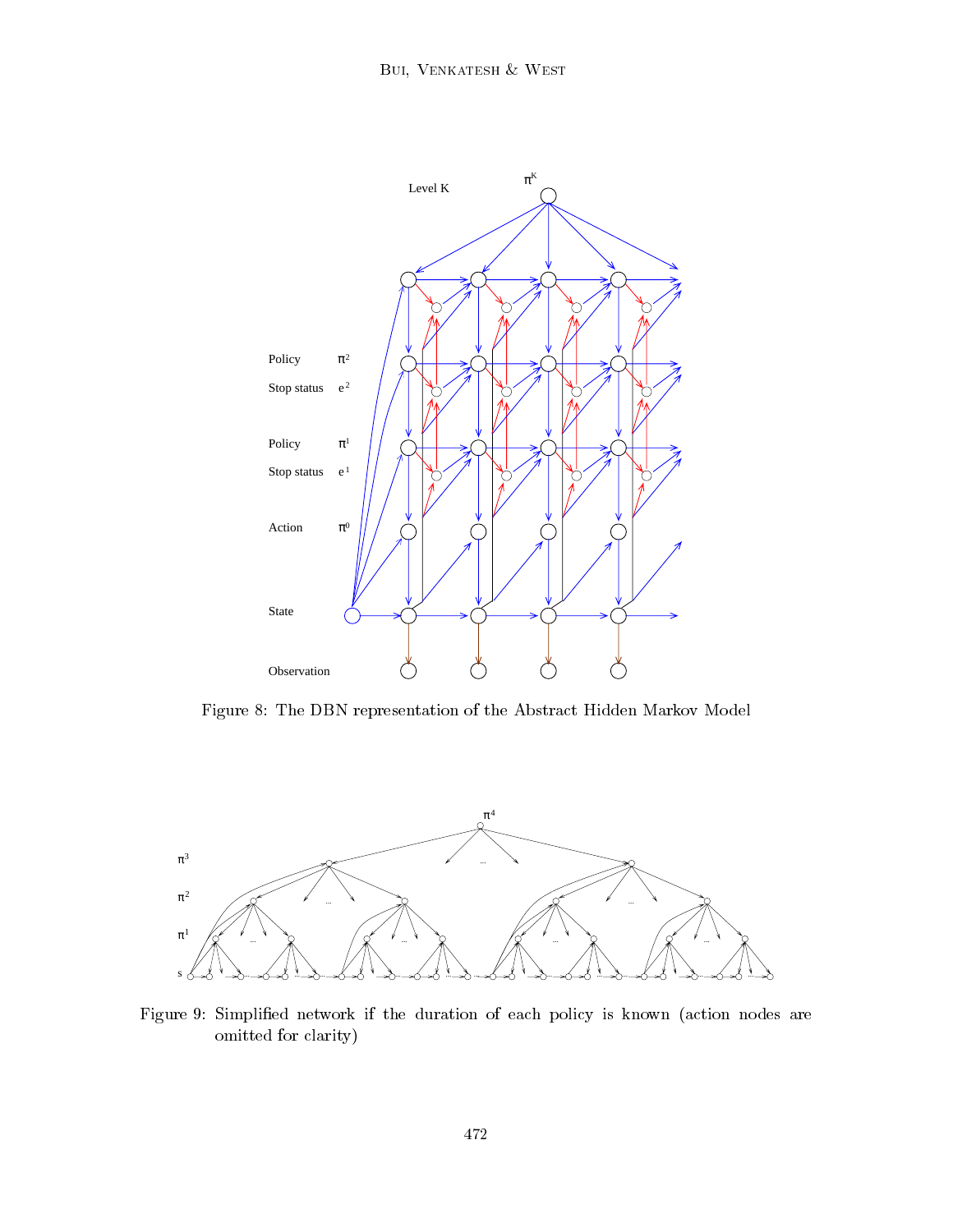Figure 8: The DBN representation of the Abstract Hidden Markov Model

Figure 9: Simplified network if the duration of each policy is known (action nodes are omitted for clarity)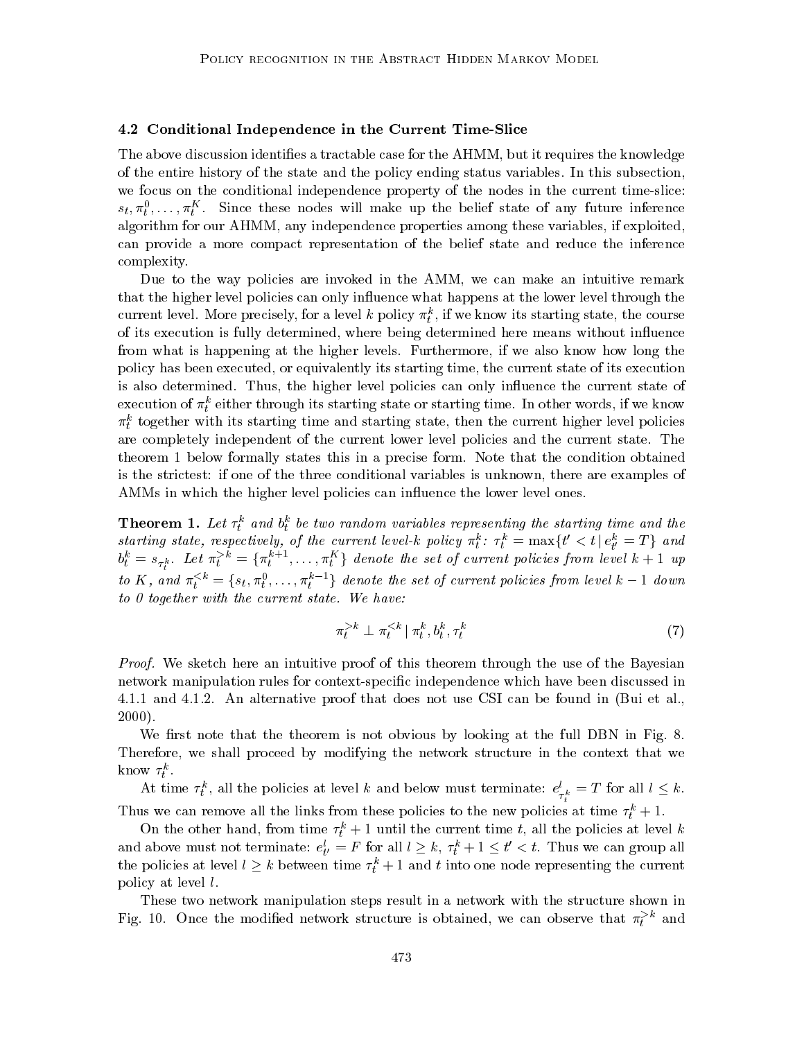### 4.2 Conditional Independence in the Current Time-Slice

The above discussion identifies a tractable case for the AHMM, but it requires the knowledge of the entire history of the state and the policy ending status variables. In this subsection, we focus on the conditional independence property of the nodes in the current time-slice: $s_t, \pi_t^0, \ldots, \pi_t^K$. Since these nodes will make up the belief state of any future inference algorithm for our AHMM, any independence properties among these variables, if exploited, can provide a more compact representation of the belief state and reduce the inference complexity.

Due to the way policies are invoked in the AMM, we can make an intuitive remark that the higher level policies can only influence what happens at the lower level through the current level. More precisely, for a level $k$ policy $\pi_t^k$, if we know its starting state, the course of its execution is fully determined, where being determined here means without influence from what is happening at the higher levels. Furthermore, if we also know how long the policy has been executed, or equivalently its starting time, the current state of its execution is also determined. Thus, the higher level policies can only influence the current state of execution of $\pi_t^k$ either through its starting state or starting time. In other words, if we know $\pi_t^k$ together with its starting time and starting state, then the current higher level policies are completely independent of the current lower level policies and the current state. The theorem 1 below formally states this in a precise form. Note that the condition obtained is the strictest: if one of the three conditional variables is unknown, there are examples of AMMs in which the higher level policies can influence the lower level ones.

**Theorem 1.** *Let $\tau_t^k$ and $b_t^k$ be two random variables representing the starting time and the starting state, respectively, of the current level-$k$ policy $\pi_t^k$: $\tau_t^k = \max\{t' < t \mid e_{t'}^k = T\}$ and $b_t^k = s_{\tau_t^k}$. Let $\pi_t^{>k} = \{\pi_t^{k+1}, \ldots, \pi_t^K\}$ denote the set of current policies from level $k+1$ up to $K$, and $\pi_t^{<k} = \{s_t, \pi_t^0, \ldots, \pi_t^{k-1}\}$ denote the set of current policies from level $k-1$ down to 0 together with the current state. We have:*

$$\pi_t^{>k} \perp \pi_t^{<k} \mid \pi_t^k, b_t^k, \tau_t^k \tag{7}$$

*Proof.* We sketch here an intuitive proof of this theorem through the use of the Bayesian network manipulation rules for context-specific independence which have been discussed in 4.1.1 and 4.1.2. An alternative proof that does not use CSI can be found in (Bui et al., 2000).

We first note that the theorem is not obvious by looking at the full DBN in Fig. 8. Therefore, we shall proceed by modifying the network structure in the context that we know $\tau_t^k$.

At time $\tau_t^k$, all the policies at level $k$ and below must terminate: $e_{\tau_t^k}^l = T$ for all $l \leq k$. Thus we can remove all the links from these policies to the new policies at time $\tau_t^k + 1$.

On the other hand, from time $\tau_t^k + 1$ until the current time $t$, all the policies at level $k$ and above must not terminate: $e_{t'}^l = F$ for all $l \geq k$, $\tau_t^k + 1 \leq t' < t$. Thus we can group all the policies at level $l \geq k$ between time $\tau_t^k + 1$ and $t$ into one node representing the current policy at level $l$.

These two network manipulation steps result in a network with the structure shown in Fig. 10. Once the modified network structure is obtained, we can observe that $\pi_t^{>k}$ and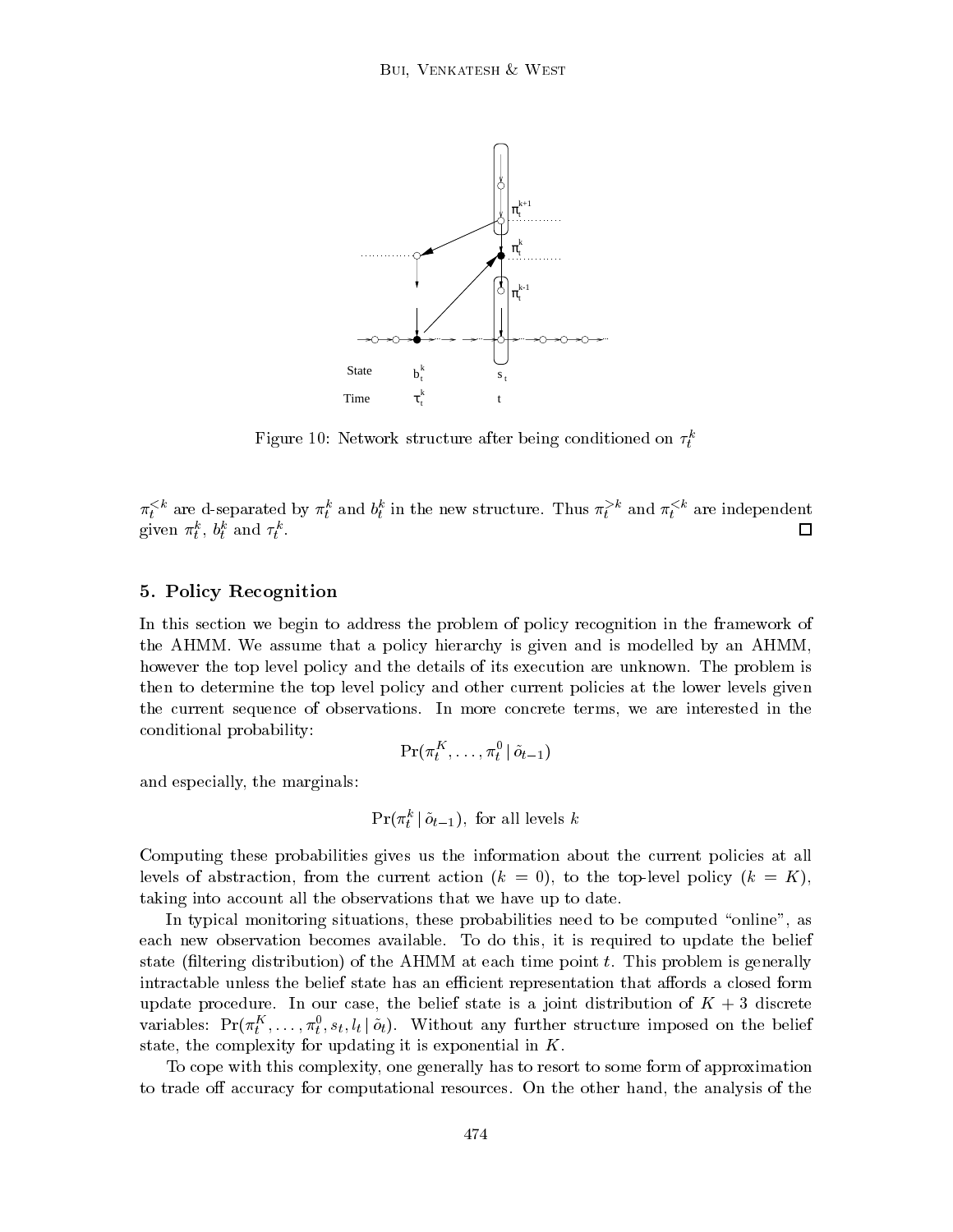Figure 10: Network structure after being conditioned on $\tau_t^k$

$\pi_t^{<k}$ are d-separated by $\pi_t^k$ and $b_t^k$ in the new structure. Thus $\pi_t^{>k}$ and $\pi_t^{<k}$ are independent given $\pi_t^k$, $b_t^k$ and $\tau_t^k$. □

## 5. Policy Recognition

In this section we begin to address the problem of policy recognition in the framework of the AHMM. We assume that a policy hierarchy is given and is modelled by an AHMM, however the top level policy and the details of its execution are unknown. The problem is then to determine the top level policy and other current policies at the lower levels given the current sequence of observations. In more concrete terms, we are interested in the conditional probability:

$$\Pr(\pi_t^K, \dots, \pi_t^0 \mid \tilde{o}_{t-1})$$

and especially, the marginals:

$$\Pr(\pi_t^k \mid \tilde{o}_{t-1}), \text{ for all levels } k$$

Computing these probabilities gives us the information about the current policies at all levels of abstraction, from the current action ($k = 0$), to the top-level policy ($k = K$), taking into account all the observations that we have up to date.

In typical monitoring situations, these probabilities need to be computed "online", as each new observation becomes available. To do this, it is required to update the belief state (filtering distribution) of the AHMM at each time point $t$. This problem is generally intractable unless the belief state has an efficient representation that affords a closed form update procedure. In our case, the belief state is a joint distribution of $K + 3$ discrete variables: $\Pr(\pi_t^K, \dots, \pi_t^0, s_t, l_t \mid \tilde{o}_t)$. Without any further structure imposed on the belief state, the complexity for updating it is exponential in $K$.

To cope with this complexity, one generally has to resort to some form of approximation to trade off accuracy for computational resources. On the other hand, the analysis of the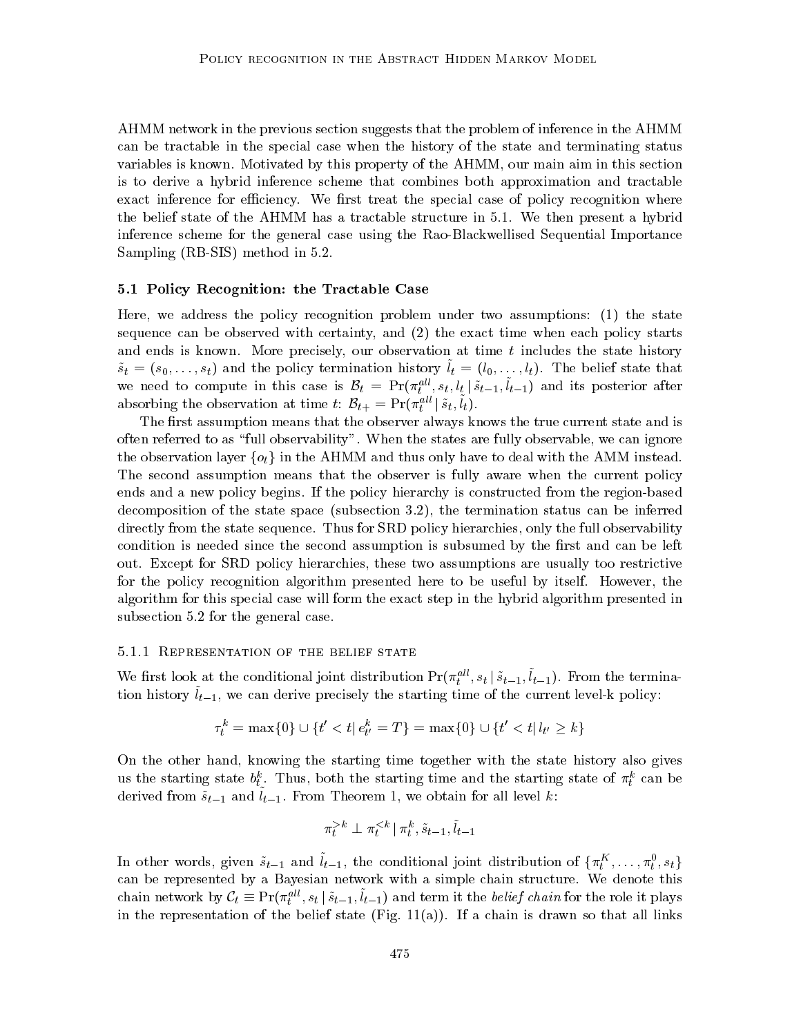AHMM network in the previous section suggests that the problem of inference in the AHMM can be tractable in the special case when the history of the state and terminating status variables is known. Motivated by this property of the AHMM, our main aim in this section is to derive a hybrid inference scheme that combines both approximation and tractable exact inference for efficiency. We first treat the special case of policy recognition where the belief state of the AHMM has a tractable structure in 5.1. We then present a hybrid inference scheme for the general case using the Rao-Blackwellised Sequential Importance Sampling (RB-SIS) method in 5.2.

### 5.1 Policy Recognition: the Tractable Case

Here, we address the policy recognition problem under two assumptions: (1) the state sequence can be observed with certainty, and (2) the exact time when each policy starts and ends is known. More precisely, our observation at time $t$ includes the state history $\tilde{s}_t = (s_0, \ldots, s_t)$ and the policy termination history $\tilde{l}_t = (l_0, \ldots, l_t)$. The belief state that we need to compute in this case is $\mathcal{B}_t = \Pr(\pi_t^{all}, s_t, l_t \mid \tilde{s}_{t-1}, \tilde{l}_{t-1})$ and its posterior after absorbing the observation at time $t$: $\mathcal{B}_{t+} = \Pr(\pi_t^{all} \mid \tilde{s}_t, \tilde{l}_t)$.

The first assumption means that the observer always knows the true current state and is often referred to as "full observability". When the states are fully observable, we can ignore the observation layer $\{o_t\}$ in the AHMM and thus only have to deal with the AMM instead. The second assumption means that the observer is fully aware when the current policy ends and a new policy begins. If the policy hierarchy is constructed from the region-based decomposition of the state space (subsection 3.2), the termination status can be inferred directly from the state sequence. Thus for SRD policy hierarchies, only the full observability condition is needed since the second assumption is subsumed by the first and can be left out. Except for SRD policy hierarchies, these two assumptions are usually too restrictive for the policy recognition algorithm presented here to be useful by itself. However, the algorithm for this special case will form the exact step in the hybrid algorithm presented in subsection 5.2 for the general case.

#### 5.1.1 Representation of the belief state

We first look at the conditional joint distribution $\Pr(\pi_t^{all}, s_t \mid \tilde{s}_{t-1}, \tilde{l}_{t-1})$. From the termination history $\tilde{l}_{t-1}$, we can derive precisely the starting time of the current level-k policy:

$$\tau_t^k = \max\{0\} \cup \{t' < t \mid e_{t'}^k = T\} = \max\{0\} \cup \{t' < t \mid l_{t'} \geq k\}$$

On the other hand, knowing the starting time together with the state history also gives us the starting state $b_t^k$. Thus, both the starting time and the starting state of $\pi_t^k$ can be derived from $\tilde{s}_{t-1}$ and $\tilde{l}_{t-1}$. From Theorem 1, we obtain for all level $k$:

$$\pi_t^{>k} \perp \pi_t^{<k} \mid \pi_t^k, \tilde{s}_{t-1}, \tilde{l}_{t-1}$$

In other words, given $\tilde{s}_{t-1}$ and $\tilde{l}_{t-1}$, the conditional joint distribution of $\{\pi_t^K, \ldots, \pi_t^0, s_t\}$ can be represented by a Bayesian network with a simple chain structure. We denote this chain network by $\mathcal{C}_t \equiv \Pr(\pi_t^{all}, s_t \mid \tilde{s}_{t-1}, \tilde{l}_{t-1})$ and term it the *belief chain* for the role it plays in the representation of the belief state (Fig. 11(a)). If a chain is drawn so that all links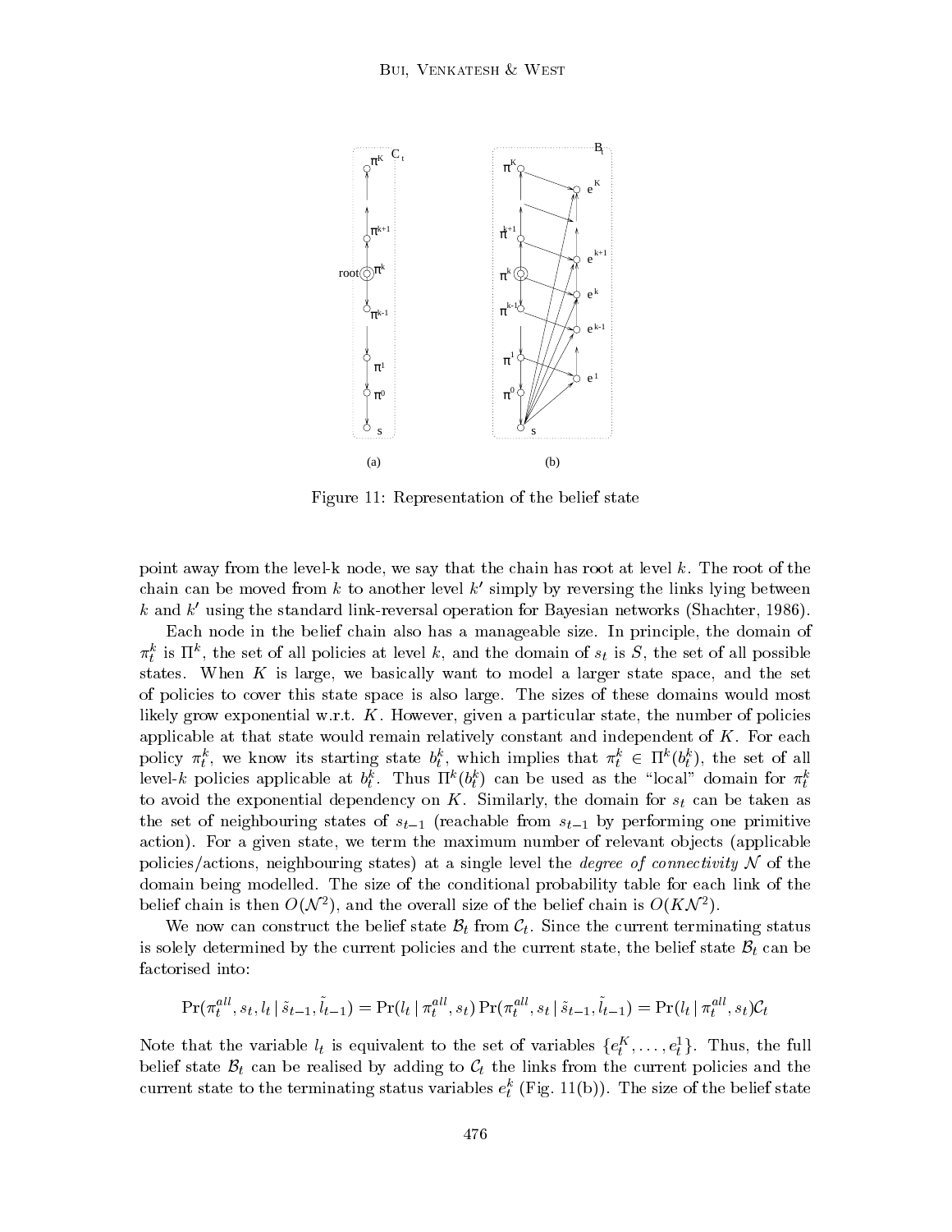Figure 11: Representation of the belief state

point away from the level-k node, we say that the chain has root at level $k$. The root of the chain can be moved from $k$ to another level $k'$ simply by reversing the links lying between $k$ and $k'$ using the standard link-reversal operation for Bayesian networks (Shachter, 1986).

Each node in the belief chain also has a manageable size. In principle, the domain of $\pi_t^k$ is $\Pi^k$, the set of all policies at level $k$, and the domain of $s_t$ is $S$, the set of all possible states. When $K$ is large, we basically want to model a larger state space, and the set of policies to cover this state space is also large. The sizes of these domains would most likely grow exponential w.r.t. $K$. However, given a particular state, the number of policies applicable at that state would remain relatively constant and independent of $K$. For each policy $\pi_t^k$, we know its starting state $b_t^k$, which implies that $\pi_t^k \in \Pi^k(b_t^k)$, the set of all level-$k$ policies applicable at $b_t^k$. Thus $\Pi^k(b_t^k)$ can be used as the "local" domain for $\pi_t^k$ to avoid the exponential dependency on $K$. Similarly, the domain for $s_t$ can be taken as the set of neighbouring states of $s_{t-1}$ (reachable from $s_{t-1}$ by performing one primitive action). For a given state, we term the maximum number of relevant objects (applicable policies/actions, neighbouring states) at a single level the *degree of connectivity* $\mathcal{N}$ of the domain being modelled. The size of the conditional probability table for each link of the belief chain is then $O(\mathcal{N}^2)$, and the overall size of the belief chain is $O(K\mathcal{N}^2)$.

We now can construct the belief state $\mathcal{B}_t$ from $\mathcal{C}_t$. Since the current terminating status is solely determined by the current policies and the current state, the belief state $\mathcal{B}_t$ can be factorised into:

$$\Pr(\pi_t^{all}, s_t, l_t \mid \tilde{s}_{t-1}, \tilde{l}_{t-1}) = \Pr(l_t \mid \pi_t^{all}, s_t) \Pr(\pi_t^{all}, s_t \mid \tilde{s}_{t-1}, \tilde{l}_{t-1}) = \Pr(l_t \mid \pi_t^{all}, s_t)\mathcal{C}_t$$

Note that the variable $l_t$ is equivalent to the set of variables $\{e_t^K, \ldots, e_t^1\}$. Thus, the full belief state $\mathcal{B}_t$ can be realised by adding to $\mathcal{C}_t$ the links from the current policies and the current state to the terminating status variables $e_t^k$ (Fig. 11(b)). The size of the belief state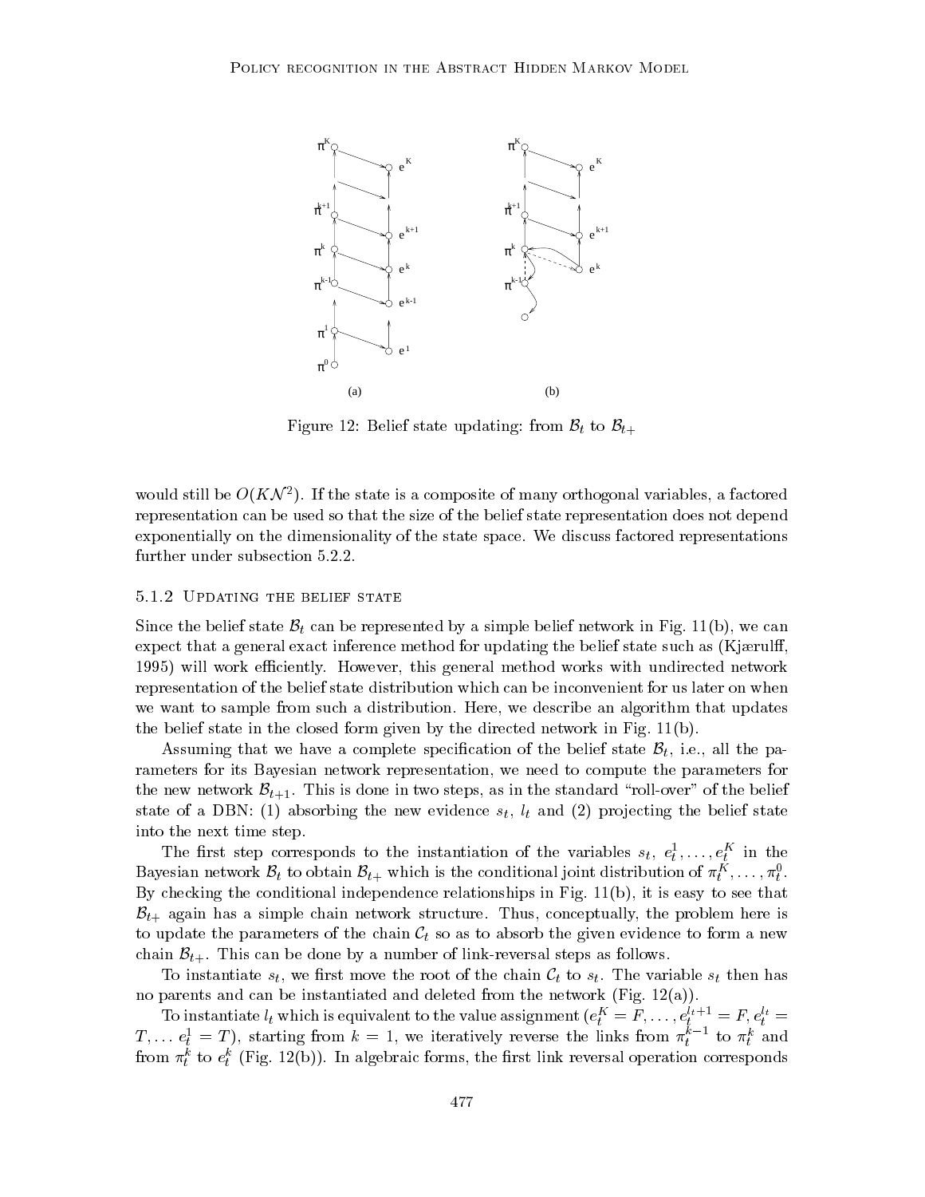Figure 12: Belief state updating: from $\mathcal{B}_t$ to $\mathcal{B}_{t+}$

would still be $O(K\mathcal{N}^2)$. If the state is a composite of many orthogonal variables, a factored representation can be used so that the size of the belief state representation does not depend exponentially on the dimensionality of the state space. We discuss factored representations further under subsection 5.2.2.

### 5.1.2 Updating the belief state

Since the belief state $\mathcal{B}_t$ can be represented by a simple belief network in Fig. 11(b), we can expect that a general exact inference method for updating the belief state such as (Kjærulff, 1995) will work efficiently. However, this general method works with undirected network representation of the belief state distribution which can be inconvenient for us later on when we want to sample from such a distribution. Here, we describe an algorithm that updates the belief state in the closed form given by the directed network in Fig. 11(b).

Assuming that we have a complete specification of the belief state $\mathcal{B}_t$, i.e., all the parameters for its Bayesian network representation, we need to compute the parameters for the new network $\mathcal{B}_{t+1}$. This is done in two steps, as in the standard "roll-over" of the belief state of a DBN: (1) absorbing the new evidence $s_t$, $l_t$ and (2) projecting the belief state into the next time step.

The first step corresponds to the instantiation of the variables $s_t$, $e_t^1, \ldots, e_t^K$ in the Bayesian network $\mathcal{B}_t$ to obtain $\mathcal{B}_{t+}$ which is the conditional joint distribution of $\pi_t^K, \ldots, \pi_t^0$. By checking the conditional independence relationships in Fig. 11(b), it is easy to see that $\mathcal{B}_{t+}$ again has a simple chain network structure. Thus, conceptually, the problem here is to update the parameters of the chain $\mathcal{C}_t$ so as to absorb the given evidence to form a new chain $\mathcal{B}_{t+}$. This can be done by a number of link-reversal steps as follows.

To instantiate $s_t$, we first move the root of the chain $\mathcal{C}_t$ to $s_t$. The variable $s_t$ then has no parents and can be instantiated and deleted from the network (Fig. 12(a)).

To instantiate $l_t$ which is equivalent to the value assignment ($e_t^K = F, \ldots, e_t^{l_t+1} = F, e_t^{l_t} = T, \ldots e_t^1 = T$), starting from $k = 1$, we iteratively reverse the links from $\pi_t^{k-1}$ to $\pi_t^k$ and from $\pi_t^k$ to $e_t^k$ (Fig. 12(b)). In algebraic forms, the first link reversal operation corresponds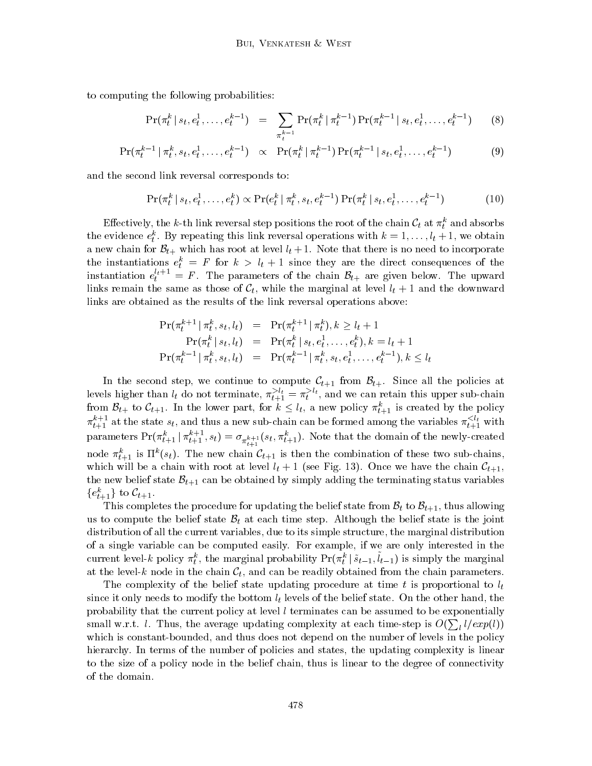to computing the following probabilities:

$$\Pr(\pi_t^k \mid s_t, e_t^1, \ldots, e_t^{k-1}) = \sum_{\pi_t^{k-1}} \Pr(\pi_t^k \mid \pi_t^{k-1}) \Pr(\pi_t^{k-1} \mid s_t, e_t^1, \ldots, e_t^{k-1}) \tag{8}$$

$$\Pr(\pi_t^{k-1} \mid \pi_t^k, s_t, e_t^1, \ldots, e_t^{k-1}) \propto \Pr(\pi_t^k \mid \pi_t^{k-1}) \Pr(\pi_t^{k-1} \mid s_t, e_t^1, \ldots, e_t^{k-1}) \tag{9}$$

and the second link reversal corresponds to:

$$\Pr(\pi_t^k \mid s_t, e_t^1, \ldots, e_t^k) \propto \Pr(e_t^k \mid \pi_t^k, s_t, e_t^{k-1}) \Pr(\pi_t^k \mid s_t, e_t^1, \ldots, e_t^{k-1}) \tag{10}$$

Effectively, the $k$-th link reversal step positions the root of the chain $\mathcal{C}_t$ at $\pi_t^k$ and absorbs the evidence $e_t^k$. By repeating this link reversal operations with $k = 1, \ldots, l_t + 1$, we obtain a new chain for $\mathcal{B}_{t+}$ which has root at level $l_t + 1$. Note that there is no need to incorporate the instantiations $e_t^k = F$ for $k > l_t + 1$ since they are the direct consequences of the instantiation $e_t^{l_t+1} = F$. The parameters of the chain $\mathcal{B}_{t+}$ are given below. The upward links remain the same as those of $\mathcal{C}_t$, while the marginal at level $l_t + 1$ and the downward links are obtained as the results of the link reversal operations above:

$$\begin{aligned}
\Pr(\pi_t^{k+1} \mid \pi_t^k, s_t, l_t) &= \Pr(\pi_t^{k+1} \mid \pi_t^k), k \geq l_t + 1 \\
\Pr(\pi_t^k \mid s_t, l_t) &= \Pr(\pi_t^k \mid s_t, e_t^1, \ldots, e_t^k), k = l_t + 1 \\
\Pr(\pi_t^{k-1} \mid \pi_t^k, s_t, l_t) &= \Pr(\pi_t^{k-1} \mid \pi_t^k, s_t, e_t^1, \ldots, e_t^{k-1}), k \leq l_t
\end{aligned}$$

In the second step, we continue to compute $\mathcal{C}_{t+1}$ from $\mathcal{B}_{t+}$. Since all the policies at levels higher than $l_t$ do not terminate, $\pi_{t+1}^{>l_t} = \pi_t^{>l_t}$, and we can retain this upper sub-chain from $\mathcal{B}_{t+}$ to $\mathcal{C}_{t+1}$. In the lower part, for $k \leq l_t$, a new policy $\pi_{t+1}^k$ is created by the policy $\pi_{t+1}^{k+1}$ at the state $s_t$, and thus a new sub-chain can be formed among the variables $\pi_{t+1}^{<l_t}$ with parameters $\Pr(\pi_{t+1}^k \mid \pi_{t+1}^{k+1}, s_t) = \sigma_{\pi_{t+1}^{k+1}}(s_t, \pi_{t+1}^k)$. Note that the domain of the newly-created node $\pi_{t+1}^k$ is $\Pi^k(s_t)$. The new chain $\mathcal{C}_{t+1}$ is then the combination of these two sub-chains, which will be a chain with root at level $l_t + 1$ (see Fig. 13). Once we have the chain $\mathcal{C}_{t+1}$, the new belief state $\mathcal{B}_{t+1}$ can be obtained by simply adding the terminating status variables $\{e_{t+1}^k\}$ to $\mathcal{C}_{t+1}$.

This completes the procedure for updating the belief state from $\mathcal{B}_t$ to $\mathcal{B}_{t+1}$, thus allowing us to compute the belief state $\mathcal{B}_t$ at each time step. Although the belief state is the joint distribution of all the current variables, due to its simple structure, the marginal distribution of a single variable can be computed easily. For example, if we are only interested in the current level-$k$ policy $\pi_t^k$, the marginal probability $\Pr(\pi_t^k \mid \tilde{s}_{t-1}, \tilde{l}_{t-1})$ is simply the marginal at the level-$k$ node in the chain $\mathcal{C}_t$, and can be readily obtained from the chain parameters.

The complexity of the belief state updating procedure at time $t$ is proportional to $l_t$ since it only needs to modify the bottom $l_t$ levels of the belief state. On the other hand, the probability that the current policy at level $l$ terminates can be assumed to be exponentially small w.r.t. $l$. Thus, the average updating complexity at each time-step is $O(\sum_l l/exp(l))$ which is constant-bounded, and thus does not depend on the number of levels in the policy hierarchy. In terms of the number of policies and states, the updating complexity is linear to the size of a policy node in the belief chain, thus is linear to the degree of connectivity of the domain.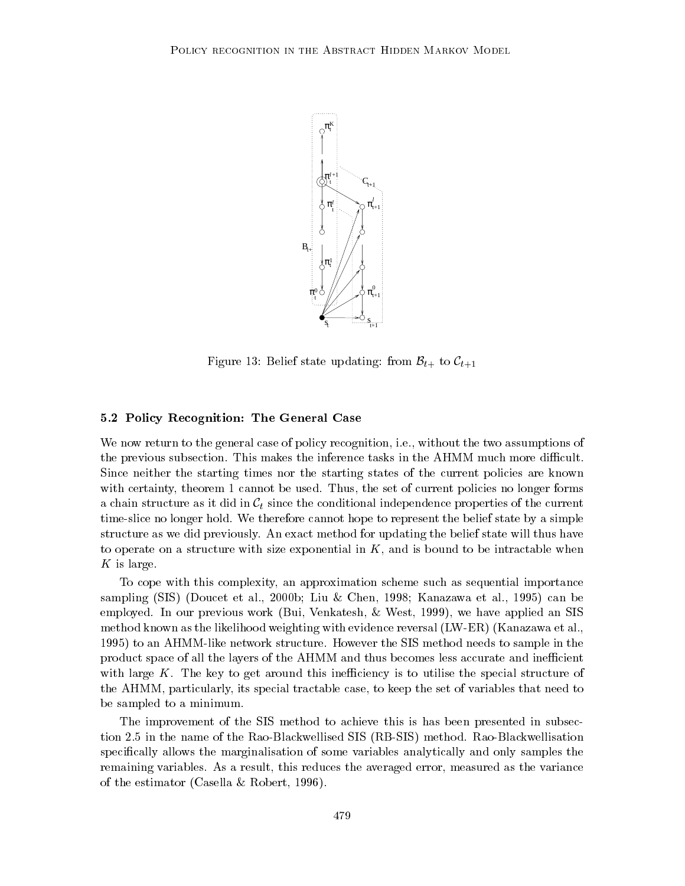Figure 13: Belief state updating: from $\mathcal{B}_{t+}$ to $\mathcal{C}_{t+1}$

### 5.2 Policy Recognition: The General Case

We now return to the general case of policy recognition, i.e., without the two assumptions of the previous subsection. This makes the inference tasks in the AHMM much more difficult. Since neither the starting times nor the starting states of the current policies are known with certainty, theorem 1 cannot be used. Thus, the set of current policies no longer forms a chain structure as it did in $\mathcal{C}_t$ since the conditional independence properties of the current time-slice no longer hold. We therefore cannot hope to represent the belief state by a simple structure as we did previously. An exact method for updating the belief state will thus have to operate on a structure with size exponential in $K$, and is bound to be intractable when $K$ is large.

To cope with this complexity, an approximation scheme such as sequential importance sampling (SIS) (Doucet et al., 2000b; Liu & Chen, 1998; Kanazawa et al., 1995) can be employed. In our previous work (Bui, Venkatesh, & West, 1999), we have applied an SIS method known as the likelihood weighting with evidence reversal (LW-ER) (Kanazawa et al., 1995) to an AHMM-like network structure. However the SIS method needs to sample in the product space of all the layers of the AHMM and thus becomes less accurate and inefficient with large $K$. The key to get around this inefficiency is to utilise the special structure of the AHMM, particularly, its special tractable case, to keep the set of variables that need to be sampled to a minimum.

The improvement of the SIS method to achieve this is has been presented in subsection 2.5 in the name of the Rao-Blackwellised SIS (RB-SIS) method. Rao-Blackwellisation specifically allows the marginalisation of some variables analytically and only samples the remaining variables. As a result, this reduces the averaged error, measured as the variance of the estimator (Casella & Robert, 1996).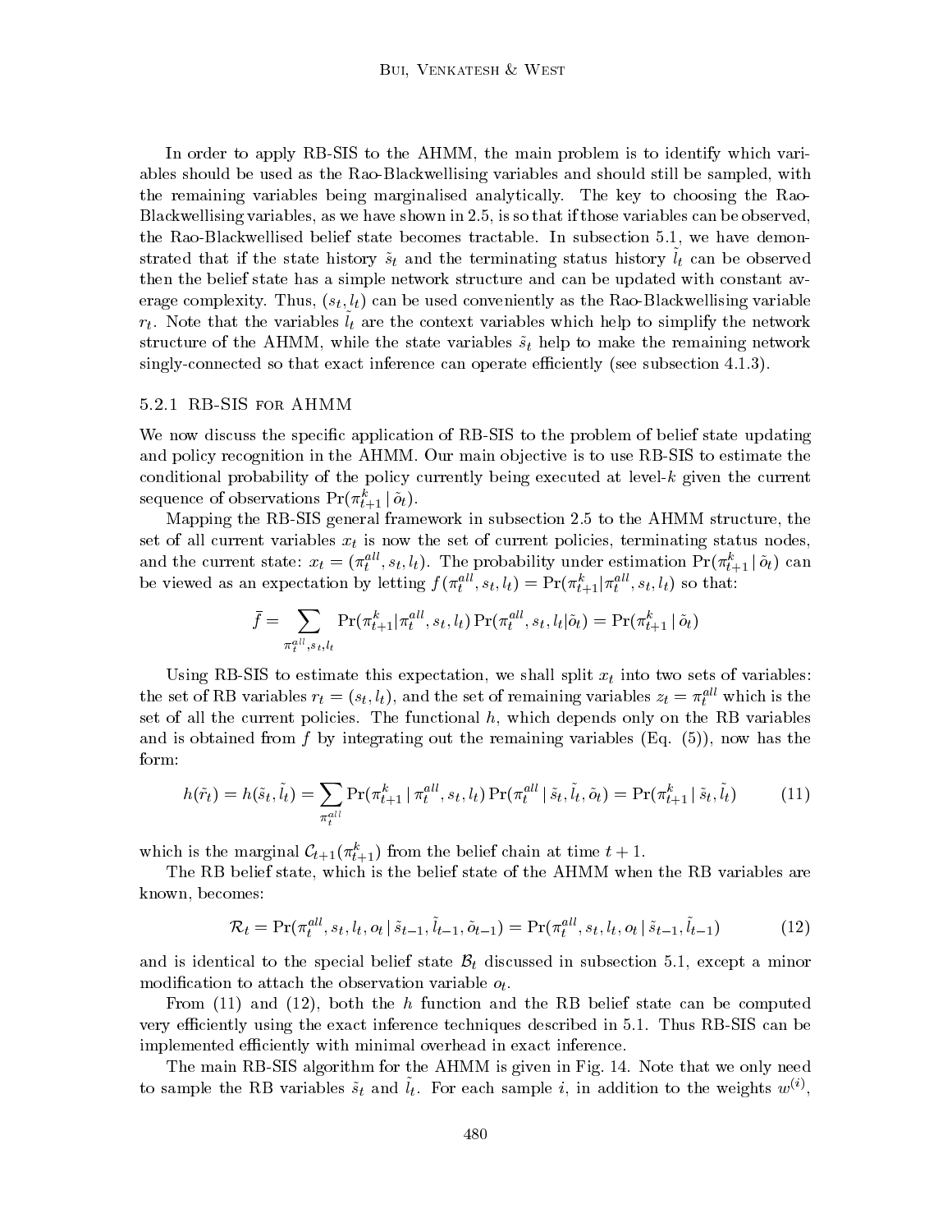In order to apply RB-SIS to the AHMM, the main problem is to identify which variables should be used as the Rao-Blackwellising variables and should still be sampled, with the remaining variables being marginalised analytically. The key to choosing the Rao-Blackwellising variables, as we have shown in 2.5, is so that if those variables can be observed, the Rao-Blackwellised belief state becomes tractable. In subsection 5.1, we have demonstrated that if the state history $\tilde{s}_t$ and the terminating status history $\tilde{l}_t$ can be observed then the belief state has a simple network structure and can be updated with constant average complexity. Thus, $(s_t, l_t)$ can be used conveniently as the Rao-Blackwellising variable $r_t$. Note that the variables $\tilde{l}_t$ are the context variables which help to simplify the network structure of the AHMM, while the state variables $\tilde{s}_t$ help to make the remaining network singly-connected so that exact inference can operate efficiently (see subsection 4.1.3).

### 5.2.1 RB-SIS for AHMM

We now discuss the specific application of RB-SIS to the problem of belief state updating and policy recognition in the AHMM. Our main objective is to use RB-SIS to estimate the conditional probability of the policy currently being executed at level-$k$ given the current sequence of observations $\Pr(\pi^k_{t+1} \mid \tilde{o}_t)$.

Mapping the RB-SIS general framework in subsection 2.5 to the AHMM structure, the set of all current variables $x_t$ is now the set of current policies, terminating status nodes, and the current state: $x_t = (\pi^{all}_t, s_t, l_t)$. The probability under estimation $\Pr(\pi^k_{t+1} \mid \tilde{o}_t)$ can be viewed as an expectation by letting $f(\pi^{all}_t, s_t, l_t) = \Pr(\pi^k_{t+1} | \pi^{all}_t, s_t, l_t)$ so that:

$$\bar{f} = \sum_{\pi^{all}_t, s_t, l_t} \Pr(\pi^k_{t+1} | \pi^{all}_t, s_t, l_t) \Pr(\pi^{all}_t, s_t, l_t | \tilde{o}_t) = \Pr(\pi^k_{t+1} \mid \tilde{o}_t)$$

Using RB-SIS to estimate this expectation, we shall split $x_t$ into two sets of variables: the set of RB variables $r_t = (s_t, l_t)$, and the set of remaining variables $z_t = \pi^{all}_t$ which is the set of all the current policies. The functional $h$, which depends only on the RB variables and is obtained from $f$ by integrating out the remaining variables (Eq. (5)), now has the form:

$$h(\tilde{r}_t) = h(\tilde{s}_t, \tilde{l}_t) = \sum_{\pi^{all}_t} \Pr(\pi^k_{t+1} \mid \pi^{all}_t, s_t, l_t) \Pr(\pi^{all}_t \mid \tilde{s}_t, \tilde{l}_t, \tilde{o}_t) = \Pr(\pi^k_{t+1} \mid \tilde{s}_t, \tilde{l}_t) \tag{11}$$

which is the marginal $\mathcal{C}_{t+1}(\pi^k_{t+1})$ from the belief chain at time $t + 1$.

The RB belief state, which is the belief state of the AHMM when the RB variables are known, becomes:

$$\mathcal{R}_t = \Pr(\pi^{all}_t, s_t, l_t, o_t \mid \tilde{s}_{t-1}, \tilde{l}_{t-1}, \tilde{o}_{t-1}) = \Pr(\pi^{all}_t, s_t, l_t, o_t \mid \tilde{s}_{t-1}, \tilde{l}_{t-1}) \tag{12}$$

and is identical to the special belief state $\mathcal{B}_t$ discussed in subsection 5.1, except a minor modification to attach the observation variable $o_t$.

From (11) and (12), both the $h$ function and the RB belief state can be computed very efficiently using the exact inference techniques described in 5.1. Thus RB-SIS can be implemented efficiently with minimal overhead in exact inference.

The main RB-SIS algorithm for the AHMM is given in Fig. 14. Note that we only need to sample the RB variables $\tilde{s}_t$ and $\tilde{l}_t$. For each sample $i$, in addition to the weights $w^{(i)}$,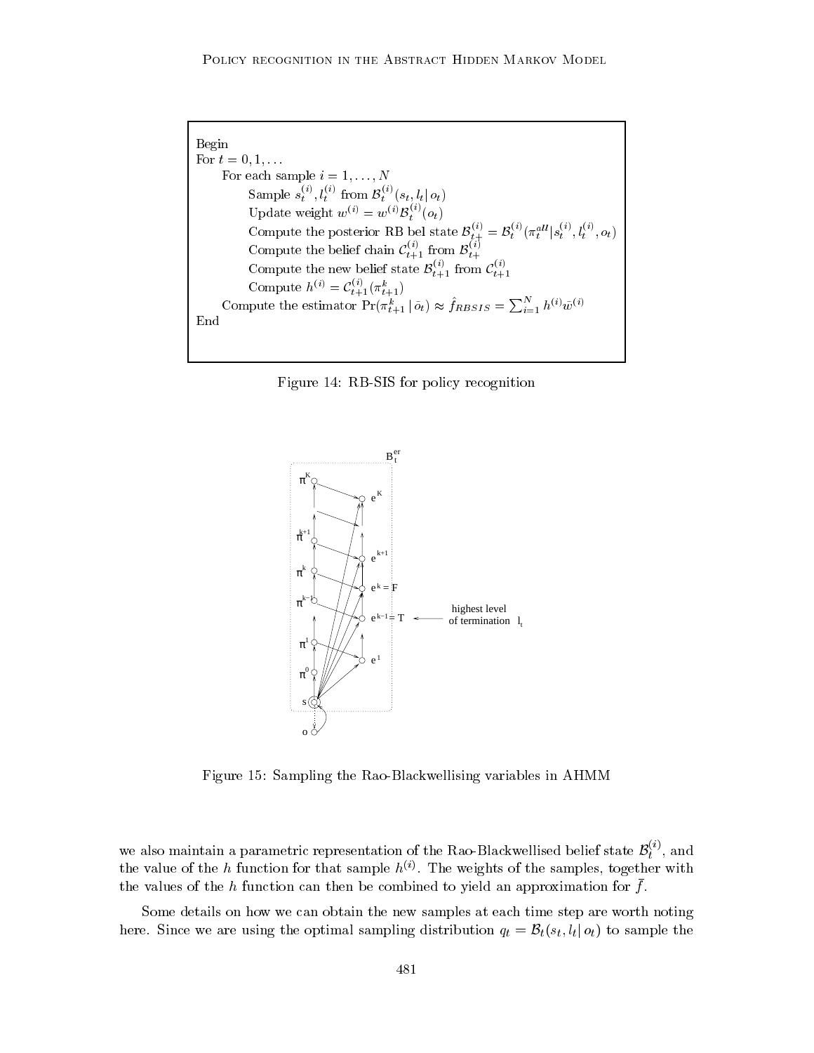```
Begin
For t = 0, 1, ...
    For each sample i = 1, ..., N
        Sample s_t^(i), l_t^(i) from B_t^(i)(s_t, l_t | o_t)
        Update weight w^(i) = w^(i) B_t^(i)(o_t)
        Compute the posterior RB bel state B_{t+}^(i) = B_t^(i)(π_t^all | s_t^(i), l_t^(i), o_t)
        Compute the belief chain C_{t+1}^(i) from B_{t+}^(i)
        Compute the new belief state B_{t+1}^(i) from C_{t+1}^(i)
        Compute h^(i) = C_{t+1}^(i)(π_{t+1}^k)
    Compute the estimator Pr(π_{t+1}^k | ō_t) ≈ f̂_RBSIS = Σ_{i=1}^N h^(i) w̄^(i)
End
```

Figure 14: RB-SIS for policy recognition

Figure 15: Sampling the Rao-Blackwellising variables in AHMM

we also maintain a parametric representation of the Rao-Blackwellised belief state $\mathcal{B}_t^{(i)}$, and the value of the $h$ function for that sample $h^{(i)}$. The weights of the samples, together with the values of the $h$ function can then be combined to yield an approximation for $\bar{f}$.

Some details on how we can obtain the new samples at each time step are worth noting here. Since we are using the optimal sampling distribution $q_t = \mathcal{B}_t(s_t, l_t | o_t)$ to sample the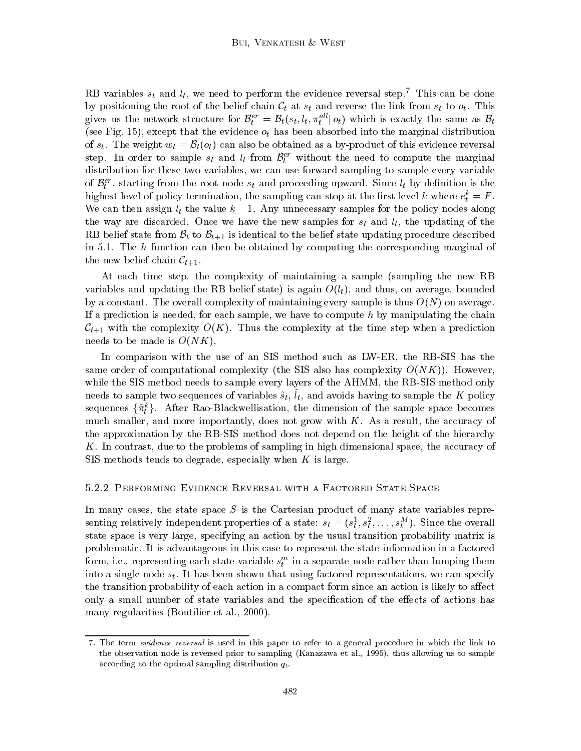RB variables $s_t$ and $l_t$, we need to perform the evidence reversal step.[7] This can be done by positioning the root of the belief chain $\mathcal{C}_t$ at $s_t$ and reverse the link from $s_t$ to $o_t$. This gives us the network structure for $\mathcal{B}_t^{er} = \mathcal{B}_t(s_t, l_t, \pi_t^{all} | o_t)$ which is exactly the same as $\mathcal{B}_t$ (see Fig. 15), except that the evidence $o_t$ has been absorbed into the marginal distribution of $s_t$. The weight $w_t = \mathcal{B}_t(o_t)$ can also be obtained as a by-product of this evidence reversal step. In order to sample $s_t$ and $l_t$ from $\mathcal{B}_t^{er}$ without the need to compute the marginal distribution for these two variables, we can use forward sampling to sample every variable of $\mathcal{B}_t^{er}$, starting from the root node $s_t$ and proceeding upward. Since $l_t$ by definition is the highest level of policy termination, the sampling can stop at the first level $k$ where $e_t^k = F$. We can then assign $l_t$ the value $k-1$. Any unnecessary samples for the policy nodes along the way are discarded. Once we have the new samples for $s_t$ and $l_t$, the updating of the RB belief state from $\mathcal{B}_t$ to $\mathcal{B}_{t+1}$ is identical to the belief state updating procedure described in 5.1. The $h$ function can then be obtained by computing the corresponding marginal of the new belief chain $\mathcal{C}_{t+1}$.

At each time step, the complexity of maintaining a sample (sampling the new RB variables and updating the RB belief state) is again $O(l_t)$, and thus, on average, bounded by a constant. The overall complexity of maintaining every sample is thus $O(N)$ on average. If a prediction is needed, for each sample, we have to compute $h$ by manipulating the chain $\mathcal{C}_{t+1}$ with the complexity $O(K)$. Thus the complexity at the time step when a prediction needs to be made is $O(NK)$.

In comparison with the use of an SIS method such as LW-ER, the RB-SIS has the same order of computational complexity (the SIS also has complexity $O(NK)$). However, while the SIS method needs to sample every layers of the AHMM, the RB-SIS method only needs to sample two sequences of variables $\tilde{s}_t$, $\tilde{l}_t$, and avoids having to sample the $K$ policy sequences $\{\tilde{\pi}_t^k\}$. After Rao-Blackwellisation, the dimension of the sample space becomes much smaller, and more importantly, does not grow with $K$. As a result, the accuracy of the approximation by the RB-SIS method does not depend on the height of the hierarchy $K$. In contrast, due to the problems of sampling in high dimensional space, the accuracy of SIS methods tends to degrade, especially when $K$ is large.

### 5.2.2 Performing Evidence Reversal with a Factored State Space

In many cases, the state space $S$ is the Cartesian product of many state variables representing relatively independent properties of a state: $s_t = (s_t^1, s_t^2, \ldots, s_t^M)$. Since the overall state space is very large, specifying an action by the usual transition probability matrix is problematic. It is advantageous in this case to represent the state information in a factored form, i.e., representing each state variable $s_t^m$ in a separate node rather than lumping them into a single node $s_t$. It has been shown that using factored representations, we can specify the transition probability of each action in a compact form since an action is likely to affect only a small number of state variables and the specification of the effects of actions has many regularities (Boutilier et al., 2000).

---

7. The term *evidence reversal* is used in this paper to refer to a general procedure in which the link to the observation node is reversed prior to sampling (Kanazawa et al., 1995), thus allowing us to sample according to the optimal sampling distribution $q_t$.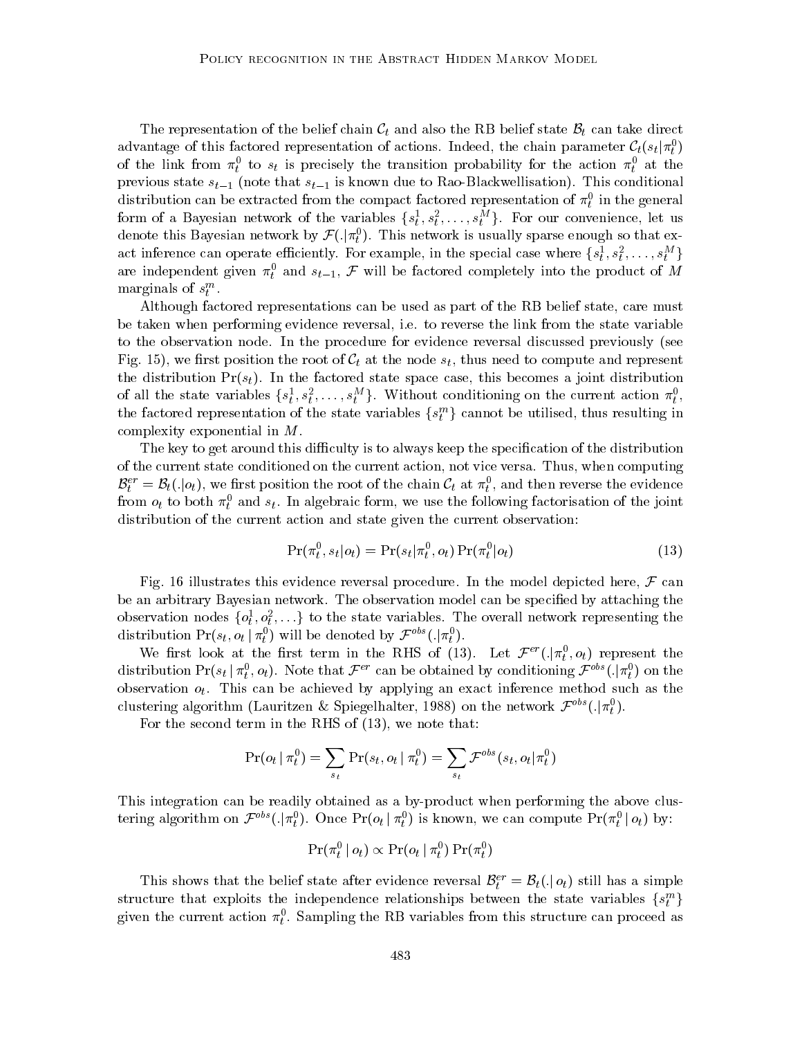The representation of the belief chain $\mathcal{C}_t$ and also the RB belief state $\mathcal{B}_t$ can take direct advantage of this factored representation of actions. Indeed, the chain parameter $\mathcal{C}_t(s_t|\pi_t^0)$ of the link from $\pi_t^0$ to $s_t$ is precisely the transition probability for the action $\pi_t^0$ at the previous state $s_{t-1}$ (note that $s_{t-1}$ is known due to Rao-Blackwellisation). This conditional distribution can be extracted from the compact factored representation of $\pi_t^0$ in the general form of a Bayesian network of the variables $\{s_t^1, s_t^2, \ldots, s_t^M\}$. For our convenience, let us denote this Bayesian network by $\mathcal{F}(.|\pi_t^0)$. This network is usually sparse enough so that exact inference can operate efficiently. For example, in the special case where $\{s_t^1, s_t^2, \ldots, s_t^M\}$ are independent given $\pi_t^0$ and $s_{t-1}$, $\mathcal{F}$ will be factored completely into the product of $M$ marginals of $s_t^m$.

Although factored representations can be used as part of the RB belief state, care must be taken when performing evidence reversal, i.e. to reverse the link from the state variable to the observation node. In the procedure for evidence reversal discussed previously (see Fig. 15), we first position the root of $\mathcal{C}_t$ at the node $s_t$, thus need to compute and represent the distribution $\Pr(s_t)$. In the factored state space case, this becomes a joint distribution of all the state variables $\{s_t^1, s_t^2, \ldots, s_t^M\}$. Without conditioning on the current action $\pi_t^0$, the factored representation of the state variables $\{s_t^m\}$ cannot be utilised, thus resulting in complexity exponential in $M$.

The key to get around this difficulty is to always keep the specification of the distribution of the current state conditioned on the current action, not vice versa. Thus, when computing $\mathcal{B}_t^{er} = \mathcal{B}_t(.|o_t)$, we first position the root of the chain $\mathcal{C}_t$ at $\pi_t^0$, and then reverse the evidence from $o_t$ to both $\pi_t^0$ and $s_t$. In algebraic form, we use the following factorisation of the joint distribution of the current action and state given the current observation:

$$\Pr(\pi_t^0, s_t|o_t) = \Pr(s_t|\pi_t^0, o_t)\Pr(\pi_t^0|o_t) \tag{13}$$

Fig. 16 illustrates this evidence reversal procedure. In the model depicted here, $\mathcal{F}$ can be an arbitrary Bayesian network. The observation model can be specified by attaching the observation nodes $\{o_t^1, o_t^2, \ldots\}$ to the state variables. The overall network representing the distribution $\Pr(s_t, o_t \,|\, \pi_t^0)$ will be denoted by $\mathcal{F}^{obs}(.|\pi_t^0)$.

We first look at the first term in the RHS of (13). Let $\mathcal{F}^{er}(.|\pi_t^0, o_t)$ represent the distribution $\Pr(s_t \,|\, \pi_t^0, o_t)$. Note that $\mathcal{F}^{er}$ can be obtained by conditioning $\mathcal{F}^{obs}(.|\pi_t^0)$ on the observation $o_t$. This can be achieved by applying an exact inference method such as the clustering algorithm (Lauritzen & Spiegelhalter, 1988) on the network $\mathcal{F}^{obs}(.|\pi_t^0)$.

For the second term in the RHS of (13), we note that:

$$\Pr(o_t \,|\, \pi_t^0) = \sum_{s_t} \Pr(s_t, o_t \,|\, \pi_t^0) = \sum_{s_t} \mathcal{F}^{obs}(s_t, o_t|\pi_t^0)$$

This integration can be readily obtained as a by-product when performing the above clustering algorithm on $\mathcal{F}^{obs}(.|\pi_t^0)$. Once $\Pr(o_t \,|\, \pi_t^0)$ is known, we can compute $\Pr(\pi_t^0 \,|\, o_t)$ by:

$$\Pr(\pi_t^0 \,|\, o_t) \propto \Pr(o_t \,|\, \pi_t^0)\Pr(\pi_t^0)$$

This shows that the belief state after evidence reversal $\mathcal{B}_t^{er} = \mathcal{B}_t(.\,|\, o_t)$ still has a simple structure that exploits the independence relationships between the state variables $\{s_t^m\}$ given the current action $\pi_t^0$. Sampling the RB variables from this structure can proceed as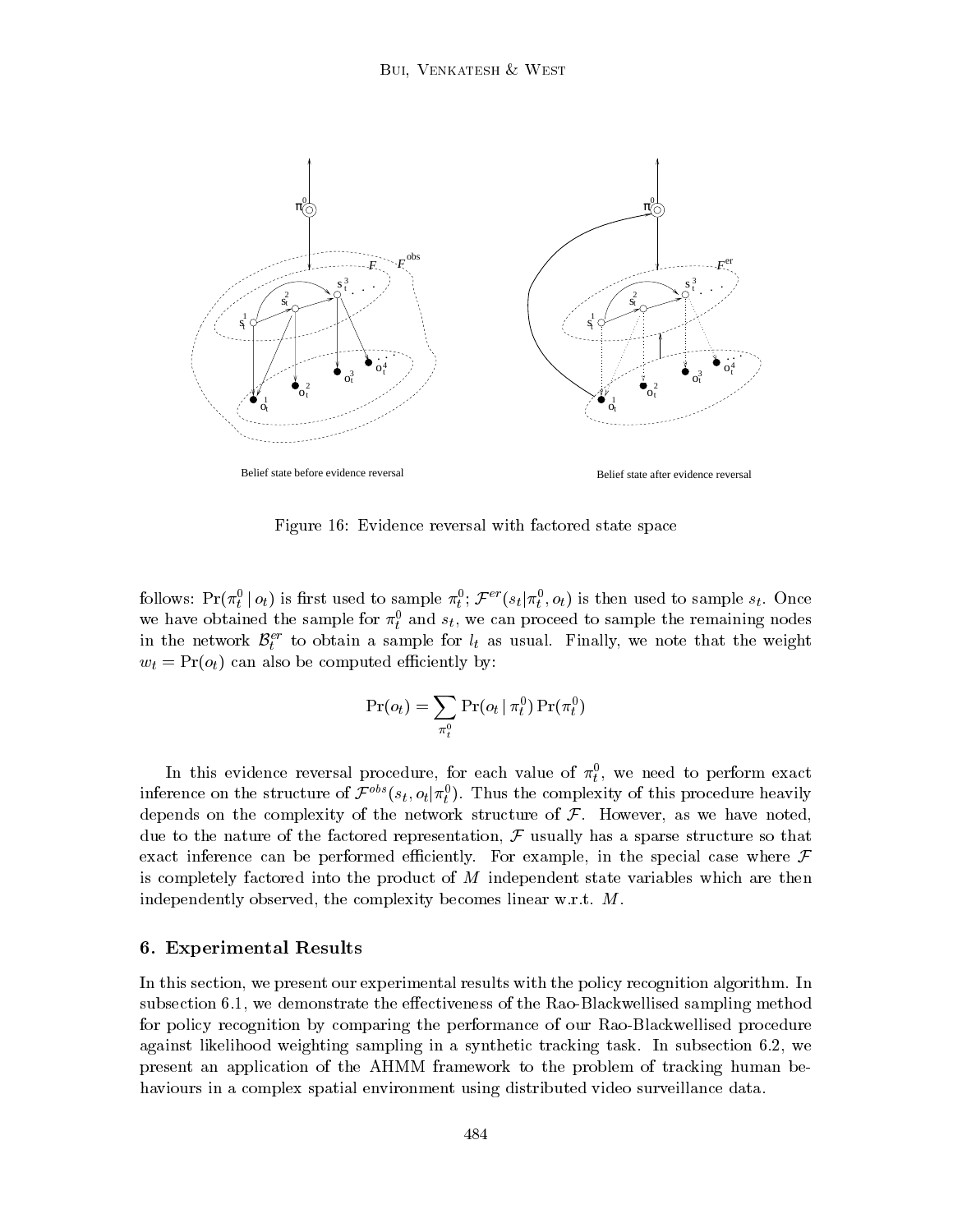Belief state before evidence reversal

Belief state after evidence reversal

Figure 16: Evidence reversal with factored state space

follows: $\Pr(\pi_t^0 \mid o_t)$ is first used to sample $\pi_t^0$; $\mathcal{F}^{er}(s_t|\pi_t^0, o_t)$ is then used to sample $s_t$. Once we have obtained the sample for $\pi_t^0$ and $s_t$, we can proceed to sample the remaining nodes in the network $\mathcal{B}_t^{er}$ to obtain a sample for $l_t$ as usual. Finally, we note that the weight $w_t = \Pr(o_t)$ can also be computed efficiently by:

$$\Pr(o_t) = \sum_{\pi_t^0} \Pr(o_t \mid \pi_t^0) \Pr(\pi_t^0)$$

In this evidence reversal procedure, for each value of $\pi_t^0$, we need to perform exact inference on the structure of $\mathcal{F}^{obs}(s_t, o_t|\pi_t^0)$. Thus the complexity of this procedure heavily depends on the complexity of the network structure of $\mathcal{F}$. However, as we have noted, due to the nature of the factored representation, $\mathcal{F}$ usually has a sparse structure so that exact inference can be performed efficiently. For example, in the special case where $\mathcal{F}$ is completely factored into the product of $M$ independent state variables which are then independently observed, the complexity becomes linear w.r.t. $M$.

## 6. Experimental Results

In this section, we present our experimental results with the policy recognition algorithm. In subsection 6.1, we demonstrate the effectiveness of the Rao-Blackwellised sampling method for policy recognition by comparing the performance of our Rao-Blackwellised procedure against likelihood weighting sampling in a synthetic tracking task. In subsection 6.2, we present an application of the AHMM framework to the problem of tracking human behaviours in a complex spatial environment using distributed video surveillance data.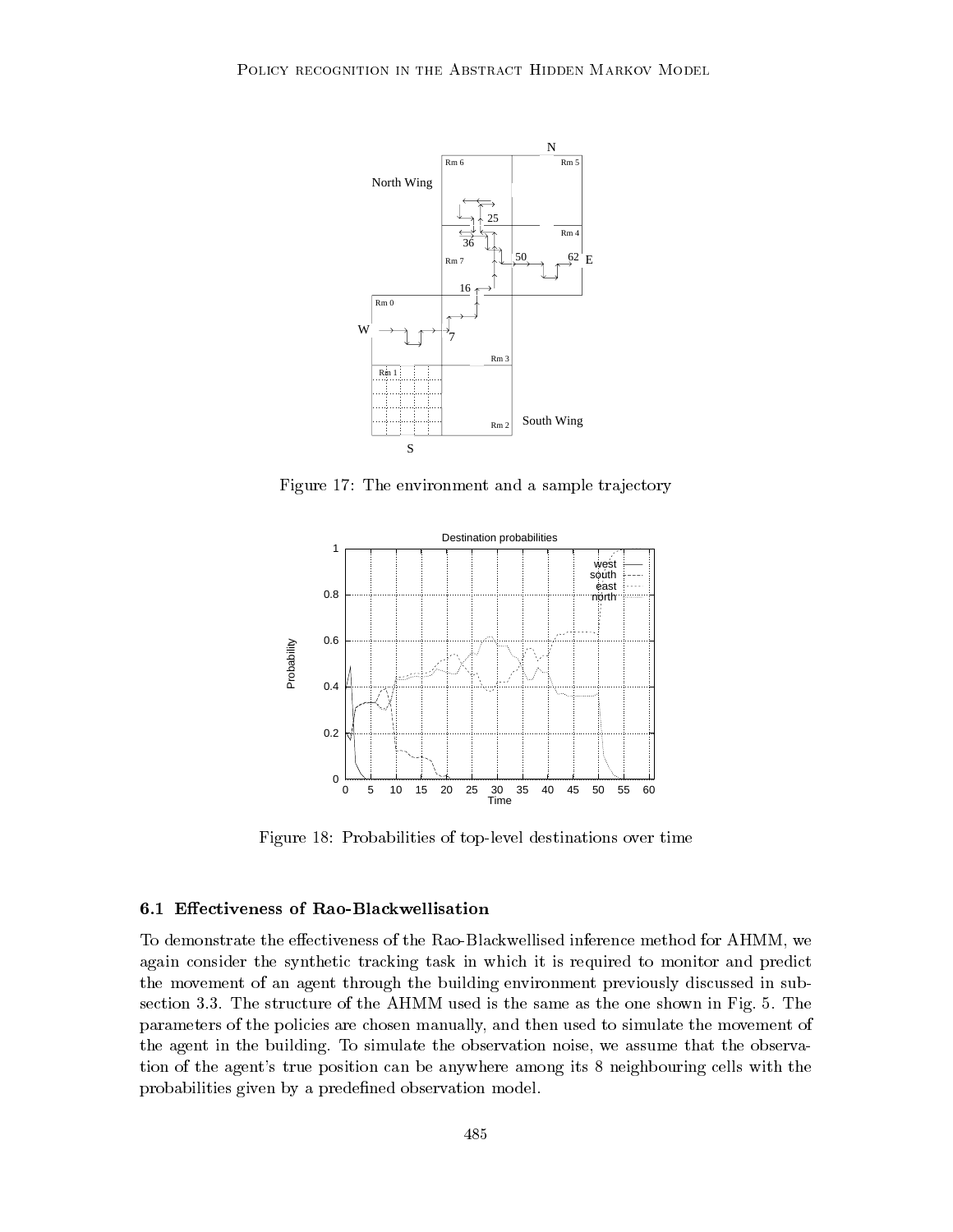Figure 17: The environment and a sample trajectory

Figure 18: Probabilities of top-level destinations over time

### 6.1 Effectiveness of Rao-Blackwellisation

To demonstrate the effectiveness of the Rao-Blackwellised inference method for AHMM, we again consider the synthetic tracking task in which it is required to monitor and predict the movement of an agent through the building environment previously discussed in subsection 3.3. The structure of the AHMM used is the same as the one shown in Fig. 5. The parameters of the policies are chosen manually, and then used to simulate the movement of the agent in the building. To simulate the observation noise, we assume that the observation of the agent's true position can be anywhere among its 8 neighbouring cells with the probabilities given by a predefined observation model.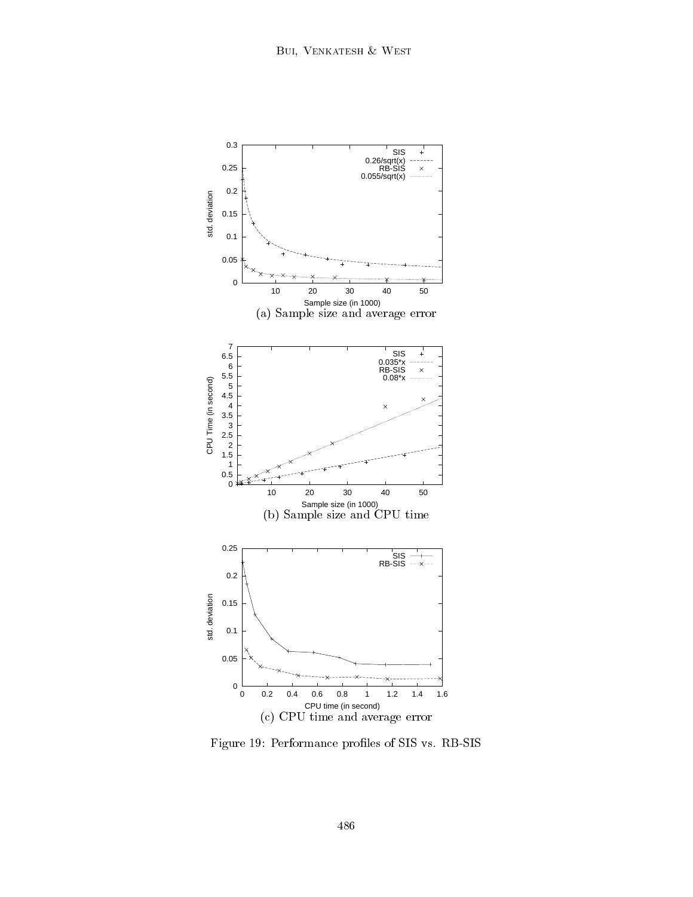(a) Sample size and average error

(b) Sample size and CPU time

(c) CPU time and average error

Figure 19: Performance profiles of SIS vs. RB-SIS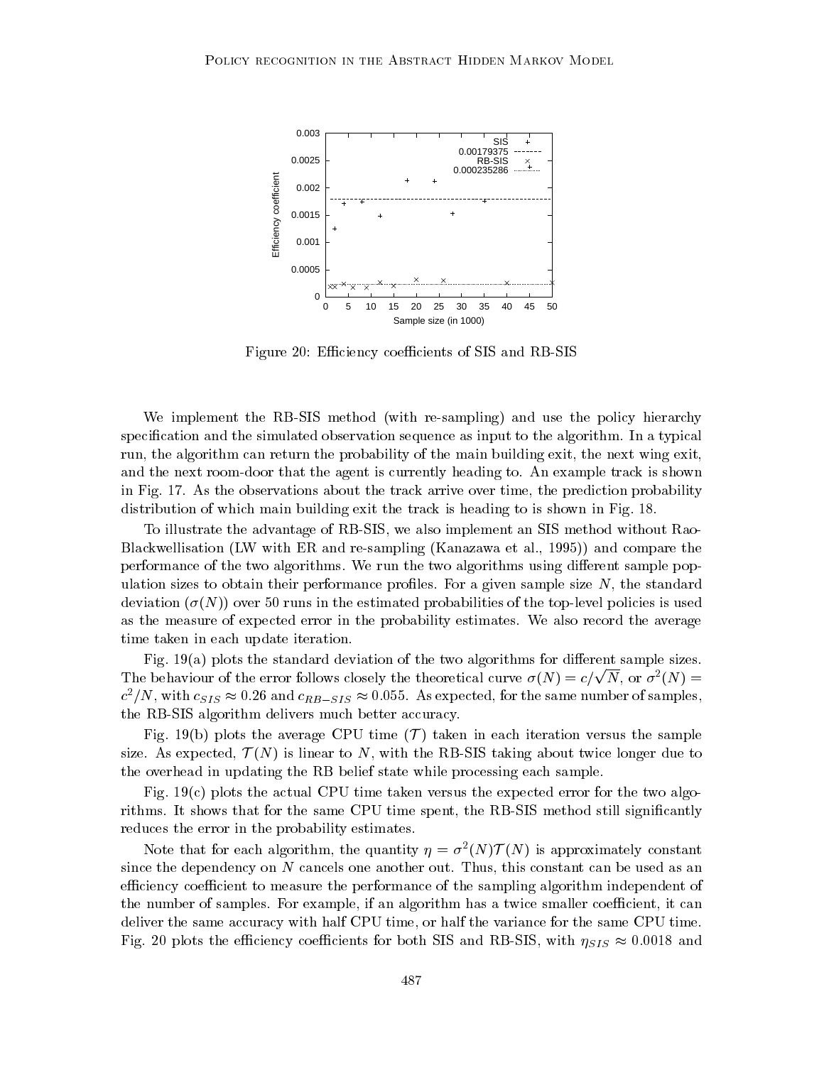Figure 20: Efficiency coefficients of SIS and RB-SIS

We implement the RB-SIS method (with re-sampling) and use the policy hierarchy specification and the simulated observation sequence as input to the algorithm. In a typical run, the algorithm can return the probability of the main building exit, the next wing exit, and the next room-door that the agent is currently heading to. An example track is shown in Fig. 17. As the observations about the track arrive over time, the prediction probability distribution of which main building exit the track is heading to is shown in Fig. 18.

To illustrate the advantage of RB-SIS, we also implement an SIS method without Rao-Blackwellisation (LW with ER and re-sampling (Kanazawa et al., 1995)) and compare the performance of the two algorithms. We run the two algorithms using different sample population sizes to obtain their performance profiles. For a given sample size $N$, the standard deviation ($\sigma(N)$) over 50 runs in the estimated probabilities of the top-level policies is used as the measure of expected error in the probability estimates. We also record the average time taken in each update iteration.

Fig. 19(a) plots the standard deviation of the two algorithms for different sample sizes. The behaviour of the error follows closely the theoretical curve $\sigma(N) = c/\sqrt{N}$, or $\sigma^2(N) = c^2/N$, with $c_{SIS} \approx 0.26$ and $c_{RB-SIS} \approx 0.055$. As expected, for the same number of samples, the RB-SIS algorithm delivers much better accuracy.

Fig. 19(b) plots the average CPU time ($\mathcal{T}$) taken in each iteration versus the sample size. As expected, $\mathcal{T}(N)$ is linear to $N$, with the RB-SIS taking about twice longer due to the overhead in updating the RB belief state while processing each sample.

Fig. 19(c) plots the actual CPU time taken versus the expected error for the two algorithms. It shows that for the same CPU time spent, the RB-SIS method still significantly reduces the error in the probability estimates.

Note that for each algorithm, the quantity $\eta = \sigma^2(N)\mathcal{T}(N)$ is approximately constant since the dependency on $N$ cancels one another out. Thus, this constant can be used as an efficiency coefficient to measure the performance of the sampling algorithm independent of the number of samples. For example, if an algorithm has a twice smaller coefficient, it can deliver the same accuracy with half CPU time, or half the variance for the same CPU time. Fig. 20 plots the efficiency coefficients for both SIS and RB-SIS, with $\eta_{SIS} \approx 0.0018$ and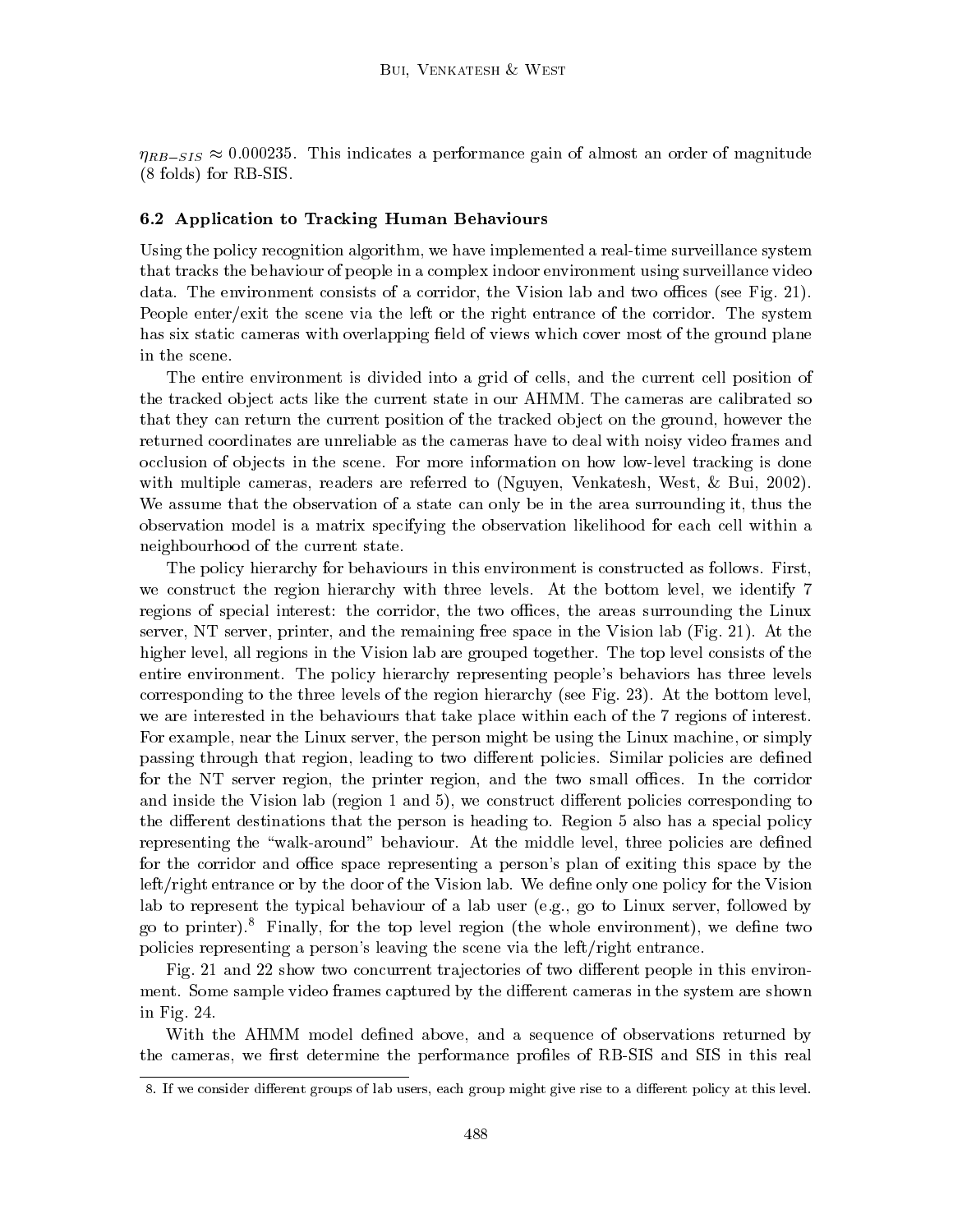$\eta_{RB-SIS} \approx 0.000235$. This indicates a performance gain of almost an order of magnitude (8 folds) for RB-SIS.

### 6.2 Application to Tracking Human Behaviours

Using the policy recognition algorithm, we have implemented a real-time surveillance system that tracks the behaviour of people in a complex indoor environment using surveillance video data. The environment consists of a corridor, the Vision lab and two offices (see Fig. 21). People enter/exit the scene via the left or the right entrance of the corridor. The system has six static cameras with overlapping field of views which cover most of the ground plane in the scene.

The entire environment is divided into a grid of cells, and the current cell position of the tracked object acts like the current state in our AHMM. The cameras are calibrated so that they can return the current position of the tracked object on the ground, however the returned coordinates are unreliable as the cameras have to deal with noisy video frames and occlusion of objects in the scene. For more information on how low-level tracking is done with multiple cameras, readers are referred to (Nguyen, Venkatesh, West, & Bui, 2002). We assume that the observation of a state can only be in the area surrounding it, thus the observation model is a matrix specifying the observation likelihood for each cell within a neighbourhood of the current state.

The policy hierarchy for behaviours in this environment is constructed as follows. First, we construct the region hierarchy with three levels. At the bottom level, we identify 7 regions of special interest: the corridor, the two offices, the areas surrounding the Linux server, NT server, printer, and the remaining free space in the Vision lab (Fig. 21). At the higher level, all regions in the Vision lab are grouped together. The top level consists of the entire environment. The policy hierarchy representing people's behaviors has three levels corresponding to the three levels of the region hierarchy (see Fig. 23). At the bottom level, we are interested in the behaviours that take place within each of the 7 regions of interest. For example, near the Linux server, the person might be using the Linux machine, or simply passing through that region, leading to two different policies. Similar policies are defined for the NT server region, the printer region, and the two small offices. In the corridor and inside the Vision lab (region 1 and 5), we construct different policies corresponding to the different destinations that the person is heading to. Region 5 also has a special policy representing the "walk-around" behaviour. At the middle level, three policies are defined for the corridor and office space representing a person's plan of exiting this space by the left/right entrance or by the door of the Vision lab. We define only one policy for the Vision lab to represent the typical behaviour of a lab user (e.g., go to Linux server, followed by go to printer).[8] Finally, for the top level region (the whole environment), we define two policies representing a person's leaving the scene via the left/right entrance.

Fig. 21 and 22 show two concurrent trajectories of two different people in this environment. Some sample video frames captured by the different cameras in the system are shown in Fig. 24.

With the AHMM model defined above, and a sequence of observations returned by the cameras, we first determine the performance profiles of RB-SIS and SIS in this real

8. If we consider different groups of lab users, each group might give rise to a different policy at this level.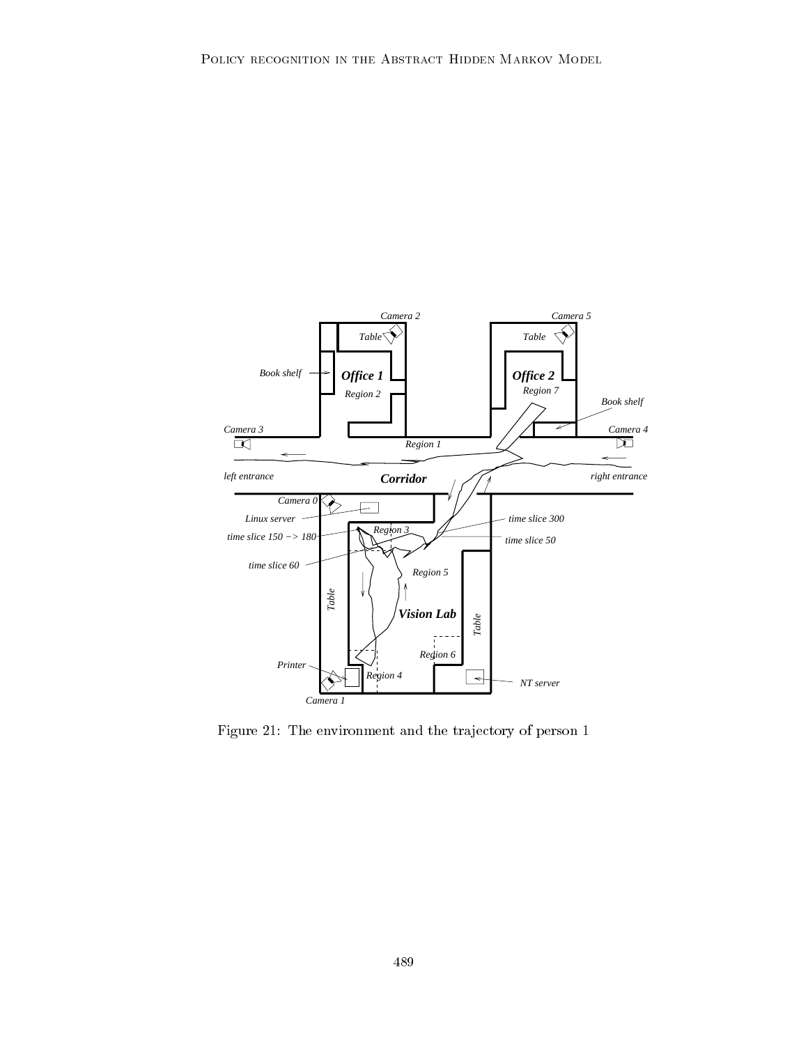Figure 21: The environment and the trajectory of person 1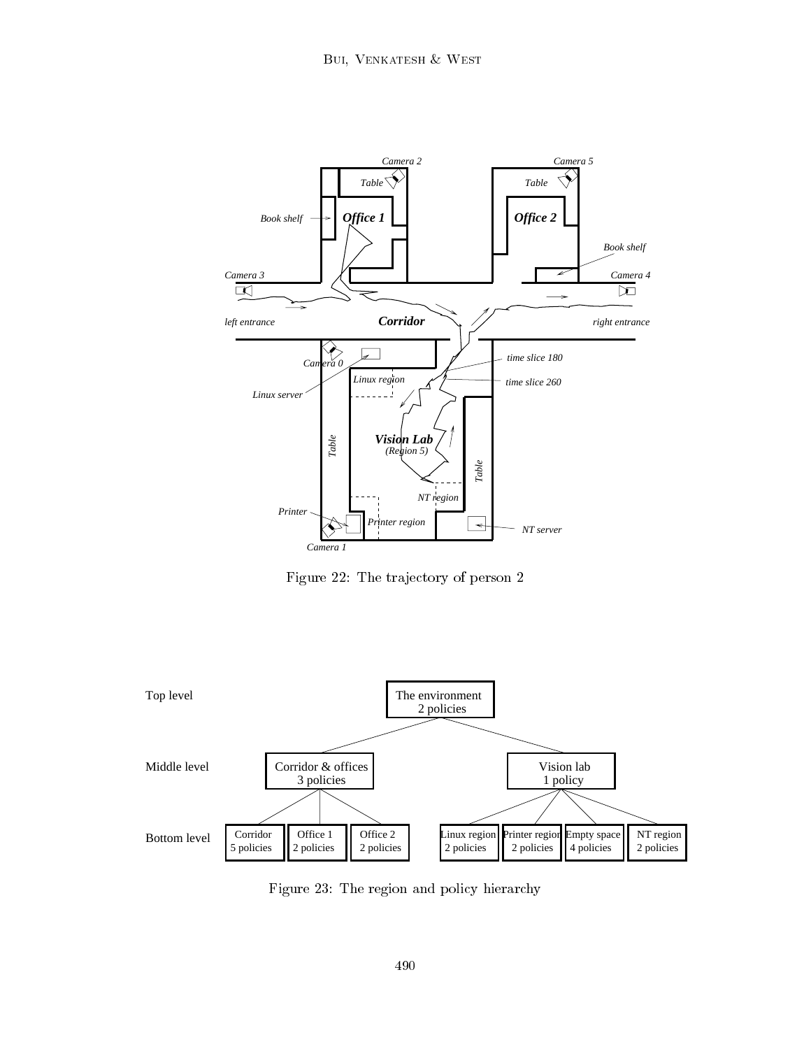Figure 22: The trajectory of person 2

Figure 23: The region and policy hierarchy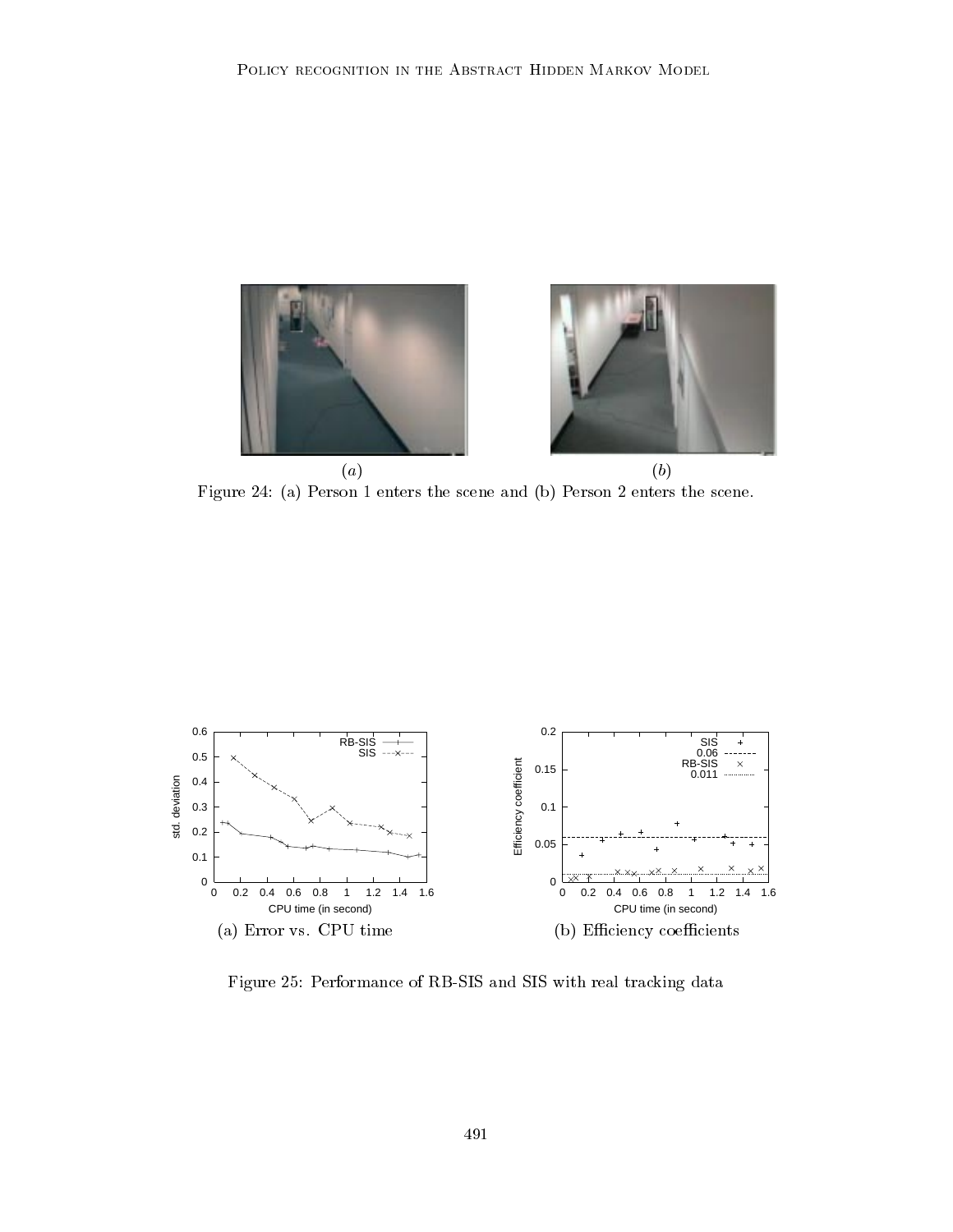(a) (b)

Figure 24: (a) Person 1 enters the scene and (b) Person 2 enters the scene.

(a) Error vs. CPU time (b) Efficiency coefficients

Figure 25: Performance of RB-SIS and SIS with real tracking data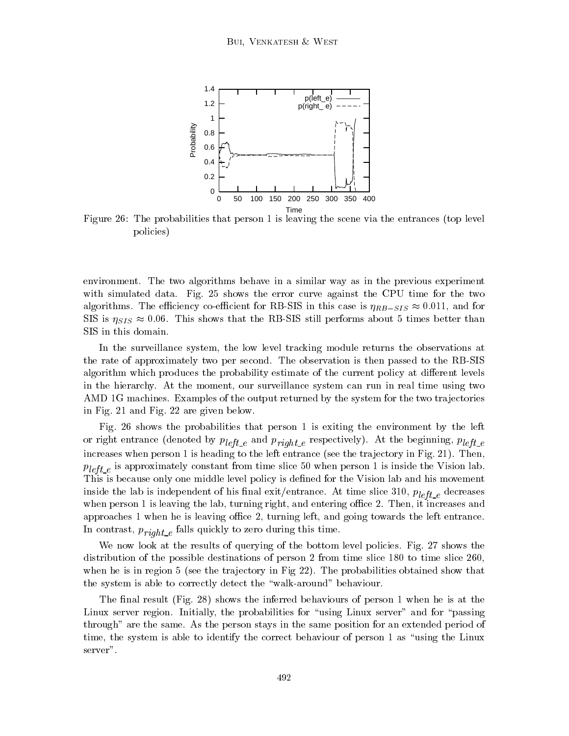Figure 26: The probabilities that person 1 is leaving the scene via the entrances (top level policies)

environment. The two algorithms behave in a similar way as in the previous experiment with simulated data. Fig. 25 shows the error curve against the CPU time for the two algorithms. The efficiency co-efficient for RB-SIS in this case is $\eta_{RB-SIS} \approx 0.011$, and for SIS is $\eta_{SIS} \approx 0.06$. This shows that the RB-SIS still performs about 5 times better than SIS in this domain.

In the surveillance system, the low level tracking module returns the observations at the rate of approximately two per second. The observation is then passed to the RB-SIS algorithm which produces the probability estimate of the current policy at different levels in the hierarchy. At the moment, our surveillance system can run in real time using two AMD 1G machines. Examples of the output returned by the system for the two trajectories in Fig. 21 and Fig. 22 are given below.

Fig. 26 shows the probabilities that person 1 is exiting the environment by the left or right entrance (denoted by $p_{left\_e}$ and $p_{right\_e}$ respectively). At the beginning, $p_{left\_e}$ increases when person 1 is heading to the left entrance (see the trajectory in Fig. 21). Then, $p_{left\_e}$ is approximately constant from time slice 50 when person 1 is inside the Vision lab. This is because only one middle level policy is defined for the Vision lab and his movement inside the lab is independent of his final exit/entrance. At time slice 310, $p_{left\_e}$ decreases when person 1 is leaving the lab, turning right, and entering office 2. Then, it increases and approaches 1 when he is leaving office 2, turning left, and going towards the left entrance. In contrast, $p_{right\_e}$ falls quickly to zero during this time.

We now look at the results of querying of the bottom level policies. Fig. 27 shows the distribution of the possible destinations of person 2 from time slice 180 to time slice 260, when he is in region 5 (see the trajectory in Fig 22). The probabilities obtained show that the system is able to correctly detect the "walk-around" behaviour.

The final result (Fig. 28) shows the inferred behaviours of person 1 when he is at the Linux server region. Initially, the probabilities for "using Linux server" and for "passing through" are the same. As the person stays in the same position for an extended period of time, the system is able to identify the correct behaviour of person 1 as "using the Linux server".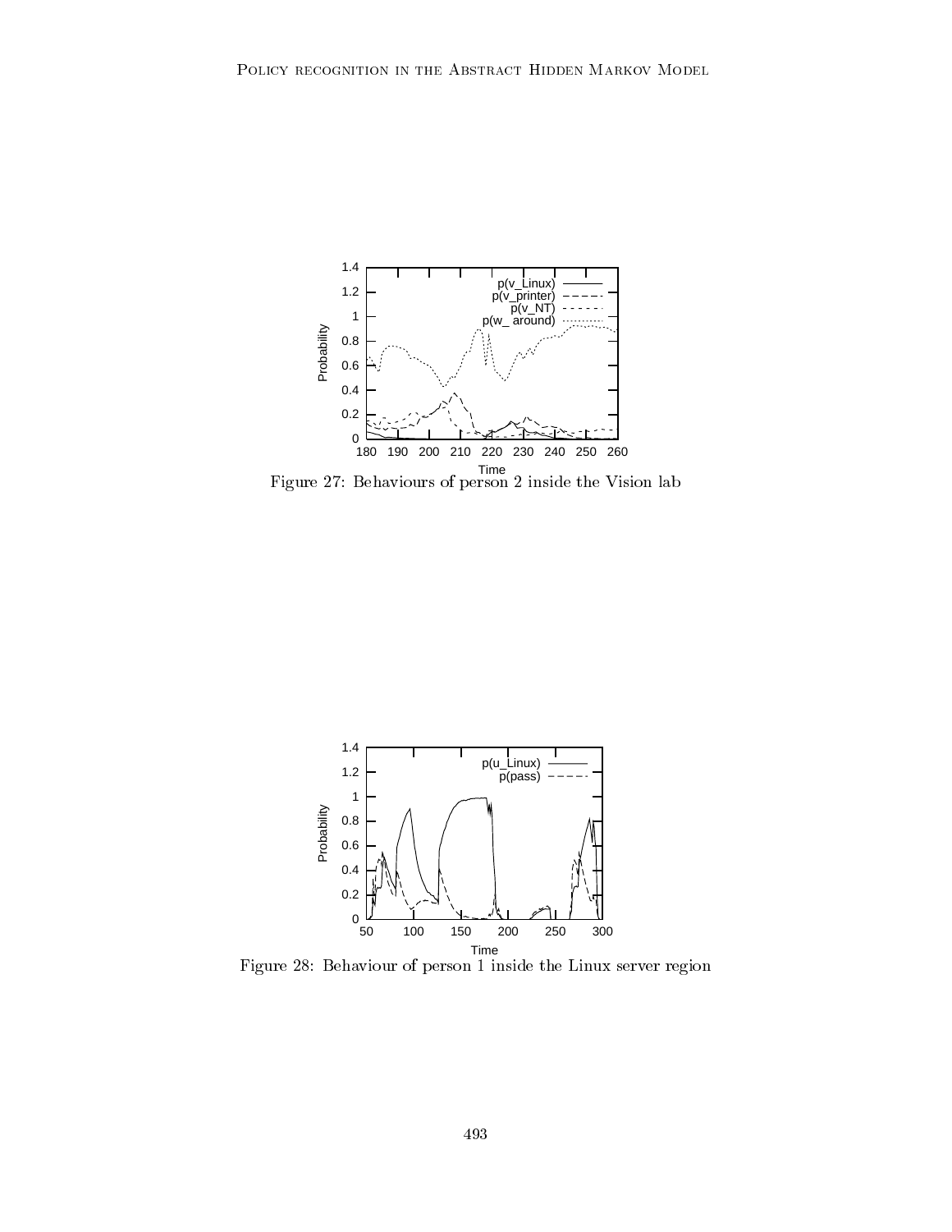Figure 27: Behaviours of person 2 inside the Vision lab

Figure 28: Behaviour of person 1 inside the Linux server region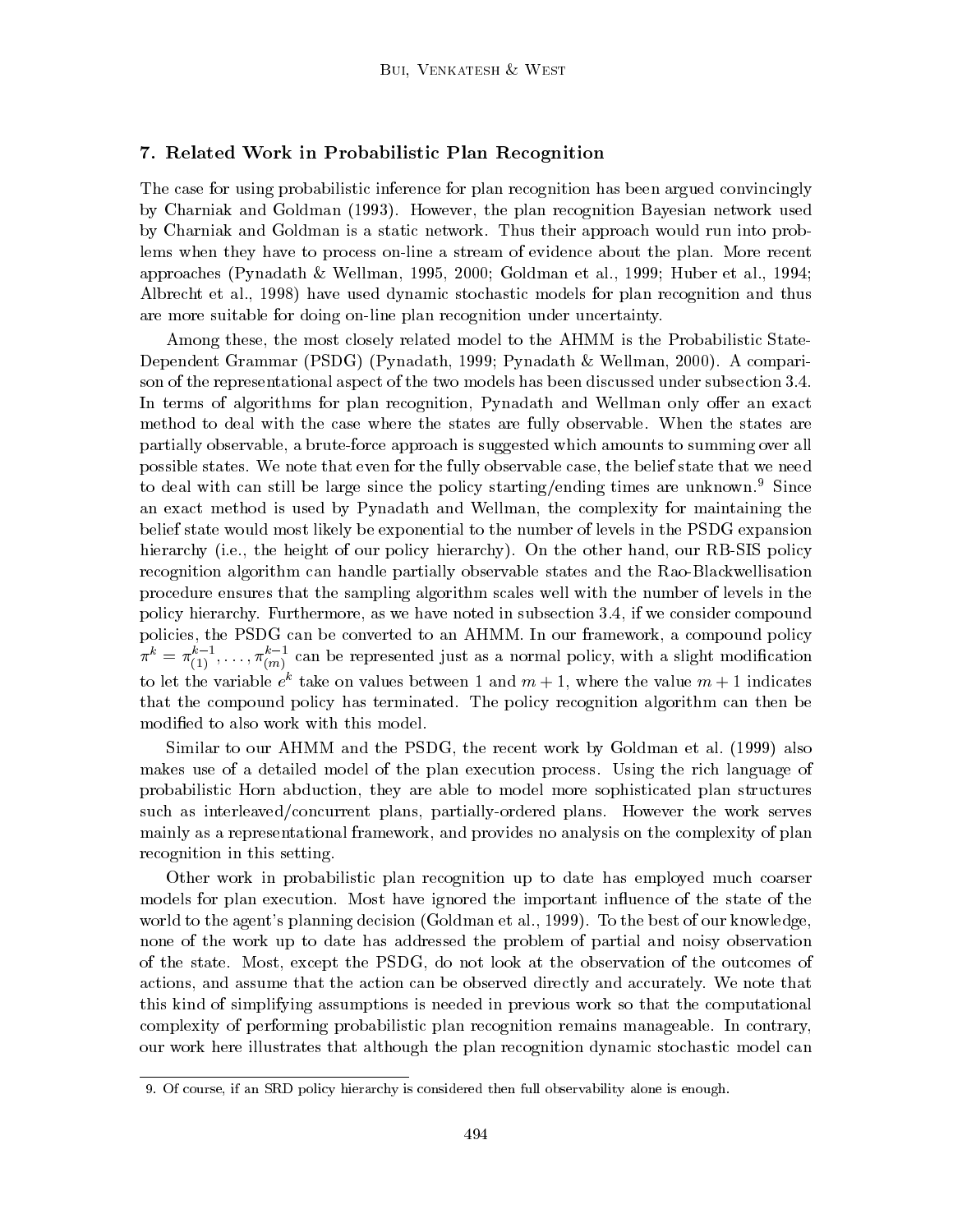## 7. Related Work in Probabilistic Plan Recognition

The case for using probabilistic inference for plan recognition has been argued convincingly by Charniak and Goldman (1993). However, the plan recognition Bayesian network used by Charniak and Goldman is a static network. Thus their approach would run into problems when they have to process on-line a stream of evidence about the plan. More recent approaches (Pynadath & Wellman, 1995, 2000; Goldman et al., 1999; Huber et al., 1994; Albrecht et al., 1998) have used dynamic stochastic models for plan recognition and thus are more suitable for doing on-line plan recognition under uncertainty.

Among these, the most closely related model to the AHMM is the Probabilistic State-Dependent Grammar (PSDG) (Pynadath, 1999; Pynadath & Wellman, 2000). A comparison of the representational aspect of the two models has been discussed under subsection 3.4. In terms of algorithms for plan recognition, Pynadath and Wellman only offer an exact method to deal with the case where the states are fully observable. When the states are partially observable, a brute-force approach is suggested which amounts to summing over all possible states. We note that even for the fully observable case, the belief state that we need to deal with can still be large since the policy starting/ending times are unknown.[9] Since an exact method is used by Pynadath and Wellman, the complexity for maintaining the belief state would most likely be exponential to the number of levels in the PSDG expansion hierarchy (i.e., the height of our policy hierarchy). On the other hand, our RB-SIS policy recognition algorithm can handle partially observable states and the Rao-Blackwellisation procedure ensures that the sampling algorithm scales well with the number of levels in the policy hierarchy. Furthermore, as we have noted in subsection 3.4, if we consider compound policies, the PSDG can be converted to an AHMM. In our framework, a compound policy $\pi^k = \pi^{k-1}_{(1)}, \ldots, \pi^{k-1}_{(m)}$ can be represented just as a normal policy, with a slight modification to let the variable $e^k$ take on values between 1 and $m+1$, where the value $m+1$ indicates that the compound policy has terminated. The policy recognition algorithm can then be modified to also work with this model.

Similar to our AHMM and the PSDG, the recent work by Goldman et al. (1999) also makes use of a detailed model of the plan execution process. Using the rich language of probabilistic Horn abduction, they are able to model more sophisticated plan structures such as interleaved/concurrent plans, partially-ordered plans. However the work serves mainly as a representational framework, and provides no analysis on the complexity of plan recognition in this setting.

Other work in probabilistic plan recognition up to date has employed much coarser models for plan execution. Most have ignored the important influence of the state of the world to the agent's planning decision (Goldman et al., 1999). To the best of our knowledge, none of the work up to date has addressed the problem of partial and noisy observation of the state. Most, except the PSDG, do not look at the observation of the outcomes of actions, and assume that the action can be observed directly and accurately. We note that this kind of simplifying assumptions is needed in previous work so that the computational complexity of performing probabilistic plan recognition remains manageable. In contrary, our work here illustrates that although the plan recognition dynamic stochastic model can

---

9. Of course, if an SRD policy hierarchy is considered then full observability alone is enough.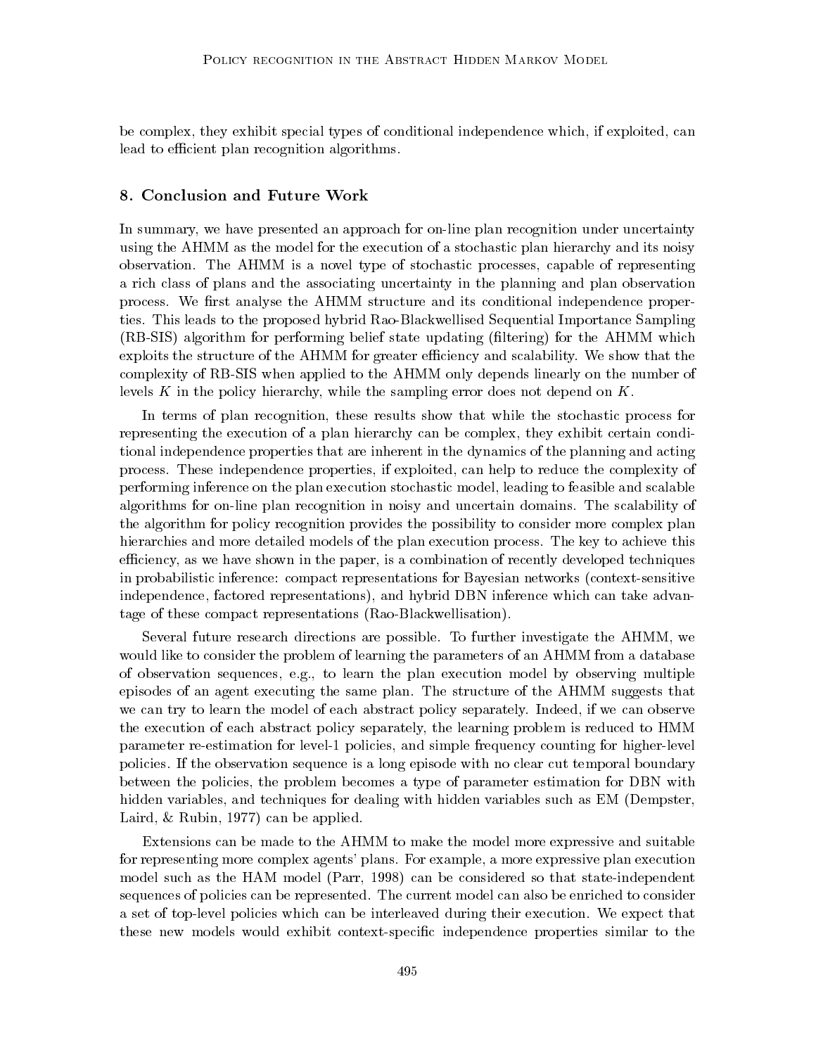be complex, they exhibit special types of conditional independence which, if exploited, can lead to efficient plan recognition algorithms.

## 8. Conclusion and Future Work

In summary, we have presented an approach for on-line plan recognition under uncertainty using the AHMM as the model for the execution of a stochastic plan hierarchy and its noisy observation. The AHMM is a novel type of stochastic processes, capable of representing a rich class of plans and the associating uncertainty in the planning and plan observation process. We first analyse the AHMM structure and its conditional independence properties. This leads to the proposed hybrid Rao-Blackwellised Sequential Importance Sampling (RB-SIS) algorithm for performing belief state updating (filtering) for the AHMM which exploits the structure of the AHMM for greater efficiency and scalability. We show that the complexity of RB-SIS when applied to the AHMM only depends linearly on the number of levels $K$ in the policy hierarchy, while the sampling error does not depend on $K$.

In terms of plan recognition, these results show that while the stochastic process for representing the execution of a plan hierarchy can be complex, they exhibit certain conditional independence properties that are inherent in the dynamics of the planning and acting process. These independence properties, if exploited, can help to reduce the complexity of performing inference on the plan execution stochastic model, leading to feasible and scalable algorithms for on-line plan recognition in noisy and uncertain domains. The scalability of the algorithm for policy recognition provides the possibility to consider more complex plan hierarchies and more detailed models of the plan execution process. The key to achieve this efficiency, as we have shown in the paper, is a combination of recently developed techniques in probabilistic inference: compact representations for Bayesian networks (context-sensitive independence, factored representations), and hybrid DBN inference which can take advantage of these compact representations (Rao-Blackwellisation).

Several future research directions are possible. To further investigate the AHMM, we would like to consider the problem of learning the parameters of an AHMM from a database of observation sequences, e.g., to learn the plan execution model by observing multiple episodes of an agent executing the same plan. The structure of the AHMM suggests that we can try to learn the model of each abstract policy separately. Indeed, if we can observe the execution of each abstract policy separately, the learning problem is reduced to HMM parameter re-estimation for level-1 policies, and simple frequency counting for higher-level policies. If the observation sequence is a long episode with no clear cut temporal boundary between the policies, the problem becomes a type of parameter estimation for DBN with hidden variables, and techniques for dealing with hidden variables such as EM (Dempster, Laird, & Rubin, 1977) can be applied.

Extensions can be made to the AHMM to make the model more expressive and suitable for representing more complex agents' plans. For example, a more expressive plan execution model such as the HAM model (Parr, 1998) can be considered so that state-independent sequences of policies can be represented. The current model can also be enriched to consider a set of top-level policies which can be interleaved during their execution. We expect that these new models would exhibit context-specific independence properties similar to the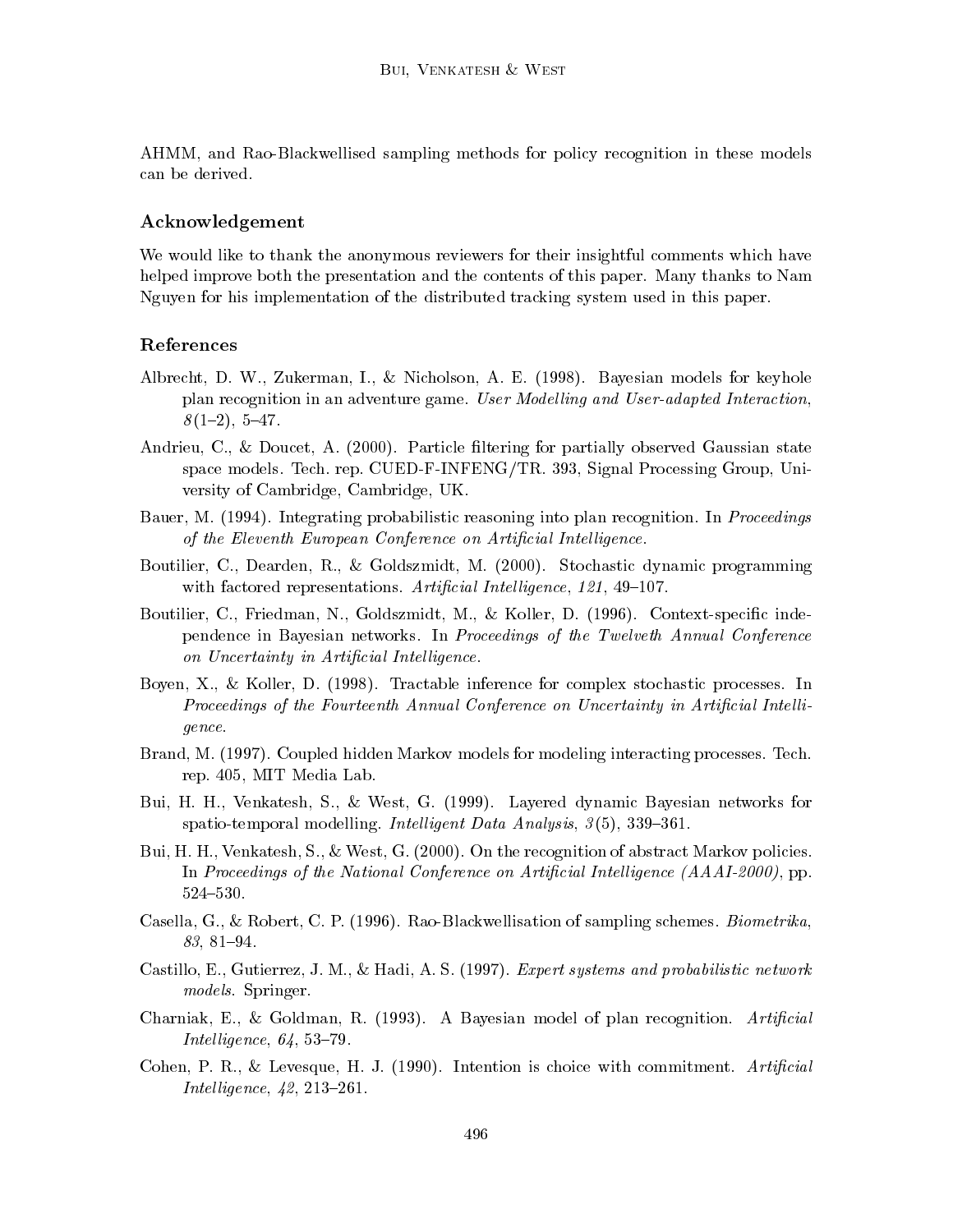AHMM, and Rao-Blackwellised sampling methods for policy recognition in these models can be derived.

## Acknowledgement

We would like to thank the anonymous reviewers for their insightful comments which have helped improve both the presentation and the contents of this paper. Many thanks to Nam Nguyen for his implementation of the distributed tracking system used in this paper.

## References

Albrecht, D. W., Zukerman, I., & Nicholson, A. E. (1998). Bayesian models for keyhole plan recognition in an adventure game. *User Modelling and User-adapted Interaction*, *8*(1–2), 5–47.

Andrieu, C., & Doucet, A. (2000). Particle filtering for partially observed Gaussian state space models. Tech. rep. CUED-F-INFENG/TR. 393, Signal Processing Group, University of Cambridge, Cambridge, UK.

Bauer, M. (1994). Integrating probabilistic reasoning into plan recognition. In *Proceedings of the Eleventh European Conference on Artificial Intelligence*.

Boutilier, C., Dearden, R., & Goldszmidt, M. (2000). Stochastic dynamic programming with factored representations. *Artificial Intelligence*, *121*, 49–107.

Boutilier, C., Friedman, N., Goldszmidt, M., & Koller, D. (1996). Context-specific independence in Bayesian networks. In *Proceedings of the Twelveth Annual Conference on Uncertainty in Artificial Intelligence*.

Boyen, X., & Koller, D. (1998). Tractable inference for complex stochastic processes. In *Proceedings of the Fourteenth Annual Conference on Uncertainty in Artificial Intelligence*.

Brand, M. (1997). Coupled hidden Markov models for modeling interacting processes. Tech. rep. 405, MIT Media Lab.

Bui, H. H., Venkatesh, S., & West, G. (1999). Layered dynamic Bayesian networks for spatio-temporal modelling. *Intelligent Data Analysis*, *3*(5), 339–361.

Bui, H. H., Venkatesh, S., & West, G. (2000). On the recognition of abstract Markov policies. In *Proceedings of the National Conference on Artificial Intelligence (AAAI-2000)*, pp. 524–530.

Casella, G., & Robert, C. P. (1996). Rao-Blackwellisation of sampling schemes. *Biometrika*, *83*, 81–94.

Castillo, E., Gutierrez, J. M., & Hadi, A. S. (1997). *Expert systems and probabilistic network models*. Springer.

Charniak, E., & Goldman, R. (1993). A Bayesian model of plan recognition. *Artificial Intelligence*, *64*, 53–79.

Cohen, P. R., & Levesque, H. J. (1990). Intention is choice with commitment. *Artificial Intelligence*, *42*, 213–261.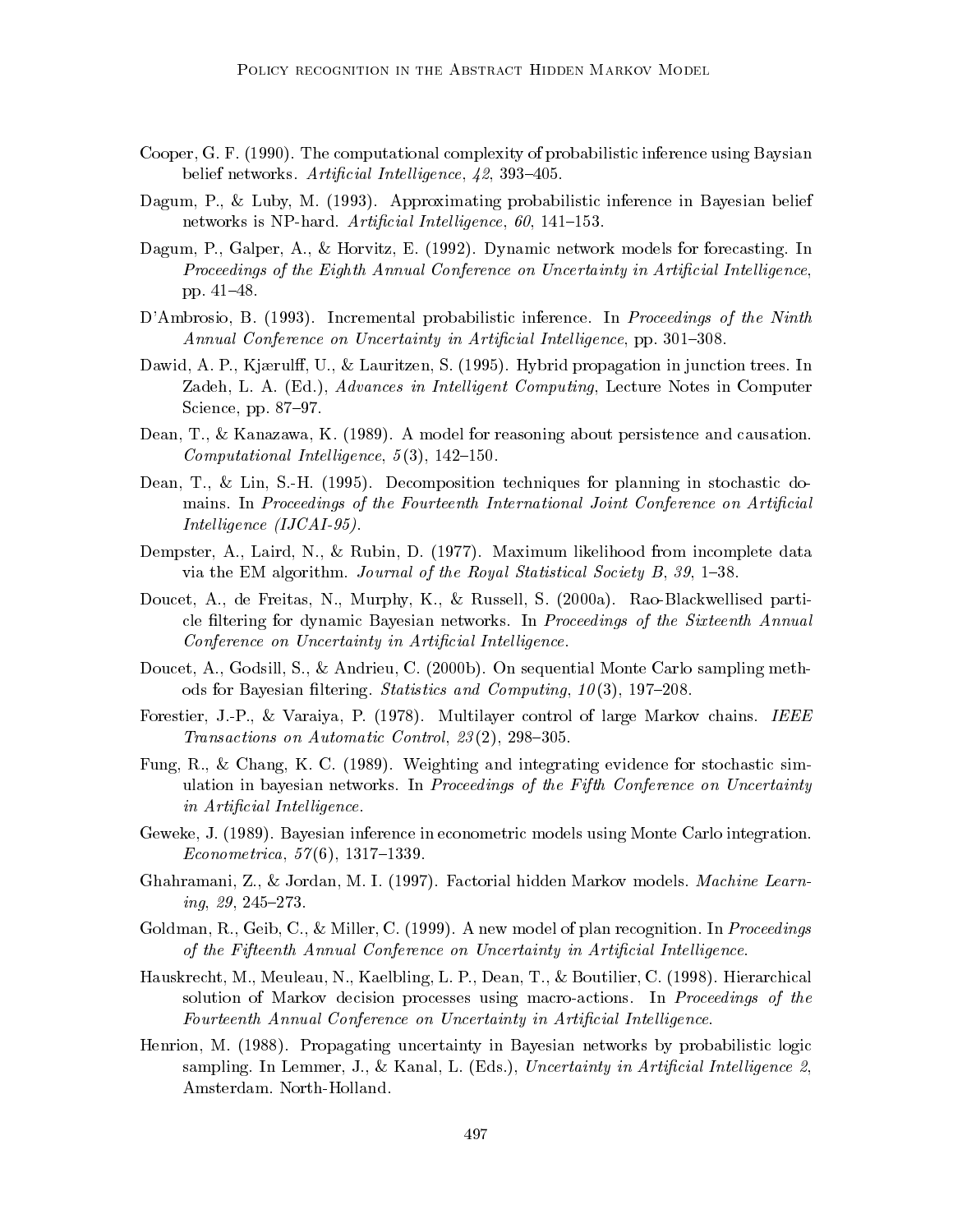Cooper, G. F. (1990). The computational complexity of probabilistic inference using Baysian belief networks. *Artificial Intelligence*, *42*, 393–405.

Dagum, P., & Luby, M. (1993). Approximating probabilistic inference in Bayesian belief networks is NP-hard. *Artificial Intelligence*, *60*, 141–153.

Dagum, P., Galper, A., & Horvitz, E. (1992). Dynamic network models for forecasting. In *Proceedings of the Eighth Annual Conference on Uncertainty in Artificial Intelligence*, pp. 41–48.

D'Ambrosio, B. (1993). Incremental probabilistic inference. In *Proceedings of the Ninth Annual Conference on Uncertainty in Artificial Intelligence*, pp. 301–308.

Dawid, A. P., Kjærulff, U., & Lauritzen, S. (1995). Hybrid propagation in junction trees. In Zadeh, L. A. (Ed.), *Advances in Intelligent Computing*, Lecture Notes in Computer Science, pp. 87–97.

Dean, T., & Kanazawa, K. (1989). A model for reasoning about persistence and causation. *Computational Intelligence*, *5*(3), 142–150.

Dean, T., & Lin, S.-H. (1995). Decomposition techniques for planning in stochastic domains. In *Proceedings of the Fourteenth International Joint Conference on Artificial Intelligence (IJCAI-95)*.

Dempster, A., Laird, N., & Rubin, D. (1977). Maximum likelihood from incomplete data via the EM algorithm. *Journal of the Royal Statistical Society B*, *39*, 1–38.

Doucet, A., de Freitas, N., Murphy, K., & Russell, S. (2000a). Rao-Blackwellised particle filtering for dynamic Bayesian networks. In *Proceedings of the Sixteenth Annual Conference on Uncertainty in Artificial Intelligence*.

Doucet, A., Godsill, S., & Andrieu, C. (2000b). On sequential Monte Carlo sampling methods for Bayesian filtering. *Statistics and Computing*, *10*(3), 197–208.

Forestier, J.-P., & Varaiya, P. (1978). Multilayer control of large Markov chains. *IEEE Transactions on Automatic Control*, *23*(2), 298–305.

Fung, R., & Chang, K. C. (1989). Weighting and integrating evidence for stochastic simulation in bayesian networks. In *Proceedings of the Fifth Conference on Uncertainty in Artificial Intelligence*.

Geweke, J. (1989). Bayesian inference in econometric models using Monte Carlo integration. *Econometrica*, *57*(6), 1317–1339.

Ghahramani, Z., & Jordan, M. I. (1997). Factorial hidden Markov models. *Machine Learning*, *29*, 245–273.

Goldman, R., Geib, C., & Miller, C. (1999). A new model of plan recognition. In *Proceedings of the Fifteenth Annual Conference on Uncertainty in Artificial Intelligence*.

Hauskrecht, M., Meuleau, N., Kaelbling, L. P., Dean, T., & Boutilier, C. (1998). Hierarchical solution of Markov decision processes using macro-actions. In *Proceedings of the Fourteenth Annual Conference on Uncertainty in Artificial Intelligence*.

Henrion, M. (1988). Propagating uncertainty in Bayesian networks by probabilistic logic sampling. In Lemmer, J., & Kanal, L. (Eds.), *Uncertainty in Artificial Intelligence 2*, Amsterdam. North-Holland.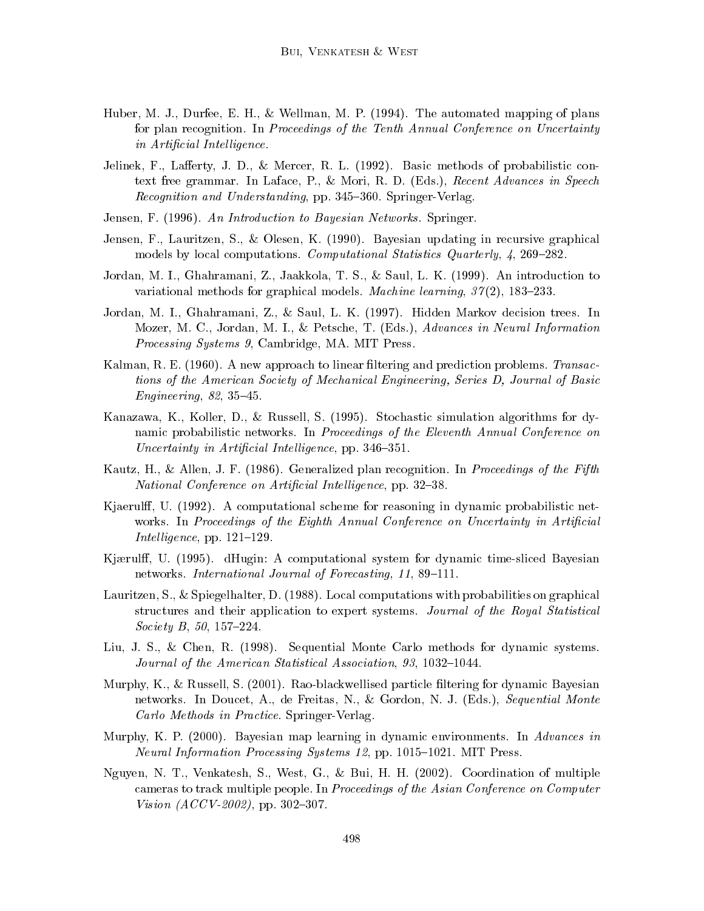Huber, M. J., Durfee, E. H., & Wellman, M. P. (1994). The automated mapping of plans for plan recognition. In *Proceedings of the Tenth Annual Conference on Uncertainty in Artificial Intelligence*.

Jelinek, F., Lafferty, J. D., & Mercer, R. L. (1992). Basic methods of probabilistic context free grammar. In Laface, P., & Mori, R. D. (Eds.), *Recent Advances in Speech Recognition and Understanding*, pp. 345–360. Springer-Verlag.

Jensen, F. (1996). *An Introduction to Bayesian Networks*. Springer.

Jensen, F., Lauritzen, S., & Olesen, K. (1990). Bayesian updating in recursive graphical models by local computations. *Computational Statistics Quarterly*, *4*, 269–282.

Jordan, M. I., Ghahramani, Z., Jaakkola, T. S., & Saul, L. K. (1999). An introduction to variational methods for graphical models. *Machine learning*, *37*(2), 183–233.

Jordan, M. I., Ghahramani, Z., & Saul, L. K. (1997). Hidden Markov decision trees. In Mozer, M. C., Jordan, M. I., & Petsche, T. (Eds.), *Advances in Neural Information Processing Systems 9*, Cambridge, MA. MIT Press.

Kalman, R. E. (1960). A new approach to linear filtering and prediction problems. *Transactions of the American Society of Mechanical Engineering, Series D, Journal of Basic Engineering*, *82*, 35–45.

Kanazawa, K., Koller, D., & Russell, S. (1995). Stochastic simulation algorithms for dynamic probabilistic networks. In *Proceedings of the Eleventh Annual Conference on Uncertainty in Artificial Intelligence*, pp. 346–351.

Kautz, H., & Allen, J. F. (1986). Generalized plan recognition. In *Proceedings of the Fifth National Conference on Artificial Intelligence*, pp. 32–38.

Kjaerulff, U. (1992). A computational scheme for reasoning in dynamic probabilistic networks. In *Proceedings of the Eighth Annual Conference on Uncertainty in Artificial Intelligence*, pp. 121–129.

Kjærulff, U. (1995). dHugin: A computational system for dynamic time-sliced Bayesian networks. *International Journal of Forecasting*, *11*, 89–111.

Lauritzen, S., & Spiegelhalter, D. (1988). Local computations with probabilities on graphical structures and their application to expert systems. *Journal of the Royal Statistical Society B*, *50*, 157–224.

Liu, J. S., & Chen, R. (1998). Sequential Monte Carlo methods for dynamic systems. *Journal of the American Statistical Association*, *93*, 1032–1044.

Murphy, K., & Russell, S. (2001). Rao-blackwellised particle filtering for dynamic Bayesian networks. In Doucet, A., de Freitas, N., & Gordon, N. J. (Eds.), *Sequential Monte Carlo Methods in Practice*. Springer-Verlag.

Murphy, K. P. (2000). Bayesian map learning in dynamic environments. In *Advances in Neural Information Processing Systems 12*, pp. 1015–1021. MIT Press.

Nguyen, N. T., Venkatesh, S., West, G., & Bui, H. H. (2002). Coordination of multiple cameras to track multiple people. In *Proceedings of the Asian Conference on Computer Vision (ACCV-2002)*, pp. 302–307.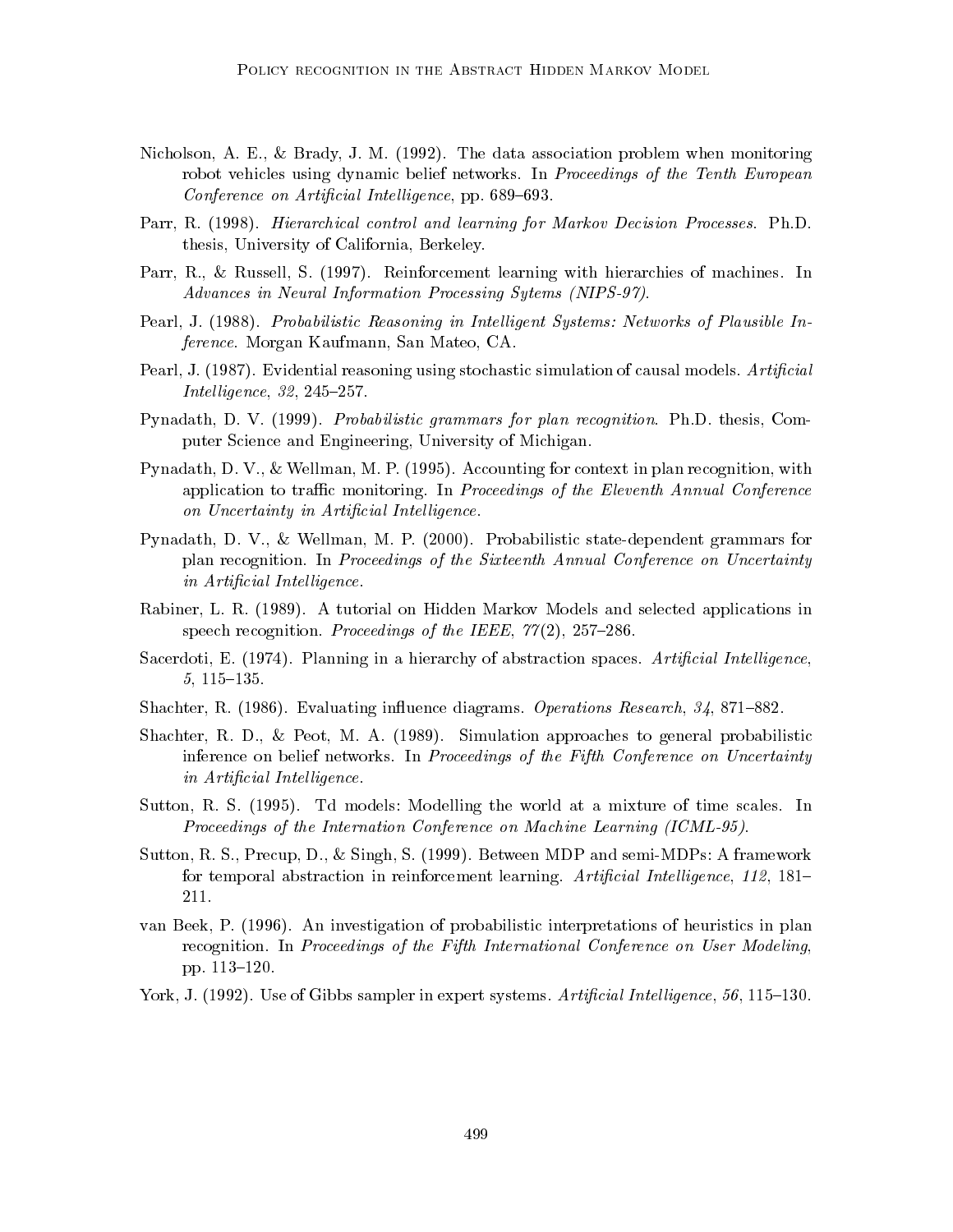Nicholson, A. E., & Brady, J. M. (1992). The data association problem when monitoring robot vehicles using dynamic belief networks. In *Proceedings of the Tenth European Conference on Artificial Intelligence*, pp. 689–693.

Parr, R. (1998). *Hierarchical control and learning for Markov Decision Processes*. Ph.D. thesis, University of California, Berkeley.

Parr, R., & Russell, S. (1997). Reinforcement learning with hierarchies of machines. In *Advances in Neural Information Processing Sytems (NIPS-97)*.

Pearl, J. (1988). *Probabilistic Reasoning in Intelligent Systems: Networks of Plausible Inference*. Morgan Kaufmann, San Mateo, CA.

Pearl, J. (1987). Evidential reasoning using stochastic simulation of causal models. *Artificial Intelligence*, *32*, 245–257.

Pynadath, D. V. (1999). *Probabilistic grammars for plan recognition*. Ph.D. thesis, Computer Science and Engineering, University of Michigan.

Pynadath, D. V., & Wellman, M. P. (1995). Accounting for context in plan recognition, with application to traffic monitoring. In *Proceedings of the Eleventh Annual Conference on Uncertainty in Artificial Intelligence*.

Pynadath, D. V., & Wellman, M. P. (2000). Probabilistic state-dependent grammars for plan recognition. In *Proceedings of the Sixteenth Annual Conference on Uncertainty in Artificial Intelligence*.

Rabiner, L. R. (1989). A tutorial on Hidden Markov Models and selected applications in speech recognition. *Proceedings of the IEEE*, *77*(2), 257–286.

Sacerdoti, E. (1974). Planning in a hierarchy of abstraction spaces. *Artificial Intelligence*, *5*, 115–135.

Shachter, R. (1986). Evaluating influence diagrams. *Operations Research*, *34*, 871–882.

Shachter, R. D., & Peot, M. A. (1989). Simulation approaches to general probabilistic inference on belief networks. In *Proceedings of the Fifth Conference on Uncertainty in Artificial Intelligence*.

Sutton, R. S. (1995). Td models: Modelling the world at a mixture of time scales. In *Proceedings of the Internation Conference on Machine Learning (ICML-95)*.

Sutton, R. S., Precup, D., & Singh, S. (1999). Between MDP and semi-MDPs: A framework for temporal abstraction in reinforcement learning. *Artificial Intelligence*, *112*, 181–211.

van Beek, P. (1996). An investigation of probabilistic interpretations of heuristics in plan recognition. In *Proceedings of the Fifth International Conference on User Modeling*, pp. 113–120.

York, J. (1992). Use of Gibbs sampler in expert systems. *Artificial Intelligence*, *56*, 115–130.